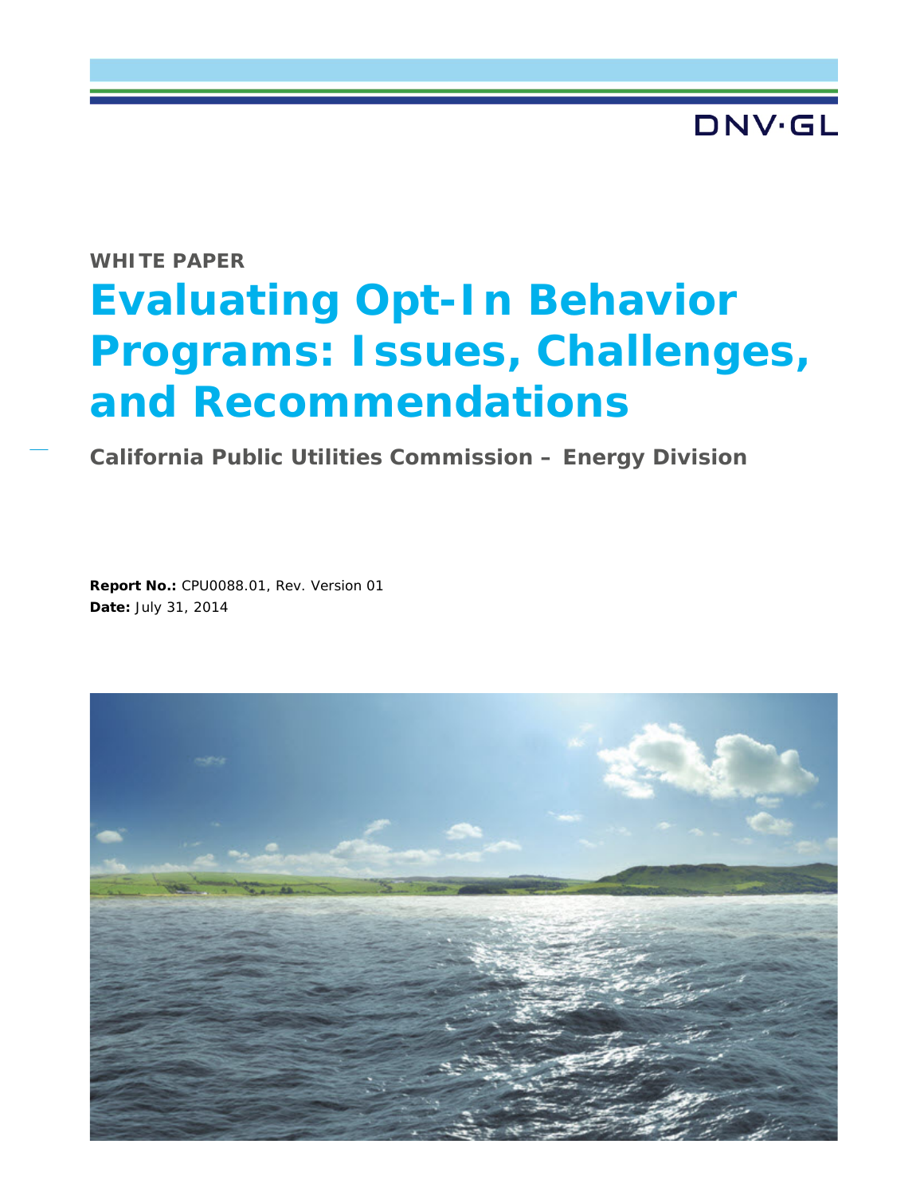DNV·GL

WHITE PAPER

# Evaluating Opt-In Behavior Programs: Issues, Challenges, and Recommendations

**California Public Utilities Commission – Energy Division**

**Report No.:** CPU0088.01, Rev. Version 01
**Date:** July 31, 2014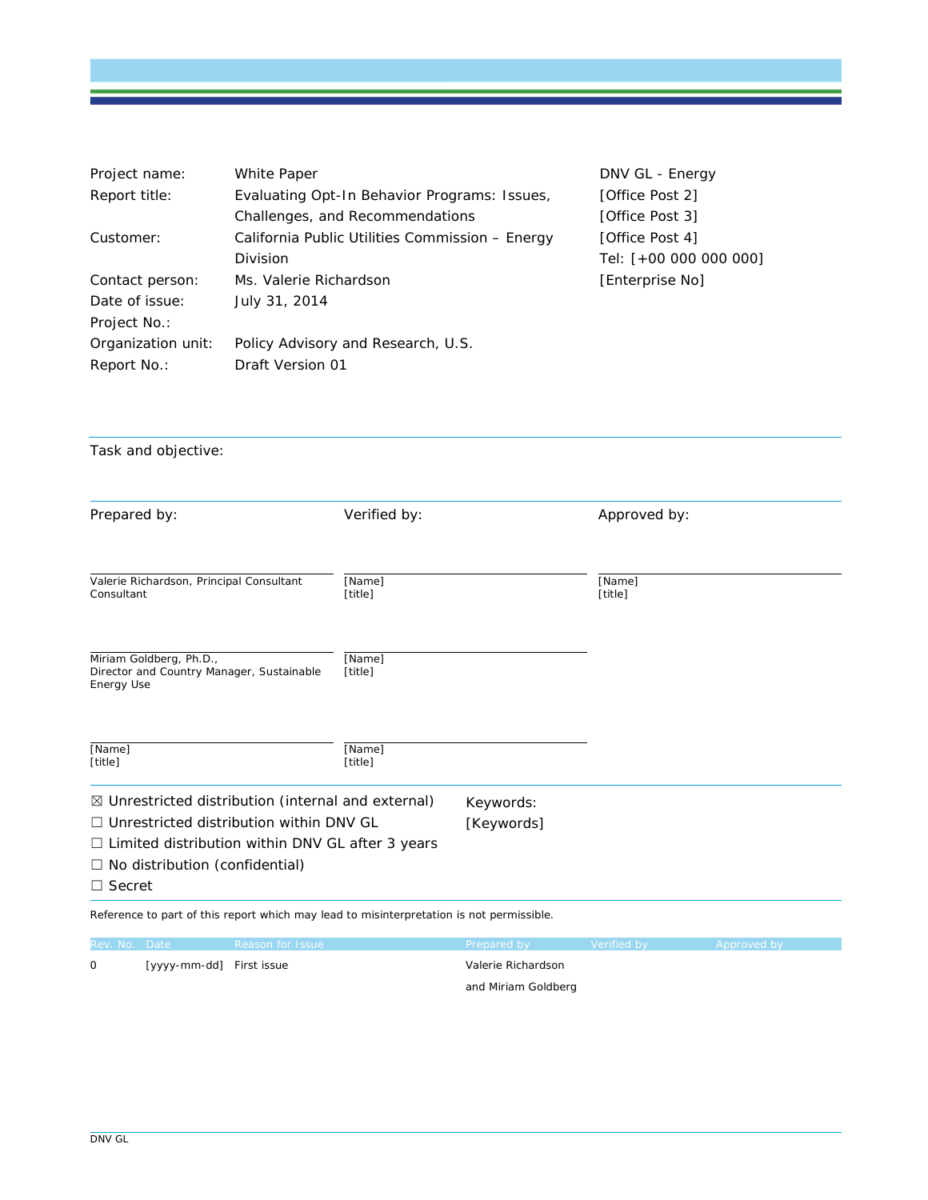| | | |
|---|---|---|
| Project name: | White Paper | DNV GL - Energy |
| Report title: | Evaluating Opt-In Behavior Programs: Issues, Challenges, and Recommendations | [Office Post 2] |
| | | [Office Post 3] |
| Customer: | California Public Utilities Commission – Energy Division | [Office Post 4] |
| | | Tel: [+00 000 000 000] |
| Contact person: | Ms. Valerie Richardson | [Enterprise No] |
| Date of issue: | July 31, 2014 | |
| Project No.: | | |
| Organization unit: | Policy Advisory and Research, U.S. | |
| Report No.: | Draft Version 01 | |

Task and objective:

| Prepared by: | Verified by: | Approved by: |
|---|---|---|
| Valerie Richardson, Principal Consultant<br>Consultant | [Name]<br>[title] | [Name]<br>[title] |
| Miriam Goldberg, Ph.D.,<br>Director and Country Manager, Sustainable Energy Use | [Name]<br>[title] | |
| [Name]<br>[title] | [Name]<br>[title] | |

☒ Unrestricted distribution (internal and external)
☐ Unrestricted distribution within DNV GL
☐ Limited distribution within DNV GL after 3 years
☐ No distribution (confidential)
☐ Secret

Keywords:
[Keywords]

Reference to part of this report which may lead to misinterpretation is not permissible.

| Rev. No. | Date | Reason for Issue | Prepared by | Verified by | Approved by |
|---|---|---|---|---|---|
| 0 | [yyyy-mm-dd] | First issue | Valerie Richardson and Miriam Goldberg | | |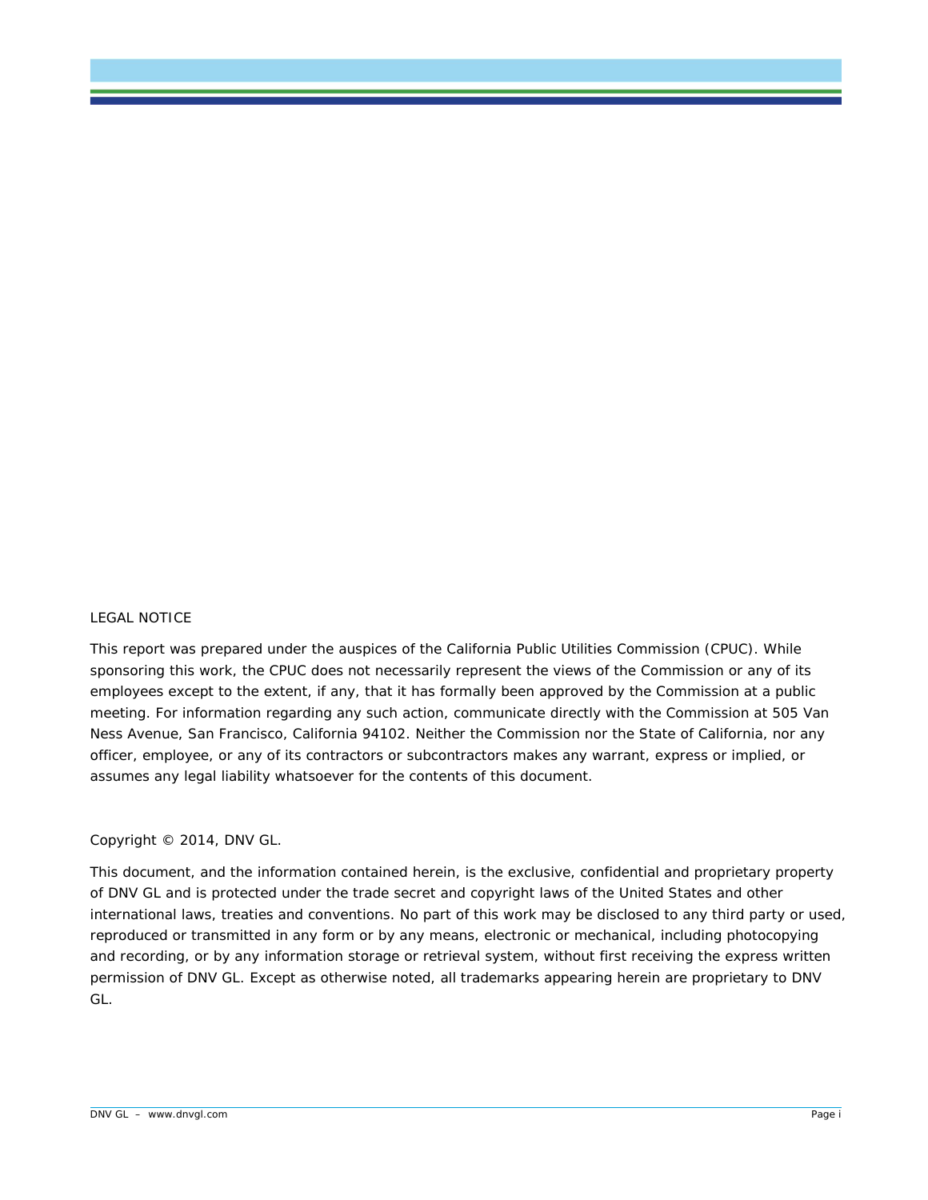LEGAL NOTICE

This report was prepared under the auspices of the California Public Utilities Commission (CPUC). While sponsoring this work, the CPUC does not necessarily represent the views of the Commission or any of its employees except to the extent, if any, that it has formally been approved by the Commission at a public meeting. For information regarding any such action, communicate directly with the Commission at 505 Van Ness Avenue, San Francisco, California 94102. Neither the Commission nor the State of California, nor any officer, employee, or any of its contractors or subcontractors makes any warrant, express or implied, or assumes any legal liability whatsoever for the contents of this document.

Copyright © 2014, DNV GL.

This document, and the information contained herein, is the exclusive, confidential and proprietary property of DNV GL and is protected under the trade secret and copyright laws of the United States and other international laws, treaties and conventions. No part of this work may be disclosed to any third party or used, reproduced or transmitted in any form or by any means, electronic or mechanical, including photocopying and recording, or by any information storage or retrieval system, without first receiving the express written permission of DNV GL. Except as otherwise noted, all trademarks appearing herein are proprietary to DNV GL.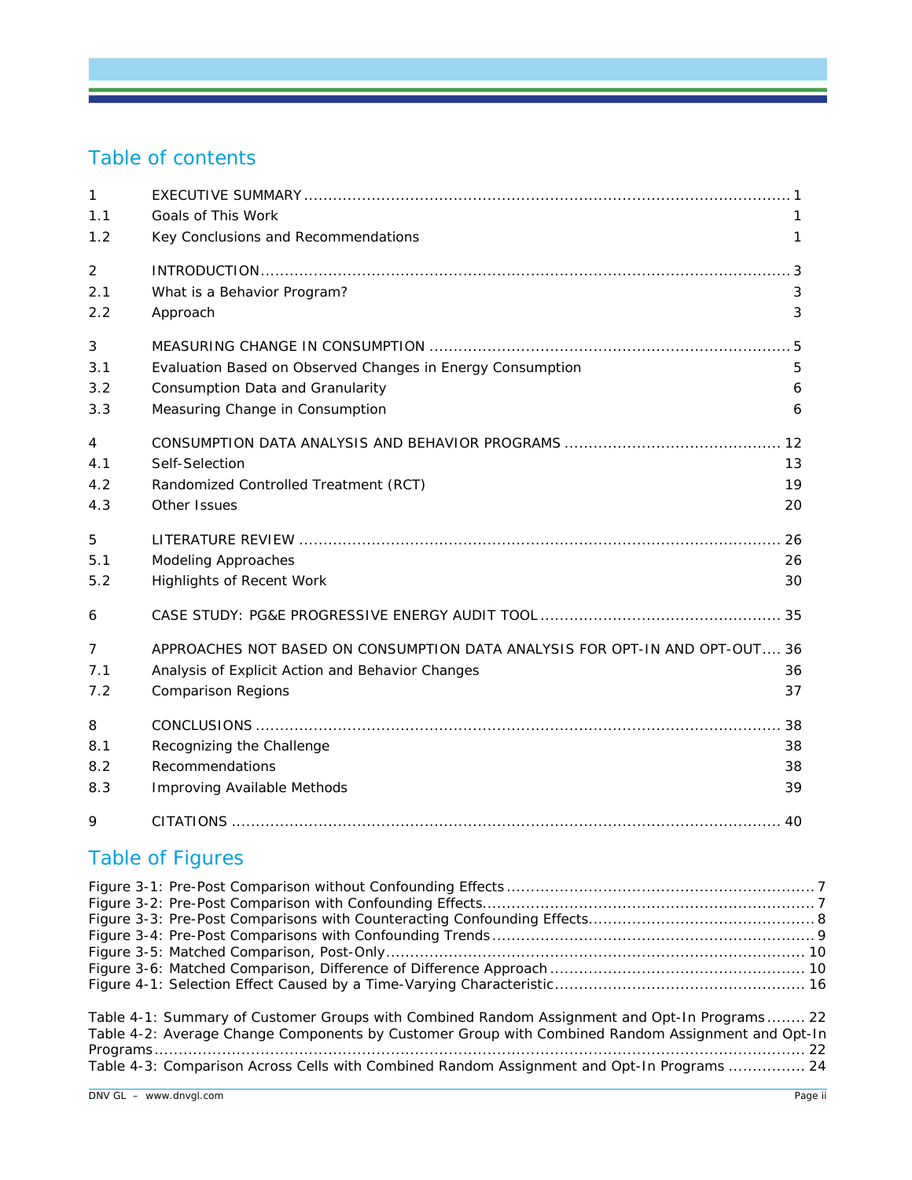## Table of contents

| | | |
|---|---|---|
| 1 | EXECUTIVE SUMMARY | 1 |
| 1.1 | Goals of This Work | 1 |
| 1.2 | Key Conclusions and Recommendations | 1 |
| 2 | INTRODUCTION | 3 |
| 2.1 | What is a Behavior Program? | 3 |
| 2.2 | Approach | 3 |
| 3 | MEASURING CHANGE IN CONSUMPTION | 5 |
| 3.1 | Evaluation Based on Observed Changes in Energy Consumption | 5 |
| 3.2 | Consumption Data and Granularity | 6 |
| 3.3 | Measuring Change in Consumption | 6 |
| 4 | CONSUMPTION DATA ANALYSIS AND BEHAVIOR PROGRAMS | 12 |
| 4.1 | Self-Selection | 13 |
| 4.2 | Randomized Controlled Treatment (RCT) | 19 |
| 4.3 | Other Issues | 20 |
| 5 | LITERATURE REVIEW | 26 |
| 5.1 | Modeling Approaches | 26 |
| 5.2 | Highlights of Recent Work | 30 |
| 6 | CASE STUDY: PG&E PROGRESSIVE ENERGY AUDIT TOOL | 35 |
| 7 | APPROACHES NOT BASED ON CONSUMPTION DATA ANALYSIS FOR OPT-IN AND OPT-OUT | 36 |
| 7.1 | Analysis of Explicit Action and Behavior Changes | 36 |
| 7.2 | Comparison Regions | 37 |
| 8 | CONCLUSIONS | 38 |
| 8.1 | Recognizing the Challenge | 38 |
| 8.2 | Recommendations | 38 |
| 8.3 | Improving Available Methods | 39 |
| 9 | CITATIONS | 40 |

## Table of Figures

Figure 3-1: Pre-Post Comparison without Confounding Effects ..... 7
Figure 3-2: Pre-Post Comparison with Confounding Effects ..... 7
Figure 3-3: Pre-Post Comparisons with Counteracting Confounding Effects ..... 8
Figure 3-4: Pre-Post Comparisons with Confounding Trends ..... 9
Figure 3-5: Matched Comparison, Post-Only ..... 10
Figure 3-6: Matched Comparison, Difference of Difference Approach ..... 10
Figure 4-1: Selection Effect Caused by a Time-Varying Characteristic ..... 16

Table 4-1: Summary of Customer Groups with Combined Random Assignment and Opt-In Programs ..... 22
Table 4-2: Average Change Components by Customer Group with Combined Random Assignment and Opt-In Programs ..... 22
Table 4-3: Comparison Across Cells with Combined Random Assignment and Opt-In Programs ..... 24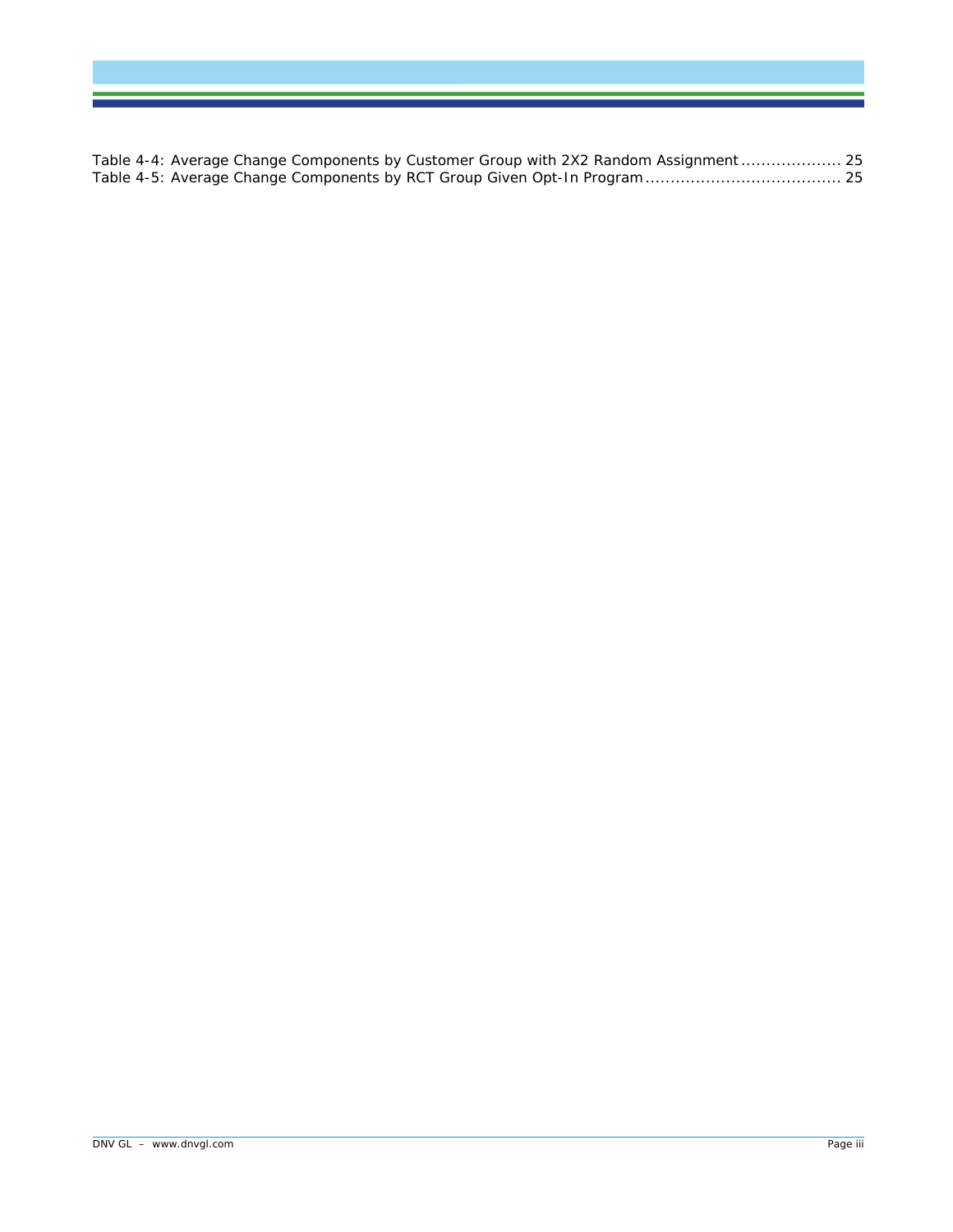Table 4-4: Average Change Components by Customer Group with 2X2 Random Assignment .................... 25
Table 4-5: Average Change Components by RCT Group Given Opt-In Program ...................................... 25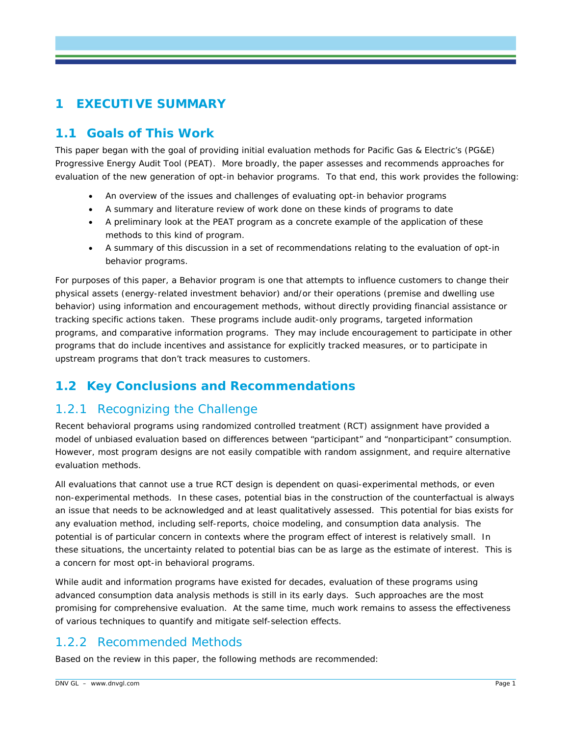# 1 EXECUTIVE SUMMARY

## 1.1 Goals of This Work

This paper began with the goal of providing initial evaluation methods for Pacific Gas & Electric's (PG&E) Progressive Energy Audit Tool (PEAT). More broadly, the paper assesses and recommends approaches for evaluation of the new generation of opt-in behavior programs. To that end, this work provides the following:

- An overview of the issues and challenges of evaluating opt-in behavior programs
- A summary and literature review of work done on these kinds of programs to date
- A preliminary look at the PEAT program as a concrete example of the application of these methods to this kind of program.
- A summary of this discussion in a set of recommendations relating to the evaluation of opt-in behavior programs.

For purposes of this paper, a Behavior program is one that attempts to influence customers to change their physical assets (energy-related investment behavior) and/or their operations (premise and dwelling use behavior) using information and encouragement methods, without directly providing financial assistance or tracking specific actions taken. These programs include audit-only programs, targeted information programs, and comparative information programs. They may include encouragement to participate in other programs that do include incentives and assistance for explicitly tracked measures, or to participate in upstream programs that don't track measures to customers.

## 1.2 Key Conclusions and Recommendations

### 1.2.1 Recognizing the Challenge

Recent behavioral programs using randomized controlled treatment (RCT) assignment have provided a model of unbiased evaluation based on differences between "participant" and "nonparticipant" consumption. However, most program designs are not easily compatible with random assignment, and require alternative evaluation methods.

All evaluations that cannot use a true RCT design is dependent on quasi-experimental methods, or even non-experimental methods. In these cases, potential bias in the construction of the counterfactual is always an issue that needs to be acknowledged and at least qualitatively assessed. This potential for bias exists for any evaluation method, including self-reports, choice modeling, and consumption data analysis. The potential is of particular concern in contexts where the program effect of interest is relatively small. In these situations, the uncertainty related to potential bias can be as large as the estimate of interest. This is a concern for most opt-in behavioral programs.

While audit and information programs have existed for decades, evaluation of these programs using advanced consumption data analysis methods is still in its early days. Such approaches are the most promising for comprehensive evaluation. At the same time, much work remains to assess the effectiveness of various techniques to quantify and mitigate self-selection effects.

### 1.2.2 Recommended Methods

Based on the review in this paper, the following methods are recommended: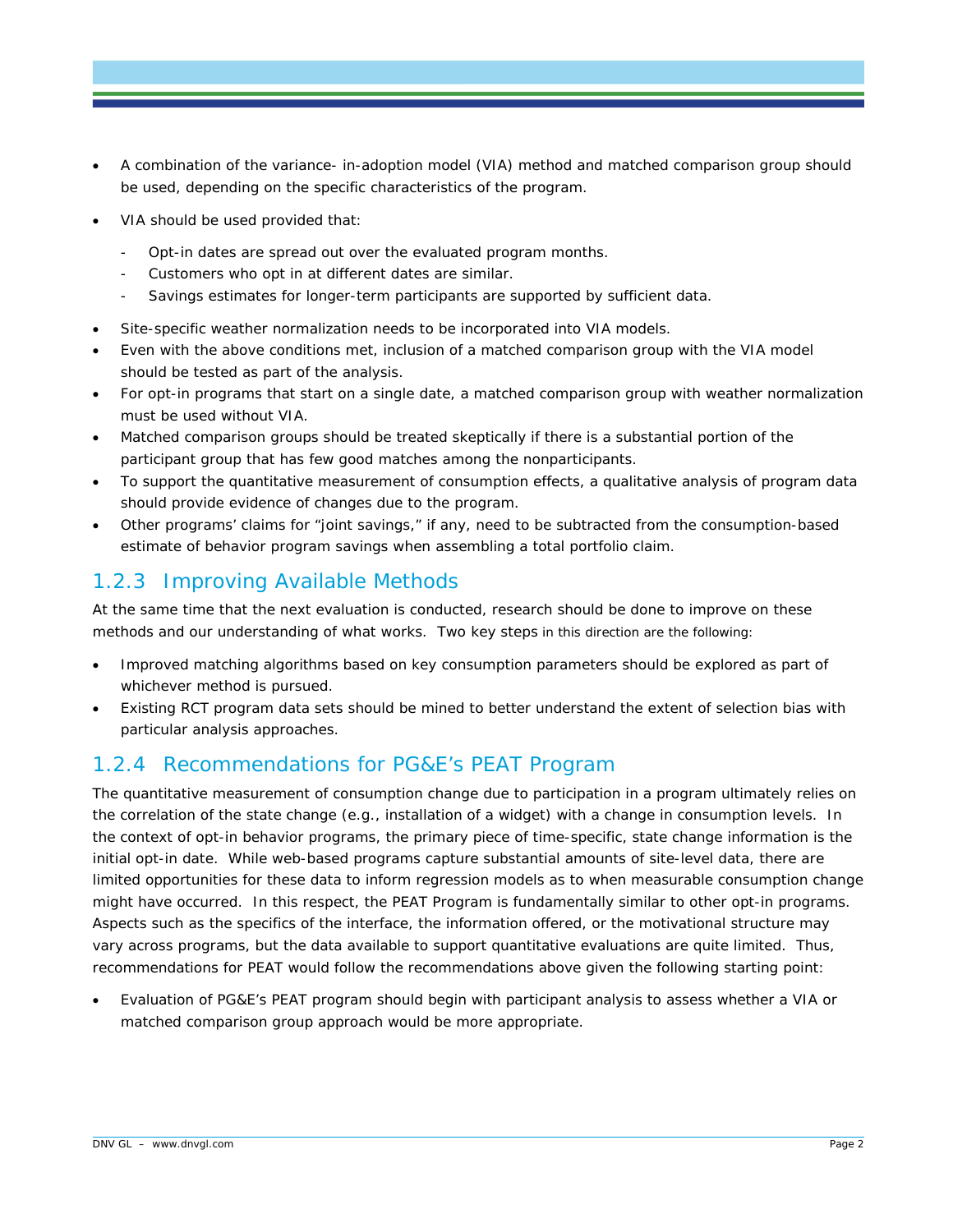- A combination of the variance- in-adoption model (VIA) method and matched comparison group should be used, depending on the specific characteristics of the program.
- VIA should be used provided that:
  - Opt-in dates are spread out over the evaluated program months.
  - Customers who opt in at different dates are similar.
  - Savings estimates for longer-term participants are supported by sufficient data.
- Site-specific weather normalization needs to be incorporated into VIA models.
- Even with the above conditions met, inclusion of a matched comparison group with the VIA model should be tested as part of the analysis.
- For opt-in programs that start on a single date, a matched comparison group with weather normalization must be used without VIA.
- Matched comparison groups should be treated skeptically if there is a substantial portion of the participant group that has few good matches among the nonparticipants.
- To support the quantitative measurement of consumption effects, a qualitative analysis of program data should provide evidence of changes due to the program.
- Other programs' claims for "joint savings," if any, need to be subtracted from the consumption-based estimate of behavior program savings when assembling a total portfolio claim.

### 1.2.3 Improving Available Methods

At the same time that the next evaluation is conducted, research should be done to improve on these methods and our understanding of what works. Two key steps in this direction are the following:

- Improved matching algorithms based on key consumption parameters should be explored as part of whichever method is pursued.
- Existing RCT program data sets should be mined to better understand the extent of selection bias with particular analysis approaches.

### 1.2.4 Recommendations for PG&E's PEAT Program

The quantitative measurement of consumption change due to participation in a program ultimately relies on the correlation of the state change (e.g., installation of a widget) with a change in consumption levels. In the context of opt-in behavior programs, the primary piece of time-specific, state change information is the initial opt-in date. While web-based programs capture substantial amounts of site-level data, there are limited opportunities for these data to inform regression models as to when measurable consumption change might have occurred. In this respect, the PEAT Program is fundamentally similar to other opt-in programs. Aspects such as the specifics of the interface, the information offered, or the motivational structure may vary across programs, but the data available to support quantitative evaluations are quite limited. Thus, recommendations for PEAT would follow the recommendations above given the following starting point:

- Evaluation of PG&E's PEAT program should begin with participant analysis to assess whether a VIA or matched comparison group approach would be more appropriate.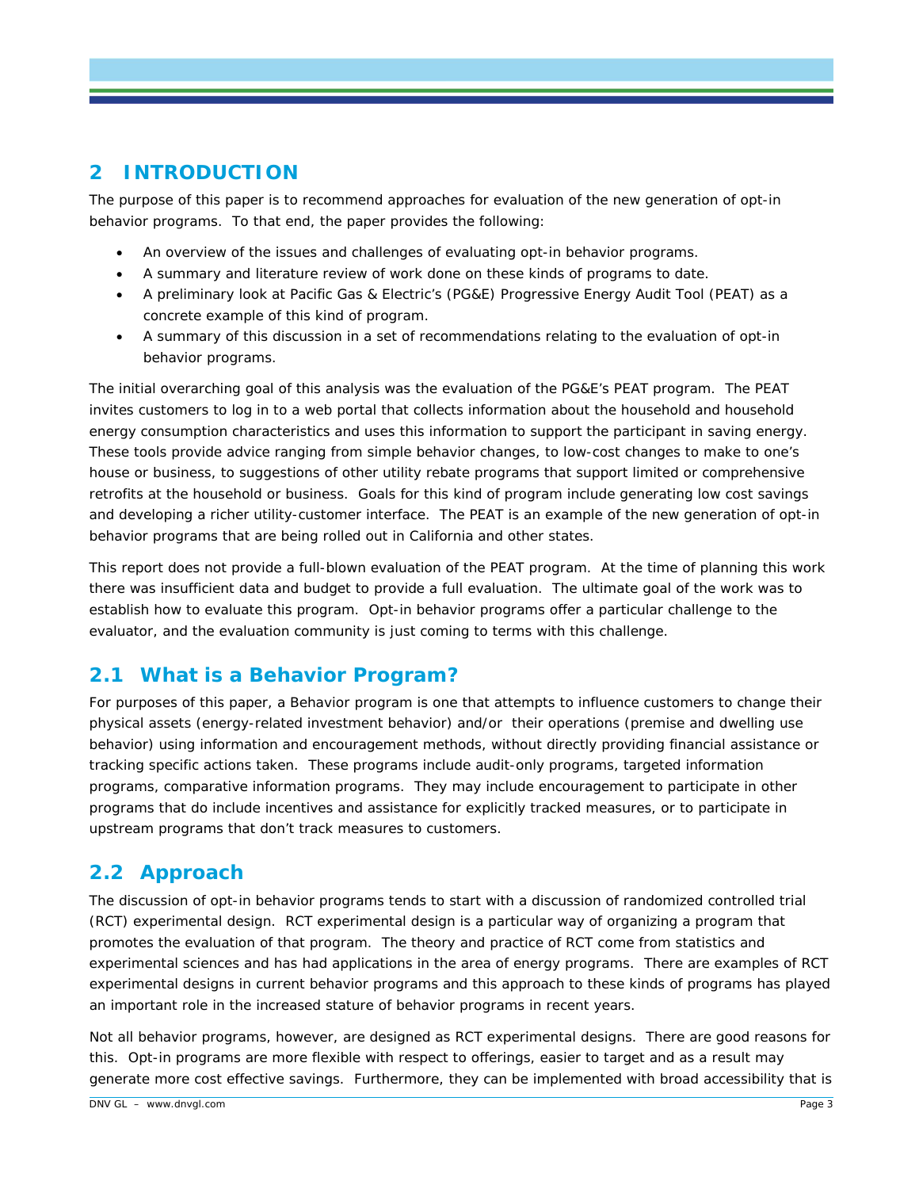## 2 INTRODUCTION

The purpose of this paper is to recommend approaches for evaluation of the new generation of opt-in behavior programs. To that end, the paper provides the following:

- An overview of the issues and challenges of evaluating opt-in behavior programs.
- A summary and literature review of work done on these kinds of programs to date.
- A preliminary look at Pacific Gas & Electric's (PG&E) Progressive Energy Audit Tool (PEAT) as a concrete example of this kind of program.
- A summary of this discussion in a set of recommendations relating to the evaluation of opt-in behavior programs.

The initial overarching goal of this analysis was the evaluation of the PG&E's PEAT program. The PEAT invites customers to log in to a web portal that collects information about the household and household energy consumption characteristics and uses this information to support the participant in saving energy. These tools provide advice ranging from simple behavior changes, to low-cost changes to make to one's house or business, to suggestions of other utility rebate programs that support limited or comprehensive retrofits at the household or business. Goals for this kind of program include generating low cost savings and developing a richer utility-customer interface. The PEAT is an example of the new generation of opt-in behavior programs that are being rolled out in California and other states.

This report does not provide a full-blown evaluation of the PEAT program. At the time of planning this work there was insufficient data and budget to provide a full evaluation. The ultimate goal of the work was to establish how to evaluate this program. Opt-in behavior programs offer a particular challenge to the evaluator, and the evaluation community is just coming to terms with this challenge.

### 2.1 What is a Behavior Program?

For purposes of this paper, a Behavior program is one that attempts to influence customers to change their physical assets (energy-related investment behavior) and/or their operations (premise and dwelling use behavior) using information and encouragement methods, without directly providing financial assistance or tracking specific actions taken. These programs include audit-only programs, targeted information programs, comparative information programs. They may include encouragement to participate in other programs that do include incentives and assistance for explicitly tracked measures, or to participate in upstream programs that don't track measures to customers.

### 2.2 Approach

The discussion of opt-in behavior programs tends to start with a discussion of randomized controlled trial (RCT) experimental design. RCT experimental design is a particular way of organizing a program that promotes the evaluation of that program. The theory and practice of RCT come from statistics and experimental sciences and has had applications in the area of energy programs. There are examples of RCT experimental designs in current behavior programs and this approach to these kinds of programs has played an important role in the increased stature of behavior programs in recent years.

Not all behavior programs, however, are designed as RCT experimental designs. There are good reasons for this. Opt-in programs are more flexible with respect to offerings, easier to target and as a result may generate more cost effective savings. Furthermore, they can be implemented with broad accessibility that is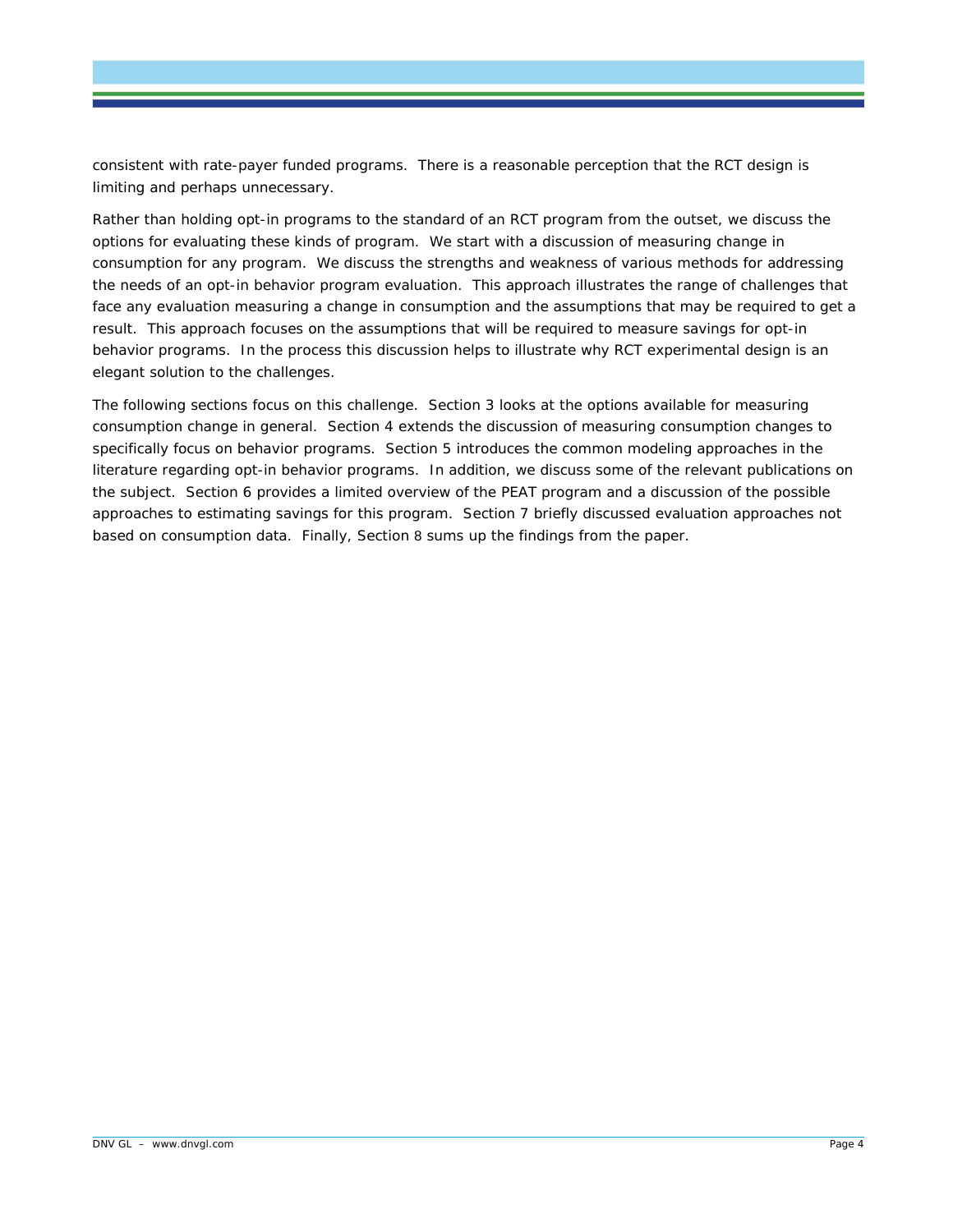consistent with rate-payer funded programs. There is a reasonable perception that the RCT design is limiting and perhaps unnecessary.

Rather than holding opt-in programs to the standard of an RCT program from the outset, we discuss the options for evaluating these kinds of program. We start with a discussion of measuring change in consumption for any program. We discuss the strengths and weakness of various methods for addressing the needs of an opt-in behavior program evaluation. This approach illustrates the range of challenges that face any evaluation measuring a change in consumption and the assumptions that may be required to get a result. This approach focuses on the assumptions that will be required to measure savings for opt-in behavior programs. In the process this discussion helps to illustrate why RCT experimental design is an elegant solution to the challenges.

The following sections focus on this challenge. Section 3 looks at the options available for measuring consumption change in general. Section 4 extends the discussion of measuring consumption changes to specifically focus on behavior programs. Section 5 introduces the common modeling approaches in the literature regarding opt-in behavior programs. In addition, we discuss some of the relevant publications on the subject. Section 6 provides a limited overview of the PEAT program and a discussion of the possible approaches to estimating savings for this program. Section 7 briefly discussed evaluation approaches not based on consumption data. Finally, Section 8 sums up the findings from the paper.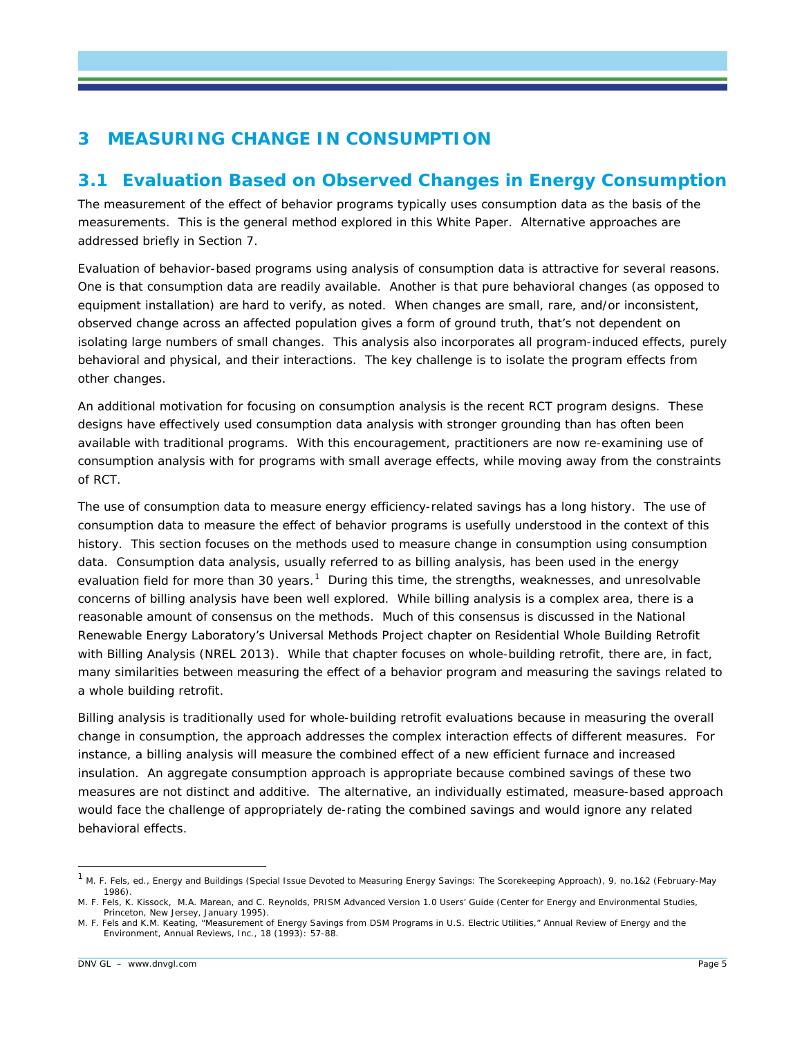# 3 MEASURING CHANGE IN CONSUMPTION

## 3.1 Evaluation Based on Observed Changes in Energy Consumption

The measurement of the effect of behavior programs typically uses consumption data as the basis of the measurements. This is the general method explored in this White Paper. Alternative approaches are addressed briefly in Section 7.

Evaluation of behavior-based programs using analysis of consumption data is attractive for several reasons. One is that consumption data are readily available. Another is that pure behavioral changes (as opposed to equipment installation) are hard to verify, as noted. When changes are small, rare, and/or inconsistent, observed change across an affected population gives a form of ground truth, that's not dependent on isolating large numbers of small changes. This analysis also incorporates all program-induced effects, purely behavioral and physical, and their interactions. The key challenge is to isolate the program effects from other changes.

An additional motivation for focusing on consumption analysis is the recent RCT program designs. These designs have effectively used consumption data analysis with stronger grounding than has often been available with traditional programs. With this encouragement, practitioners are now re-examining use of consumption analysis with for programs with small average effects, while moving away from the constraints of RCT.

The use of consumption data to measure energy efficiency-related savings has a long history. The use of consumption data to measure the effect of behavior programs is usefully understood in the context of this history. This section focuses on the methods used to measure change in consumption using consumption data. Consumption data analysis, usually referred to as billing analysis, has been used in the energy evaluation field for more than 30 years.[1] During this time, the strengths, weaknesses, and unresolvable concerns of billing analysis have been well explored. While billing analysis is a complex area, there is a reasonable amount of consensus on the methods. Much of this consensus is discussed in the National Renewable Energy Laboratory's Universal Methods Project chapter on Residential Whole Building Retrofit with Billing Analysis (NREL 2013). While that chapter focuses on whole-building retrofit, there are, in fact, many similarities between measuring the effect of a behavior program and measuring the savings related to a whole building retrofit.

Billing analysis is traditionally used for whole-building retrofit evaluations because in measuring the overall change in consumption, the approach addresses the complex interaction effects of different measures. For instance, a billing analysis will measure the combined effect of a new efficient furnace and increased insulation. An aggregate consumption approach is appropriate because combined savings of these two measures are not distinct and additive. The alternative, an individually estimated, measure-based approach would face the challenge of appropriately de-rating the combined savings and would ignore any related behavioral effects.

---

[1] M. F. Fels, ed., Energy and Buildings (Special Issue Devoted to Measuring Energy Savings: The Scorekeeping Approach), 9, no.1&2 (February-May 1986).

M. F. Fels, K. Kissock, M.A. Marean, and C. Reynolds, PRISM Advanced Version 1.0 Users' Guide (Center for Energy and Environmental Studies, Princeton, New Jersey, January 1995).

M. F. Fels and K.M. Keating, "Measurement of Energy Savings from DSM Programs in U.S. Electric Utilities," Annual Review of Energy and the Environment, Annual Reviews, Inc., 18 (1993): 57-88.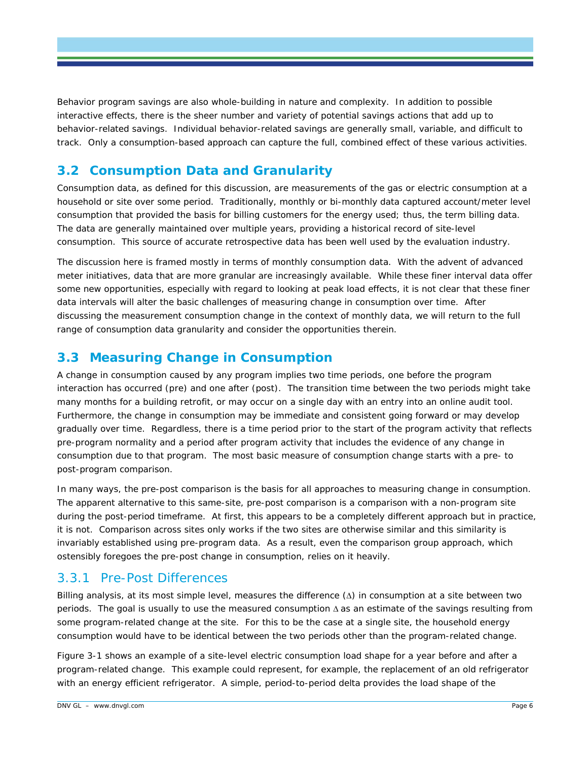Behavior program savings are also whole-building in nature and complexity. In addition to possible interactive effects, there is the sheer number and variety of potential savings actions that add up to behavior-related savings. Individual behavior-related savings are generally small, variable, and difficult to track. Only a consumption-based approach can capture the full, combined effect of these various activities.

## 3.2 Consumption Data and Granularity

Consumption data, as defined for this discussion, are measurements of the gas or electric consumption at a household or site over some period. Traditionally, monthly or bi-monthly data captured account/meter level consumption that provided the basis for billing customers for the energy used; thus, the term billing data. The data are generally maintained over multiple years, providing a historical record of site-level consumption. This source of accurate retrospective data has been well used by the evaluation industry.

The discussion here is framed mostly in terms of monthly consumption data. With the advent of advanced meter initiatives, data that are more granular are increasingly available. While these finer interval data offer some new opportunities, especially with regard to looking at peak load effects, it is not clear that these finer data intervals will alter the basic challenges of measuring change in consumption over time. After discussing the measurement consumption change in the context of monthly data, we will return to the full range of consumption data granularity and consider the opportunities therein.

## 3.3 Measuring Change in Consumption

A change in consumption caused by any program implies two time periods, one before the program interaction has occurred (pre) and one after (post). The transition time between the two periods might take many months for a building retrofit, or may occur on a single day with an entry into an online audit tool. Furthermore, the change in consumption may be immediate and consistent going forward or may develop gradually over time. Regardless, there is a time period prior to the start of the program activity that reflects pre-program normality and a period after program activity that includes the evidence of any change in consumption due to that program. The most basic measure of consumption change starts with a pre- to post-program comparison.

In many ways, the pre-post comparison is the basis for all approaches to measuring change in consumption. The apparent alternative to this same-site, pre-post comparison is a comparison with a non-program site during the post-period timeframe. At first, this appears to be a completely different approach but in practice, it is not. Comparison across sites only works if the two sites are otherwise similar and this similarity is invariably established using pre-program data. As a result, even the comparison group approach, which ostensibly foregoes the pre-post change in consumption, relies on it heavily.

### 3.3.1 Pre-Post Differences

Billing analysis, at its most simple level, measures the difference ($\Delta$) in consumption at a site between two periods. The goal is usually to use the measured consumption $\Delta$ as an estimate of the savings resulting from some program-related change at the site. For this to be the case at a single site, the household energy consumption would have to be identical between the two periods other than the program-related change.

Figure 3-1 shows an example of a site-level electric consumption load shape for a year before and after a program-related change. This example could represent, for example, the replacement of an old refrigerator with an energy efficient refrigerator. A simple, period-to-period delta provides the load shape of the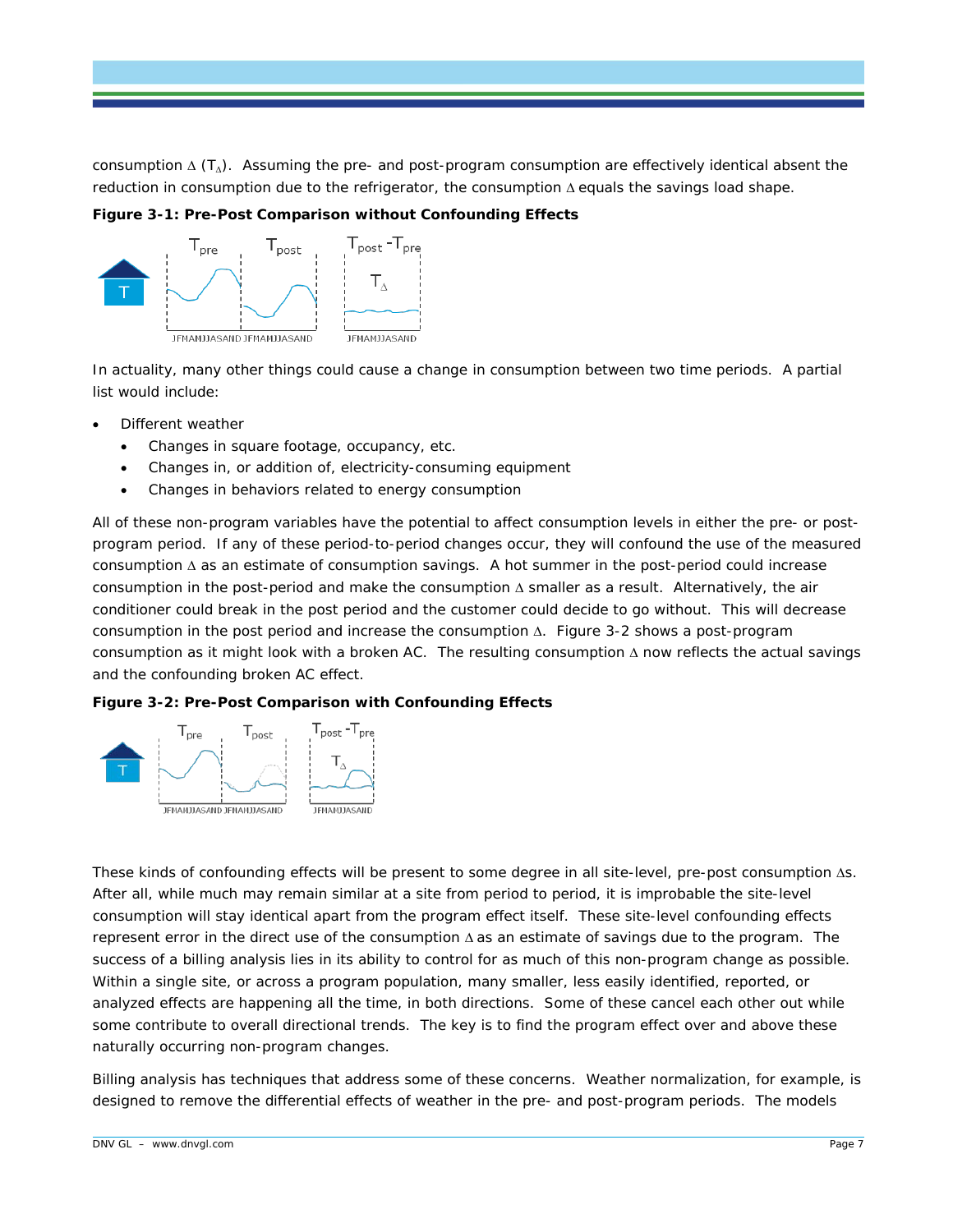consumption $\Delta$ ($T_\Delta$). Assuming the pre- and post-program consumption are effectively identical absent the reduction in consumption due to the refrigerator, the consumption $\Delta$ equals the savings load shape.

**Figure 3-1: Pre-Post Comparison without Confounding Effects**

In actuality, many other things could cause a change in consumption between two time periods. A partial list would include:

- Different weather
  - Changes in square footage, occupancy, etc.
  - Changes in, or addition of, electricity-consuming equipment
  - Changes in behaviors related to energy consumption

All of these non-program variables have the potential to affect consumption levels in either the pre- or post-program period. If any of these period-to-period changes occur, they will confound the use of the measured consumption $\Delta$ as an estimate of consumption savings. A hot summer in the post-period could increase consumption in the post-period and make the consumption $\Delta$ smaller as a result. Alternatively, the air conditioner could break in the post period and the customer could decide to go without. This will decrease consumption in the post period and increase the consumption $\Delta$. Figure 3-2 shows a post-program consumption as it might look with a broken AC. The resulting consumption $\Delta$ now reflects the actual savings and the confounding broken AC effect.

**Figure 3-2: Pre-Post Comparison with Confounding Effects**

These kinds of confounding effects will be present to some degree in all site-level, pre-post consumption $\Delta$s. After all, while much may remain similar at a site from period to period, it is improbable the site-level consumption will stay identical apart from the program effect itself. These site-level confounding effects represent error in the direct use of the consumption $\Delta$ as an estimate of savings due to the program. The success of a billing analysis lies in its ability to control for as much of this non-program change as possible. Within a single site, or across a program population, many smaller, less easily identified, reported, or analyzed effects are happening all the time, in both directions. Some of these cancel each other out while some contribute to overall directional trends. The key is to find the program effect over and above these naturally occurring non-program changes.

Billing analysis has techniques that address some of these concerns. Weather normalization, for example, is designed to remove the differential effects of weather in the pre- and post-program periods. The models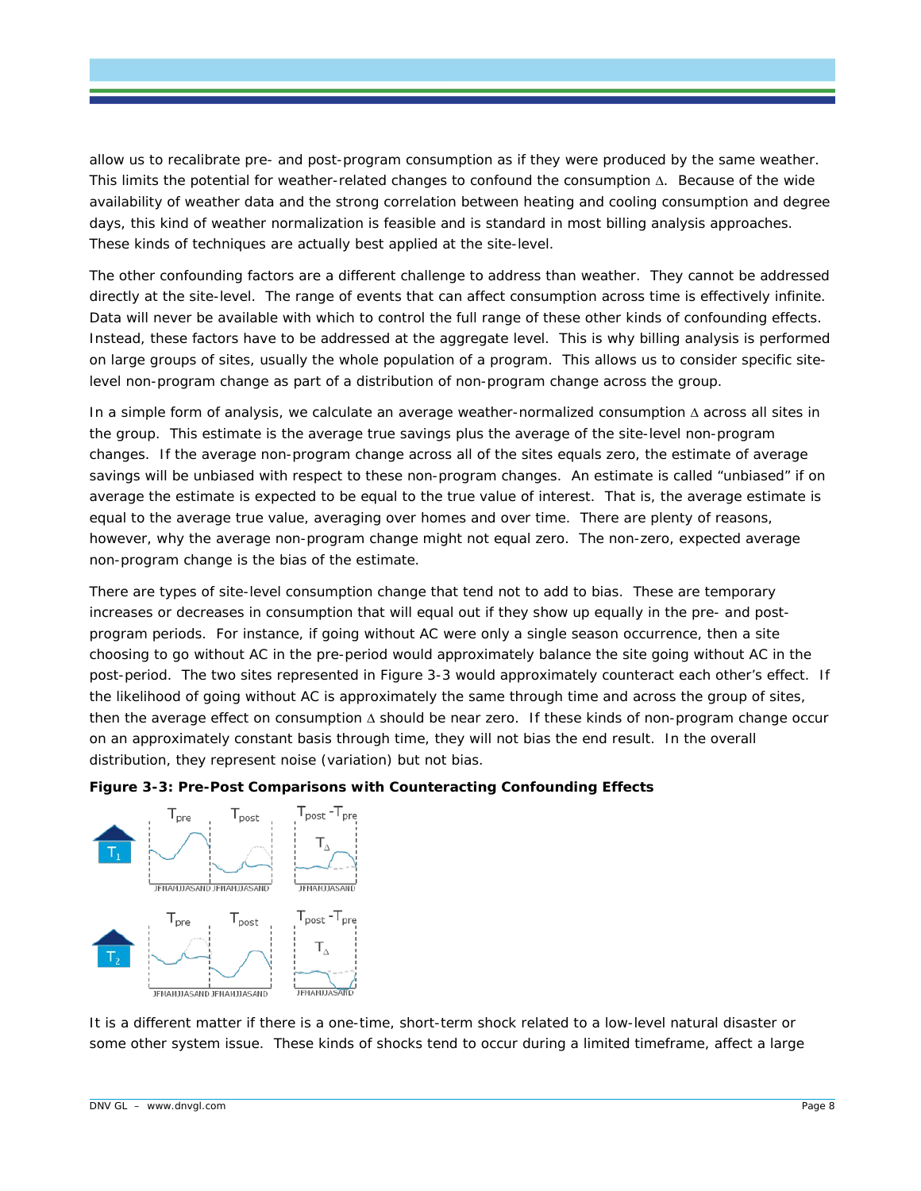allow us to recalibrate pre- and post-program consumption as if they were produced by the same weather. This limits the potential for weather-related changes to confound the consumption $\Delta$. Because of the wide availability of weather data and the strong correlation between heating and cooling consumption and degree days, this kind of weather normalization is feasible and is standard in most billing analysis approaches. These kinds of techniques are actually best applied at the site-level.

The other confounding factors are a different challenge to address than weather. They cannot be addressed directly at the site-level. The range of events that can affect consumption across time is effectively infinite. Data will never be available with which to control the full range of these other kinds of confounding effects. Instead, these factors have to be addressed at the aggregate level. This is why billing analysis is performed on large groups of sites, usually the whole population of a program. This allows us to consider specific site-level non-program change as part of a distribution of non-program change across the group.

In a simple form of analysis, we calculate an average weather-normalized consumption $\Delta$ across all sites in the group. This estimate is the average true savings plus the average of the site-level non-program changes. If the average non-program change across all of the sites equals zero, the estimate of average savings will be unbiased with respect to these non-program changes. An estimate is called "unbiased" if on average the estimate is expected to be equal to the true value of interest. That is, the average estimate is equal to the average true value, averaging over homes and over time. There are plenty of reasons, however, why the average non-program change might not equal zero. The non-zero, expected average non-program change is the bias of the estimate.

There are types of site-level consumption change that tend not to add to bias. These are temporary increases or decreases in consumption that will equal out if they show up equally in the pre- and post-program periods. For instance, if going without AC were only a single season occurrence, then a site choosing to go without AC in the pre-period would approximately balance the site going without AC in the post-period. The two sites represented in Figure 3-3 would approximately counteract each other's effect. If the likelihood of going without AC is approximately the same through time and across the group of sites, then the average effect on consumption $\Delta$ should be near zero. If these kinds of non-program change occur on an approximately constant basis through time, they will not bias the end result. In the overall distribution, they represent noise (variation) but not bias.

**Figure 3-3: Pre-Post Comparisons with Counteracting Confounding Effects**

It is a different matter if there is a one-time, short-term shock related to a low-level natural disaster or some other system issue. These kinds of shocks tend to occur during a limited timeframe, affect a large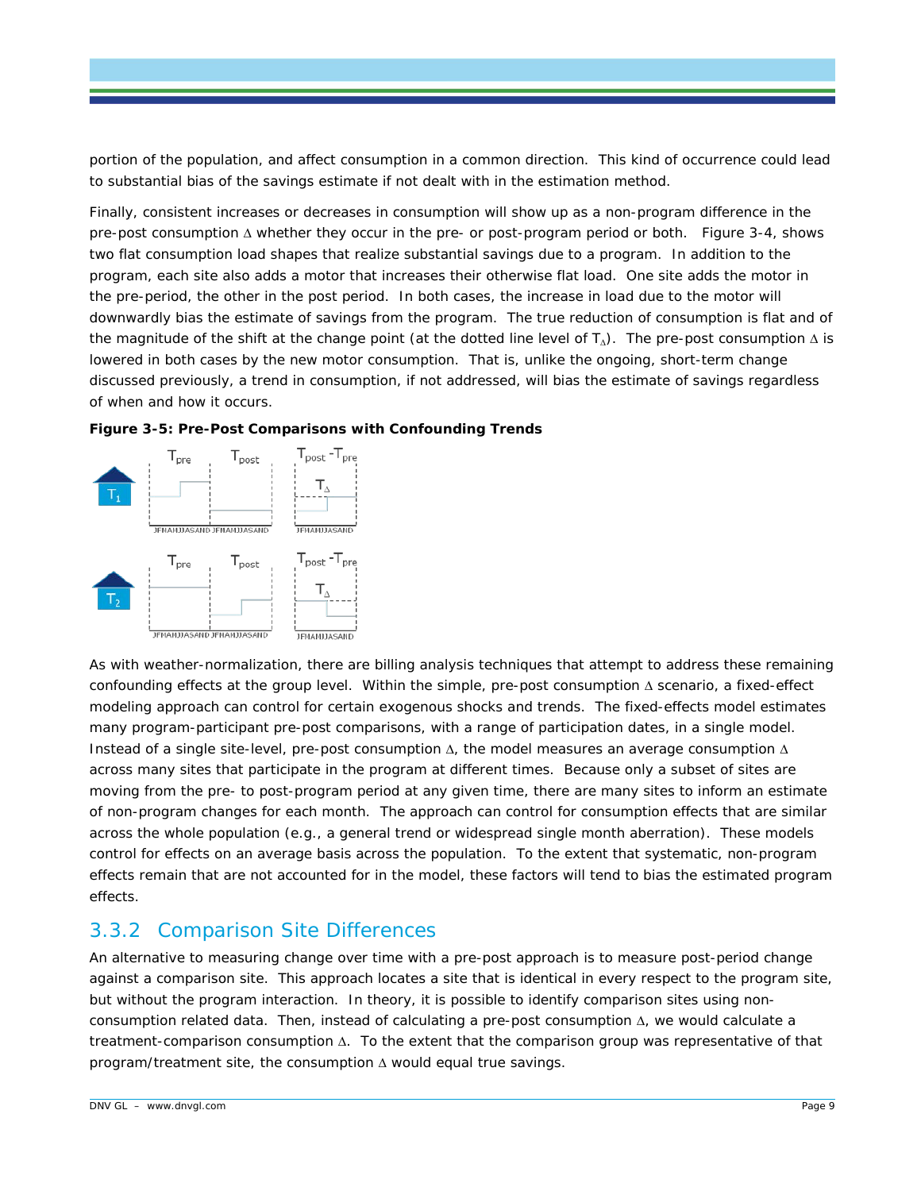portion of the population, and affect consumption in a common direction. This kind of occurrence could lead to substantial bias of the savings estimate if not dealt with in the estimation method.

Finally, consistent increases or decreases in consumption will show up as a non-program difference in the pre-post consumption Δ whether they occur in the pre- or post-program period or both. Figure 3-4, shows two flat consumption load shapes that realize substantial savings due to a program. In addition to the program, each site also adds a motor that increases their otherwise flat load. One site adds the motor in the pre-period, the other in the post period. In both cases, the increase in load due to the motor will downwardly bias the estimate of savings from the program. The true reduction of consumption is flat and of the magnitude of the shift at the change point (at the dotted line level of $T_{\Delta}$). The pre-post consumption Δ is lowered in both cases by the new motor consumption. That is, unlike the ongoing, short-term change discussed previously, a trend in consumption, if not addressed, will bias the estimate of savings regardless of when and how it occurs.

**Figure 3-5: Pre-Post Comparisons with Confounding Trends**

As with weather-normalization, there are billing analysis techniques that attempt to address these remaining confounding effects at the group level. Within the simple, pre-post consumption Δ scenario, a fixed-effect modeling approach can control for certain exogenous shocks and trends. The fixed-effects model estimates many program-participant pre-post comparisons, with a range of participation dates, in a single model. Instead of a single site-level, pre-post consumption Δ, the model measures an average consumption Δ across many sites that participate in the program at different times. Because only a subset of sites are moving from the pre- to post-program period at any given time, there are many sites to inform an estimate of non-program changes for each month. The approach can control for consumption effects that are similar across the whole population (e.g., a general trend or widespread single month aberration). These models control for effects on an average basis across the population. To the extent that systematic, non-program effects remain that are not accounted for in the model, these factors will tend to bias the estimated program effects.

### 3.3.2 Comparison Site Differences

An alternative to measuring change over time with a pre-post approach is to measure post-period change against a comparison site. This approach locates a site that is identical in every respect to the program site, but without the program interaction. In theory, it is possible to identify comparison sites using non-consumption related data. Then, instead of calculating a pre-post consumption Δ, we would calculate a treatment-comparison consumption Δ. To the extent that the comparison group was representative of that program/treatment site, the consumption Δ would equal true savings.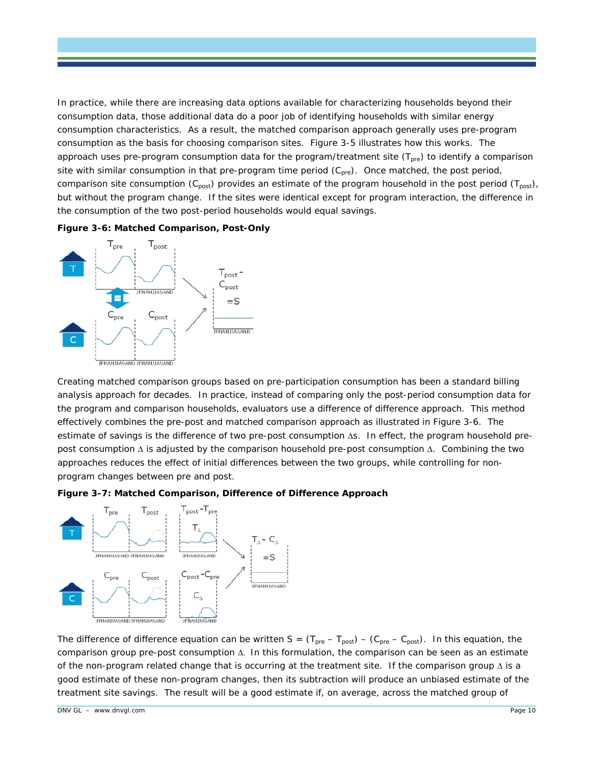In practice, while there are increasing data options available for characterizing households beyond their consumption data, those additional data do a poor job of identifying households with similar energy consumption characteristics. As a result, the matched comparison approach generally uses pre-program consumption as the basis for choosing comparison sites. Figure 3-5 illustrates how this works. The approach uses pre-program consumption data for the program/treatment site ($T_{pre}$) to identify a comparison site with similar consumption in that pre-program time period ($C_{pre}$). Once matched, the post period, comparison site consumption ($C_{post}$) provides an estimate of the program household in the post period ($T_{post}$), but without the program change. If the sites were identical except for program interaction, the difference in the consumption of the two post-period households would equal savings.

**Figure 3-6: Matched Comparison, Post-Only**

Creating matched comparison groups based on pre-participation consumption has been a standard billing analysis approach for decades. In practice, instead of comparing only the post-period consumption data for the program and comparison households, evaluators use a difference of difference approach. This method effectively combines the pre-post and matched comparison approach as illustrated in Figure 3-6. The estimate of savings is the difference of two pre-post consumption $\Delta$s. In effect, the program household pre-post consumption $\Delta$ is adjusted by the comparison household pre-post consumption $\Delta$. Combining the two approaches reduces the effect of initial differences between the two groups, while controlling for non-program changes between pre and post.

**Figure 3-7: Matched Comparison, Difference of Difference Approach**

The difference of difference equation can be written $S = (T_{pre} - T_{post}) - (C_{pre} - C_{post})$. In this equation, the comparison group pre-post consumption $\Delta$. In this formulation, the comparison can be seen as an estimate of the non-program related change that is occurring at the treatment site. If the comparison group $\Delta$ is a good estimate of these non-program changes, then its subtraction will produce an unbiased estimate of the treatment site savings. The result will be a good estimate if, on average, across the matched group of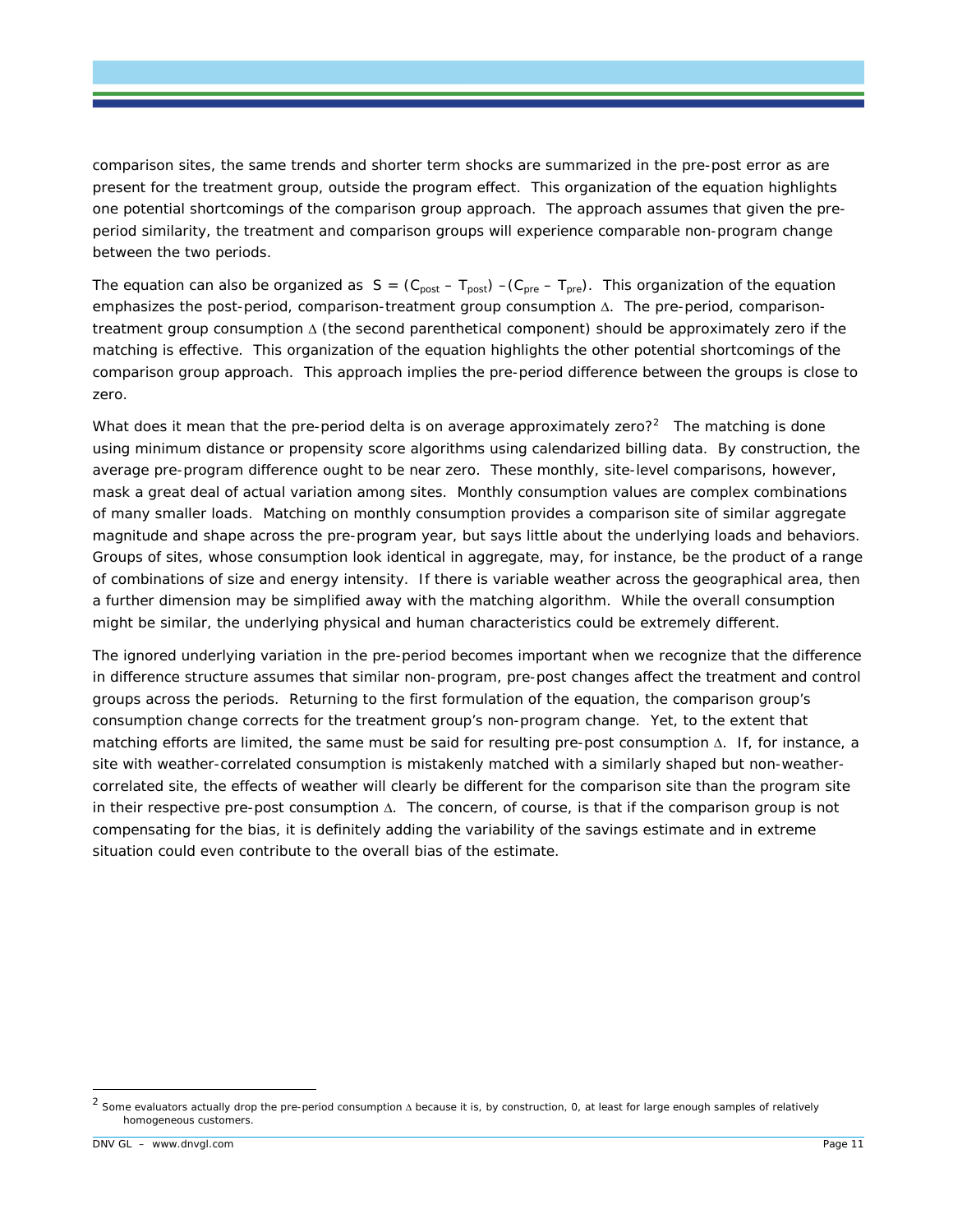comparison sites, the same trends and shorter term shocks are summarized in the pre-post error as are present for the treatment group, outside the program effect. This organization of the equation highlights one potential shortcomings of the comparison group approach. The approach assumes that given the pre-period similarity, the treatment and comparison groups will experience comparable non-program change between the two periods.

The equation can also be organized as $S = (C_{post} - T_{post}) - (C_{pre} - T_{pre})$. This organization of the equation emphasizes the post-period, comparison-treatment group consumption $\Delta$. The pre-period, comparison-treatment group consumption $\Delta$ (the second parenthetical component) should be approximately zero if the matching is effective. This organization of the equation highlights the other potential shortcomings of the comparison group approach. This approach implies the pre-period difference between the groups is close to zero.

What does it mean that the pre-period delta is on average approximately zero?[2] The matching is done using minimum distance or propensity score algorithms using calendarized billing data. By construction, the average pre-program difference ought to be near zero. These monthly, site-level comparisons, however, mask a great deal of actual variation among sites. Monthly consumption values are complex combinations of many smaller loads. Matching on monthly consumption provides a comparison site of similar aggregate magnitude and shape across the pre-program year, but says little about the underlying loads and behaviors. Groups of sites, whose consumption look identical in aggregate, may, for instance, be the product of a range of combinations of size and energy intensity. If there is variable weather across the geographical area, then a further dimension may be simplified away with the matching algorithm. While the overall consumption might be similar, the underlying physical and human characteristics could be extremely different.

The ignored underlying variation in the pre-period becomes important when we recognize that the difference in difference structure assumes that similar non-program, pre-post changes affect the treatment and control groups across the periods. Returning to the first formulation of the equation, the comparison group's consumption change corrects for the treatment group's non-program change. Yet, to the extent that matching efforts are limited, the same must be said for resulting pre-post consumption $\Delta$. If, for instance, a site with weather-correlated consumption is mistakenly matched with a similarly shaped but non-weather-correlated site, the effects of weather will clearly be different for the comparison site than the program site in their respective pre-post consumption $\Delta$. The concern, of course, is that if the comparison group is not compensating for the bias, it is definitely adding the variability of the savings estimate and in extreme situation could even contribute to the overall bias of the estimate.

[2] Some evaluators actually drop the pre-period consumption $\Delta$ because it is, by construction, 0, at least for large enough samples of relatively homogeneous customers.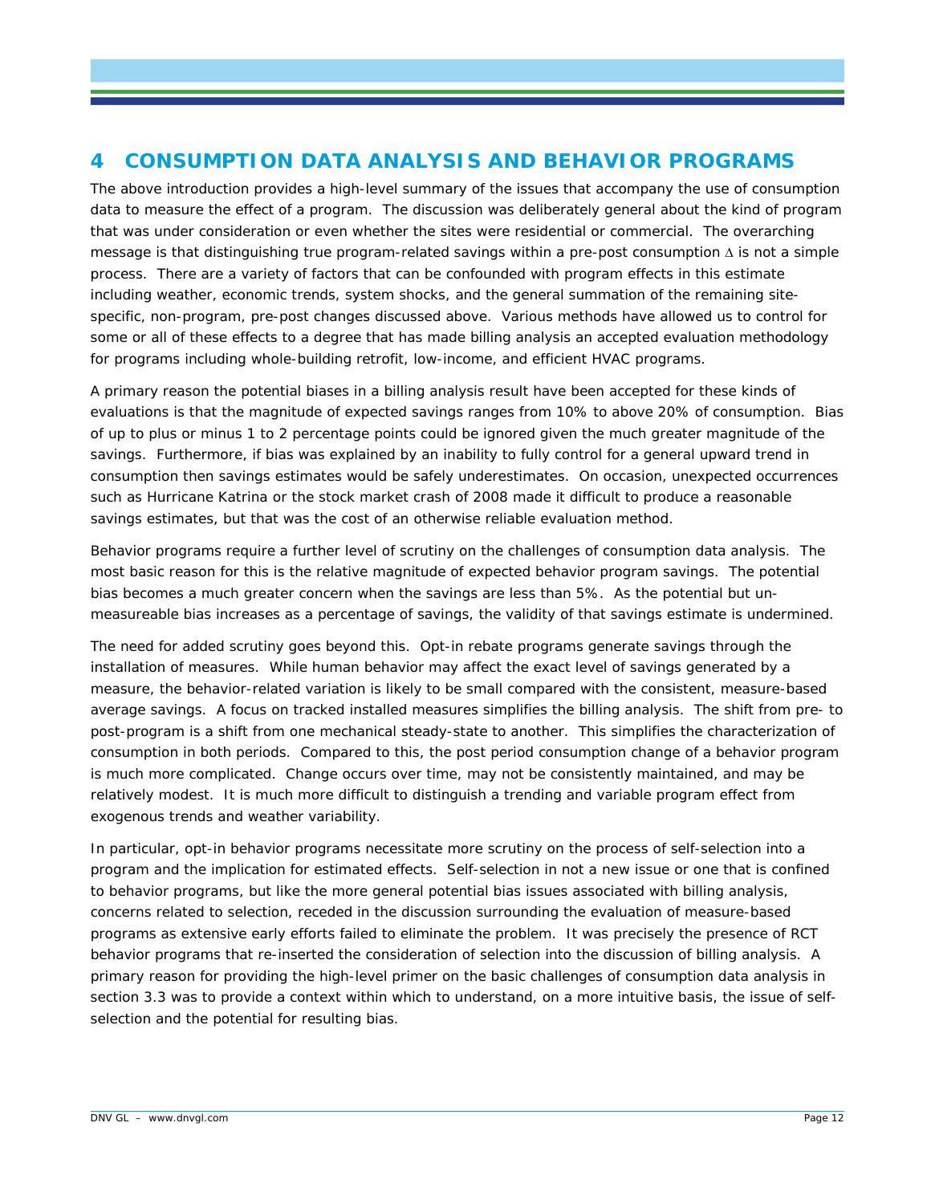# 4 CONSUMPTION DATA ANALYSIS AND BEHAVIOR PROGRAMS

The above introduction provides a high-level summary of the issues that accompany the use of consumption data to measure the effect of a program. The discussion was deliberately general about the kind of program that was under consideration or even whether the sites were residential or commercial. The overarching message is that distinguishing true program-related savings within a pre-post consumption $\Delta$ is not a simple process. There are a variety of factors that can be confounded with program effects in this estimate including weather, economic trends, system shocks, and the general summation of the remaining site-specific, non-program, pre-post changes discussed above. Various methods have allowed us to control for some or all of these effects to a degree that has made billing analysis an accepted evaluation methodology for programs including whole-building retrofit, low-income, and efficient HVAC programs.

A primary reason the potential biases in a billing analysis result have been accepted for these kinds of evaluations is that the magnitude of expected savings ranges from 10% to above 20% of consumption. Bias of up to plus or minus 1 to 2 percentage points could be ignored given the much greater magnitude of the savings. Furthermore, if bias was explained by an inability to fully control for a general upward trend in consumption then savings estimates would be safely underestimates. On occasion, unexpected occurrences such as Hurricane Katrina or the stock market crash of 2008 made it difficult to produce a reasonable savings estimates, but that was the cost of an otherwise reliable evaluation method.

Behavior programs require a further level of scrutiny on the challenges of consumption data analysis. The most basic reason for this is the relative magnitude of expected behavior program savings. The potential bias becomes a much greater concern when the savings are less than 5%. As the potential but un-measureable bias increases as a percentage of savings, the validity of that savings estimate is undermined.

The need for added scrutiny goes beyond this. Opt-in rebate programs generate savings through the installation of measures. While human behavior may affect the exact level of savings generated by a measure, the behavior-related variation is likely to be small compared with the consistent, measure-based average savings. A focus on tracked installed measures simplifies the billing analysis. The shift from pre- to post-program is a shift from one mechanical steady-state to another. This simplifies the characterization of consumption in both periods. Compared to this, the post period consumption change of a behavior program is much more complicated. Change occurs over time, may not be consistently maintained, and may be relatively modest. It is much more difficult to distinguish a trending and variable program effect from exogenous trends and weather variability.

In particular, opt-in behavior programs necessitate more scrutiny on the process of self-selection into a program and the implication for estimated effects. Self-selection in not a new issue or one that is confined to behavior programs, but like the more general potential bias issues associated with billing analysis, concerns related to selection, receded in the discussion surrounding the evaluation of measure-based programs as extensive early efforts failed to eliminate the problem. It was precisely the presence of RCT behavior programs that re-inserted the consideration of selection into the discussion of billing analysis. A primary reason for providing the high-level primer on the basic challenges of consumption data analysis in section 3.3 was to provide a context within which to understand, on a more intuitive basis, the issue of self-selection and the potential for resulting bias.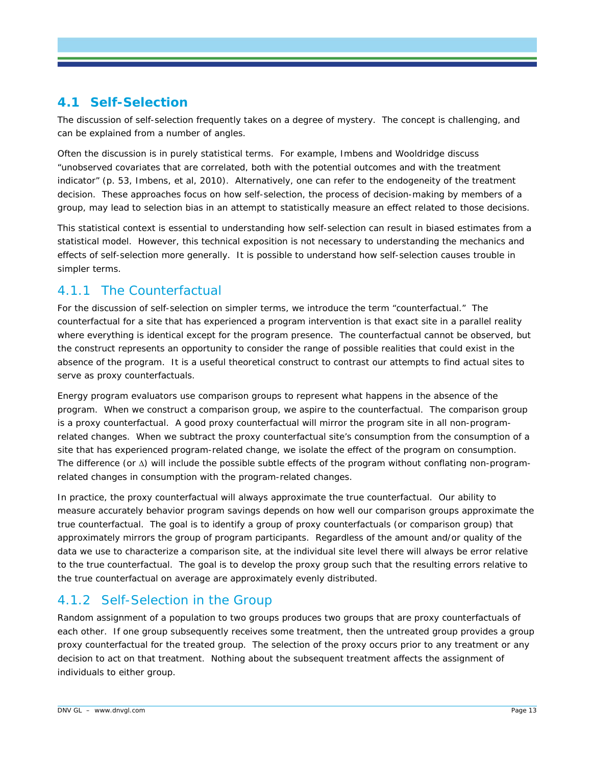## 4.1 Self-Selection

The discussion of self-selection frequently takes on a degree of mystery. The concept is challenging, and can be explained from a number of angles.

Often the discussion is in purely statistical terms. For example, Imbens and Wooldridge discuss "unobserved covariates that are correlated, both with the potential outcomes and with the treatment indicator" (p. 53, Imbens, et al, 2010). Alternatively, one can refer to the endogeneity of the treatment decision. These approaches focus on how self-selection, the process of decision-making by members of a group, may lead to selection bias in an attempt to statistically measure an effect related to those decisions.

This statistical context is essential to understanding how self-selection can result in biased estimates from a statistical model. However, this technical exposition is not necessary to understanding the mechanics and effects of self-selection more generally. It is possible to understand how self-selection causes trouble in simpler terms.

### 4.1.1 The Counterfactual

For the discussion of self-selection on simpler terms, we introduce the term "counterfactual." The counterfactual for a site that has experienced a program intervention is that exact site in a parallel reality where everything is identical except for the program presence. The counterfactual cannot be observed, but the construct represents an opportunity to consider the range of possible realities that could exist in the absence of the program. It is a useful theoretical construct to contrast our attempts to find actual sites to serve as proxy counterfactuals.

Energy program evaluators use comparison groups to represent what happens in the absence of the program. When we construct a comparison group, we aspire to the counterfactual. The comparison group is a proxy counterfactual. A good proxy counterfactual will mirror the program site in all non-program-related changes. When we subtract the proxy counterfactual site's consumption from the consumption of a site that has experienced program-related change, we isolate the effect of the program on consumption. The difference (or $\Delta$) will include the possible subtle effects of the program without conflating non-program-related changes in consumption with the program-related changes.

In practice, the proxy counterfactual will always approximate the true counterfactual. Our ability to measure accurately behavior program savings depends on how well our comparison groups approximate the true counterfactual. The goal is to identify a group of proxy counterfactuals (or comparison group) that approximately mirrors the group of program participants. Regardless of the amount and/or quality of the data we use to characterize a comparison site, at the individual site level there will always be error relative to the true counterfactual. The goal is to develop the proxy group such that the resulting errors relative to the true counterfactual on average are approximately evenly distributed.

### 4.1.2 Self-Selection in the Group

Random assignment of a population to two groups produces two groups that are proxy counterfactuals of each other. If one group subsequently receives some treatment, then the untreated group provides a group proxy counterfactual for the treated group. The selection of the proxy occurs prior to any treatment or any decision to act on that treatment. Nothing about the subsequent treatment affects the assignment of individuals to either group.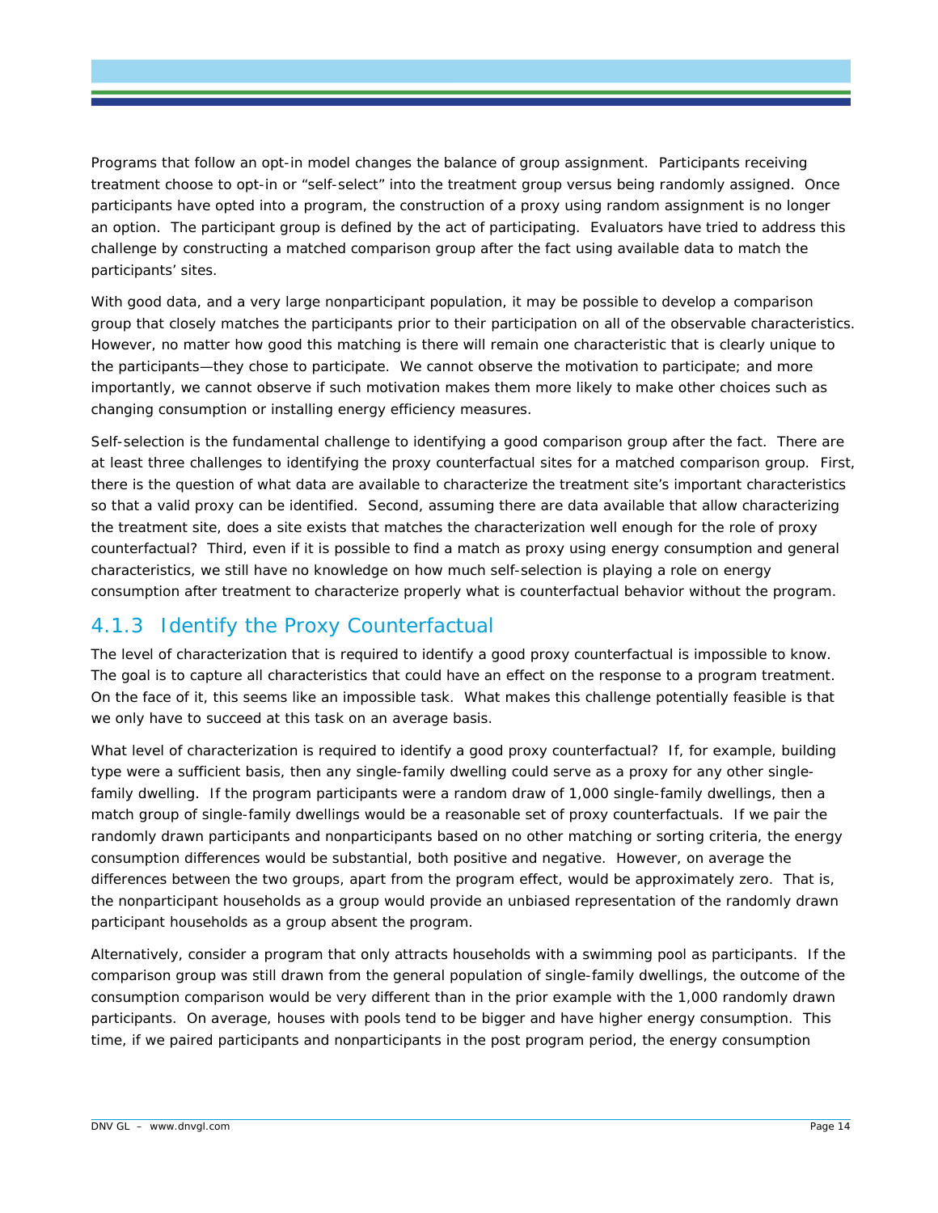Programs that follow an opt-in model changes the balance of group assignment. Participants receiving treatment choose to opt-in or "self-select" into the treatment group versus being randomly assigned. Once participants have opted into a program, the construction of a proxy using random assignment is no longer an option. The participant group is defined by the act of participating. Evaluators have tried to address this challenge by constructing a matched comparison group after the fact using available data to match the participants' sites.

With good data, and a very large nonparticipant population, it may be possible to develop a comparison group that closely matches the participants prior to their participation on all of the observable characteristics. However, no matter how good this matching is there will remain one characteristic that is clearly unique to the participants—they chose to participate. We cannot observe the motivation to participate; and more importantly, we cannot observe if such motivation makes them more likely to make other choices such as changing consumption or installing energy efficiency measures.

Self-selection is the fundamental challenge to identifying a good comparison group after the fact. There are at least three challenges to identifying the proxy counterfactual sites for a matched comparison group. First, there is the question of what data are available to characterize the treatment site's important characteristics so that a valid proxy can be identified. Second, assuming there are data available that allow characterizing the treatment site, does a site exists that matches the characterization well enough for the role of proxy counterfactual? Third, even if it is possible to find a match as proxy using energy consumption and general characteristics, we still have no knowledge on how much self-selection is playing a role on energy consumption after treatment to characterize properly what is counterfactual behavior without the program.

### 4.1.3 Identify the Proxy Counterfactual

The level of characterization that is required to identify a good proxy counterfactual is impossible to know. The goal is to capture all characteristics that could have an effect on the response to a program treatment. On the face of it, this seems like an impossible task. What makes this challenge potentially feasible is that we only have to succeed at this task on an average basis.

What level of characterization is required to identify a good proxy counterfactual? If, for example, building type were a sufficient basis, then any single-family dwelling could serve as a proxy for any other single-family dwelling. If the program participants were a random draw of 1,000 single-family dwellings, then a match group of single-family dwellings would be a reasonable set of proxy counterfactuals. If we pair the randomly drawn participants and nonparticipants based on no other matching or sorting criteria, the energy consumption differences would be substantial, both positive and negative. However, on average the differences between the two groups, apart from the program effect, would be approximately zero. That is, the nonparticipant households as a group would provide an unbiased representation of the randomly drawn participant households as a group absent the program.

Alternatively, consider a program that only attracts households with a swimming pool as participants. If the comparison group was still drawn from the general population of single-family dwellings, the outcome of the consumption comparison would be very different than in the prior example with the 1,000 randomly drawn participants. On average, houses with pools tend to be bigger and have higher energy consumption. This time, if we paired participants and nonparticipants in the post program period, the energy consumption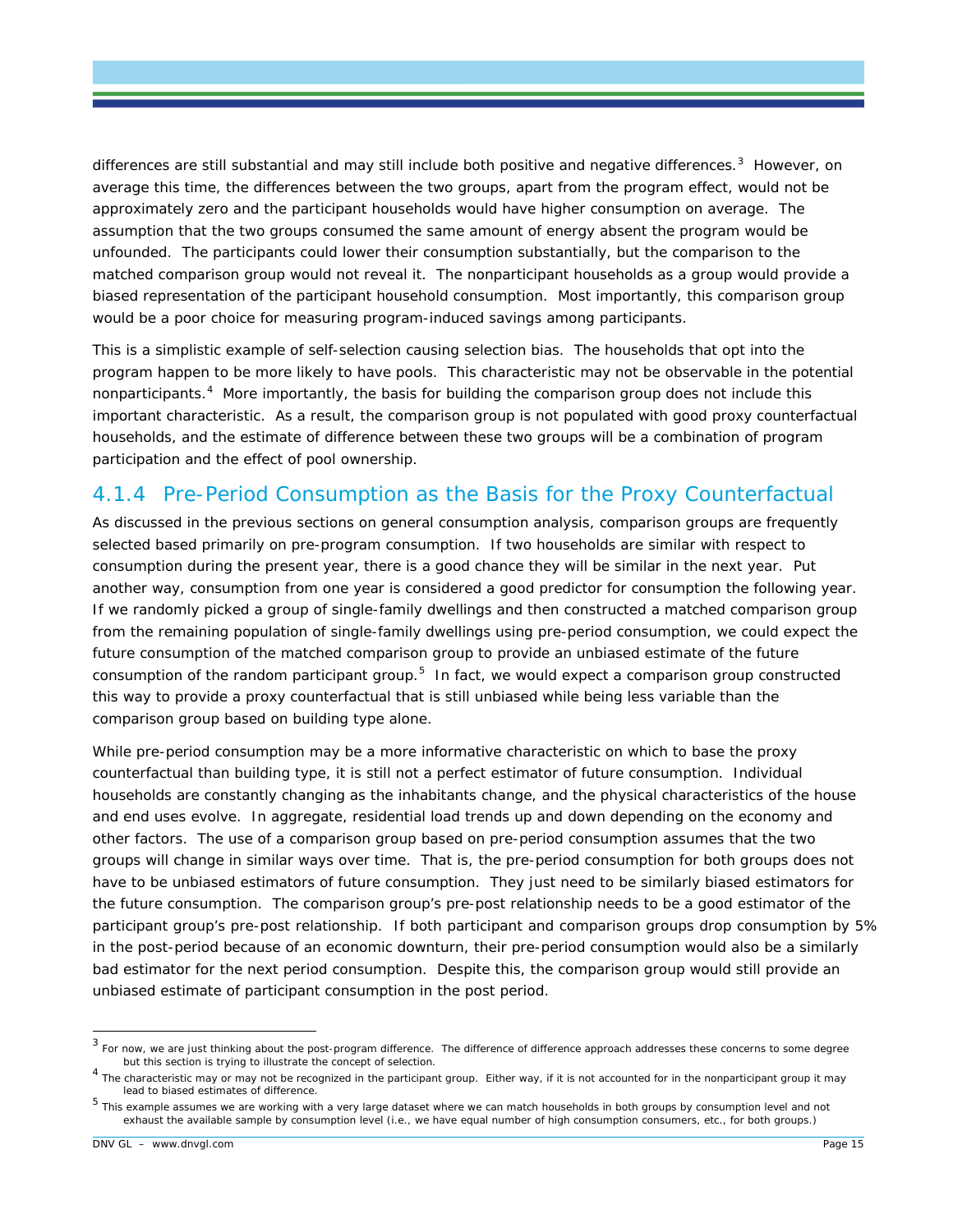differences are still substantial and may still include both positive and negative differences.[3] However, on average this time, the differences between the two groups, apart from the program effect, would not be approximately zero and the participant households would have higher consumption on average. The assumption that the two groups consumed the same amount of energy absent the program would be unfounded. The participants could lower their consumption substantially, but the comparison to the matched comparison group would not reveal it. The nonparticipant households as a group would provide a biased representation of the participant household consumption. Most importantly, this comparison group would be a poor choice for measuring program-induced savings among participants.

This is a simplistic example of self-selection causing selection bias. The households that opt into the program happen to be more likely to have pools. This characteristic may not be observable in the potential nonparticipants.[4] More importantly, the basis for building the comparison group does not include this important characteristic. As a result, the comparison group is not populated with good proxy counterfactual households, and the estimate of difference between these two groups will be a combination of program participation and the effect of pool ownership.

### 4.1.4 Pre-Period Consumption as the Basis for the Proxy Counterfactual

As discussed in the previous sections on general consumption analysis, comparison groups are frequently selected based primarily on pre-program consumption. If two households are similar with respect to consumption during the present year, there is a good chance they will be similar in the next year. Put another way, consumption from one year is considered a good predictor for consumption the following year. If we randomly picked a group of single-family dwellings and then constructed a matched comparison group from the remaining population of single-family dwellings using pre-period consumption, we could expect the future consumption of the matched comparison group to provide an unbiased estimate of the future consumption of the random participant group.[5] In fact, we would expect a comparison group constructed this way to provide a proxy counterfactual that is still unbiased while being less variable than the comparison group based on building type alone.

While pre-period consumption may be a more informative characteristic on which to base the proxy counterfactual than building type, it is still not a perfect estimator of future consumption. Individual households are constantly changing as the inhabitants change, and the physical characteristics of the house and end uses evolve. In aggregate, residential load trends up and down depending on the economy and other factors. The use of a comparison group based on pre-period consumption assumes that the two groups will change in similar ways over time. That is, the pre-period consumption for both groups does not have to be unbiased estimators of future consumption. They just need to be similarly biased estimators for the future consumption. The comparison group's pre-post relationship needs to be a good estimator of the participant group's pre-post relationship. If both participant and comparison groups drop consumption by 5% in the post-period because of an economic downturn, their pre-period consumption would also be a similarly bad estimator for the next period consumption. Despite this, the comparison group would still provide an unbiased estimate of participant consumption in the post period.

---

[3] For now, we are just thinking about the post-program difference. The difference of difference approach addresses these concerns to some degree but this section is trying to illustrate the concept of selection.

[4] The characteristic may or may not be recognized in the participant group. Either way, if it is not accounted for in the nonparticipant group it may lead to biased estimates of difference.

[5] This example assumes we are working with a very large dataset where we can match households in both groups by consumption level and not exhaust the available sample by consumption level (i.e., we have equal number of high consumption consumers, etc., for both groups.)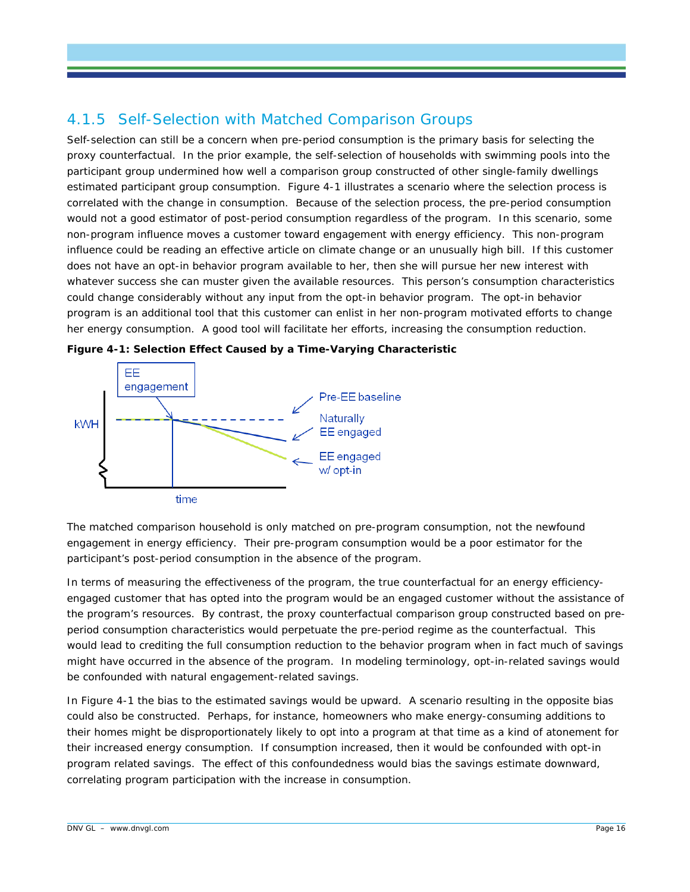### 4.1.5 Self-Selection with Matched Comparison Groups

Self-selection can still be a concern when pre-period consumption is the primary basis for selecting the proxy counterfactual. In the prior example, the self-selection of households with swimming pools into the participant group undermined how well a comparison group constructed of other single-family dwellings estimated participant group consumption. Figure 4-1 illustrates a scenario where the selection process is correlated with the change in consumption. Because of the selection process, the pre-period consumption would not a good estimator of post-period consumption regardless of the program. In this scenario, some non-program influence moves a customer toward engagement with energy efficiency. This non-program influence could be reading an effective article on climate change or an unusually high bill. If this customer does not have an opt-in behavior program available to her, then she will pursue her new interest with whatever success she can muster given the available resources. This person's consumption characteristics could change considerably without any input from the opt-in behavior program. The opt-in behavior program is an additional tool that this customer can enlist in her non-program motivated efforts to change her energy consumption. A good tool will facilitate her efforts, increasing the consumption reduction.

**Figure 4-1: Selection Effect Caused by a Time-Varying Characteristic**

The matched comparison household is only matched on pre-program consumption, not the newfound engagement in energy efficiency. Their pre-program consumption would be a poor estimator for the participant's post-period consumption in the absence of the program.

In terms of measuring the effectiveness of the program, the true counterfactual for an energy efficiency-engaged customer that has opted into the program would be an engaged customer without the assistance of the program's resources. By contrast, the proxy counterfactual comparison group constructed based on pre-period consumption characteristics would perpetuate the pre-period regime as the counterfactual. This would lead to crediting the full consumption reduction to the behavior program when in fact much of savings might have occurred in the absence of the program. In modeling terminology, opt-in-related savings would be confounded with natural engagement-related savings.

In Figure 4-1 the bias to the estimated savings would be upward. A scenario resulting in the opposite bias could also be constructed. Perhaps, for instance, homeowners who make energy-consuming additions to their homes might be disproportionately likely to opt into a program at that time as a kind of atonement for their increased energy consumption. If consumption increased, then it would be confounded with opt-in program related savings. The effect of this confoundedness would bias the savings estimate downward, correlating program participation with the increase in consumption.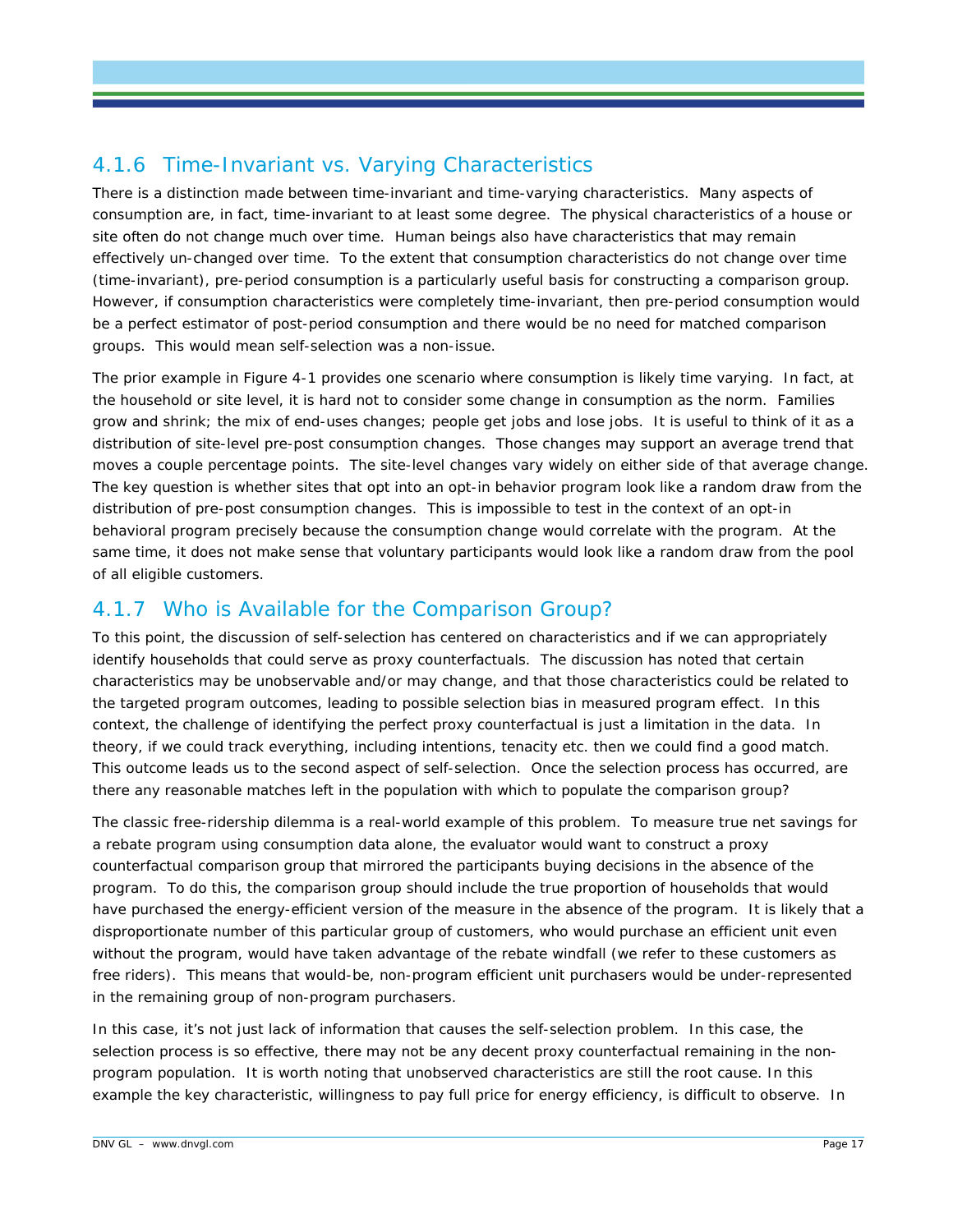### 4.1.6 Time-Invariant vs. Varying Characteristics

There is a distinction made between time-invariant and time-varying characteristics. Many aspects of consumption are, in fact, time-invariant to at least some degree. The physical characteristics of a house or site often do not change much over time. Human beings also have characteristics that may remain effectively un-changed over time. To the extent that consumption characteristics do not change over time (time-invariant), pre-period consumption is a particularly useful basis for constructing a comparison group. However, if consumption characteristics were completely time-invariant, then pre-period consumption would be a perfect estimator of post-period consumption and there would be no need for matched comparison groups. This would mean self-selection was a non-issue.

The prior example in Figure 4-1 provides one scenario where consumption is likely time varying. In fact, at the household or site level, it is hard not to consider some change in consumption as the norm. Families grow and shrink; the mix of end-uses changes; people get jobs and lose jobs. It is useful to think of it as a distribution of site-level pre-post consumption changes. Those changes may support an average trend that moves a couple percentage points. The site-level changes vary widely on either side of that average change. The key question is whether sites that opt into an opt-in behavior program look like a random draw from the distribution of pre-post consumption changes. This is impossible to test in the context of an opt-in behavioral program precisely because the consumption change would correlate with the program. At the same time, it does not make sense that voluntary participants would look like a random draw from the pool of all eligible customers.

### 4.1.7 Who is Available for the Comparison Group?

To this point, the discussion of self-selection has centered on characteristics and if we can appropriately identify households that could serve as proxy counterfactuals. The discussion has noted that certain characteristics may be unobservable and/or may change, and that those characteristics could be related to the targeted program outcomes, leading to possible selection bias in measured program effect. In this context, the challenge of identifying the perfect proxy counterfactual is just a limitation in the data. In theory, if we could track everything, including intentions, tenacity etc. then we could find a good match. This outcome leads us to the second aspect of self-selection. Once the selection process has occurred, are there any reasonable matches left in the population with which to populate the comparison group?

The classic free-ridership dilemma is a real-world example of this problem. To measure true net savings for a rebate program using consumption data alone, the evaluator would want to construct a proxy counterfactual comparison group that mirrored the participants buying decisions in the absence of the program. To do this, the comparison group should include the true proportion of households that would have purchased the energy-efficient version of the measure in the absence of the program. It is likely that a disproportionate number of this particular group of customers, who would purchase an efficient unit even without the program, would have taken advantage of the rebate windfall (we refer to these customers as free riders). This means that would-be, non-program efficient unit purchasers would be under-represented in the remaining group of non-program purchasers.

In this case, it's not just lack of information that causes the self-selection problem. In this case, the selection process is so effective, there may not be any decent proxy counterfactual remaining in the non-program population. It is worth noting that unobserved characteristics are still the root cause. In this example the key characteristic, willingness to pay full price for energy efficiency, is difficult to observe. In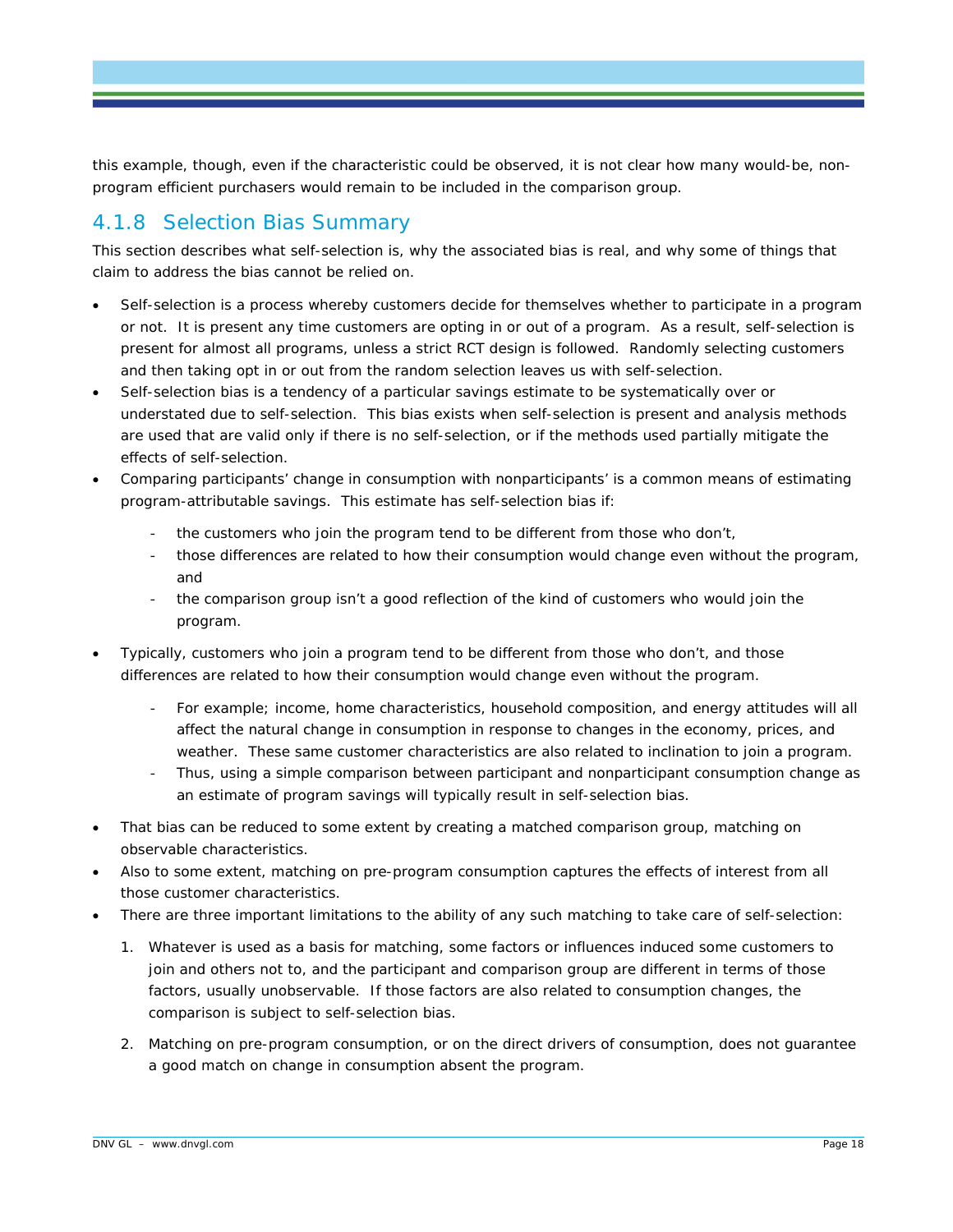this example, though, even if the characteristic could be observed, it is not clear how many would-be, non-program efficient purchasers would remain to be included in the comparison group.

### 4.1.8 Selection Bias Summary

This section describes what self-selection is, why the associated bias is real, and why some of things that claim to address the bias cannot be relied on.

- Self-selection is a process whereby customers decide for themselves whether to participate in a program or not. It is present any time customers are opting in or out of a program. As a result, self-selection is present for almost all programs, unless a strict RCT design is followed. Randomly selecting customers and then taking opt in or out from the random selection leaves us with self-selection.
- Self-selection bias is a tendency of a particular savings estimate to be systematically over or understated due to self-selection. This bias exists when self-selection is present and analysis methods are used that are valid only if there is no self-selection, or if the methods used partially mitigate the effects of self-selection.
- Comparing participants' change in consumption with nonparticipants' is a common means of estimating program-attributable savings. This estimate has self-selection bias if:
  - the customers who join the program tend to be different from those who don't,
  - those differences are related to how their consumption would change even without the program, and
  - the comparison group isn't a good reflection of the kind of customers who would join the program.
- Typically, customers who join a program tend to be different from those who don't, and those differences are related to how their consumption would change even without the program.
  - For example; income, home characteristics, household composition, and energy attitudes will all affect the natural change in consumption in response to changes in the economy, prices, and weather. These same customer characteristics are also related to inclination to join a program.
  - Thus, using a simple comparison between participant and nonparticipant consumption change as an estimate of program savings will typically result in self-selection bias.
- That bias can be reduced to some extent by creating a matched comparison group, matching on observable characteristics.
- Also to some extent, matching on pre-program consumption captures the effects of interest from all those customer characteristics.
- There are three important limitations to the ability of any such matching to take care of self-selection:

  1. Whatever is used as a basis for matching, some factors or influences induced some customers to join and others not to, and the participant and comparison group are different in terms of those factors, usually unobservable. If those factors are also related to consumption changes, the comparison is subject to self-selection bias.
  2. Matching on pre-program consumption, or on the direct drivers of consumption, does not guarantee a good match on change in consumption absent the program.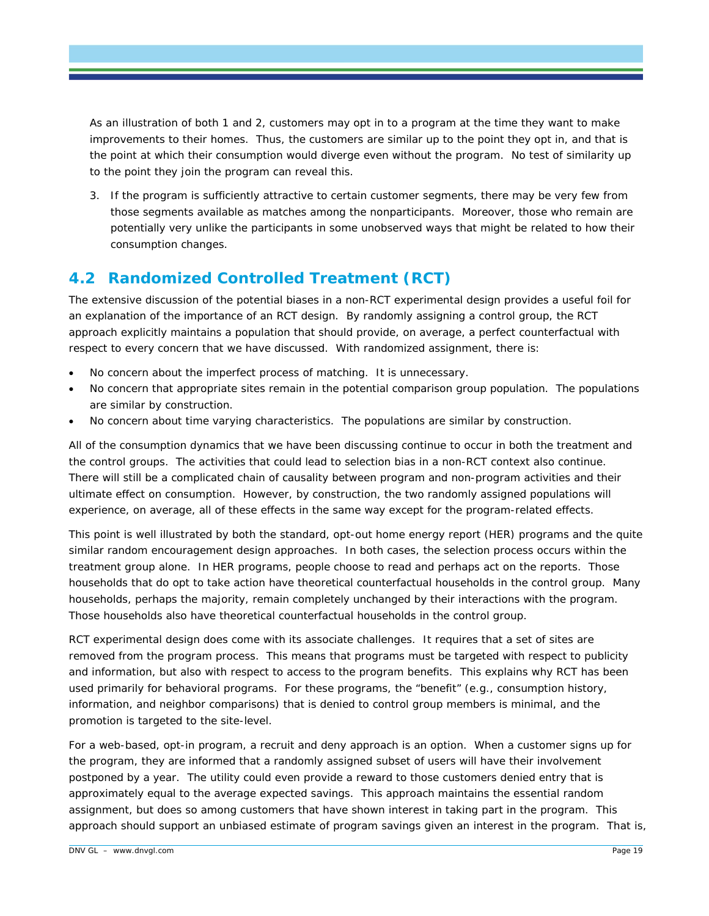As an illustration of both 1 and 2, customers may opt in to a program at the time they want to make improvements to their homes. Thus, the customers are similar up to the point they opt in, and that is the point at which their consumption would diverge even without the program. No test of similarity up to the point they join the program can reveal this.

3. If the program is sufficiently attractive to certain customer segments, there may be very few from those segments available as matches among the nonparticipants. Moreover, those who remain are potentially very unlike the participants in some unobserved ways that might be related to how their consumption changes.

## 4.2 Randomized Controlled Treatment (RCT)

The extensive discussion of the potential biases in a non-RCT experimental design provides a useful foil for an explanation of the importance of an RCT design. By randomly assigning a control group, the RCT approach explicitly maintains a population that should provide, on average, a perfect counterfactual with respect to every concern that we have discussed. With randomized assignment, there is:

- No concern about the imperfect process of matching. It is unnecessary.
- No concern that appropriate sites remain in the potential comparison group population. The populations are similar by construction.
- No concern about time varying characteristics. The populations are similar by construction.

All of the consumption dynamics that we have been discussing continue to occur in both the treatment and the control groups. The activities that could lead to selection bias in a non-RCT context also continue. There will still be a complicated chain of causality between program and non-program activities and their ultimate effect on consumption. However, by construction, the two randomly assigned populations will experience, on average, all of these effects in the same way except for the program-related effects.

This point is well illustrated by both the standard, opt-out home energy report (HER) programs and the quite similar random encouragement design approaches. In both cases, the selection process occurs within the treatment group alone. In HER programs, people choose to read and perhaps act on the reports. Those households that do opt to take action have theoretical counterfactual households in the control group. Many households, perhaps the majority, remain completely unchanged by their interactions with the program. Those households also have theoretical counterfactual households in the control group.

RCT experimental design does come with its associate challenges. It requires that a set of sites are removed from the program process. This means that programs must be targeted with respect to publicity and information, but also with respect to access to the program benefits. This explains why RCT has been used primarily for behavioral programs. For these programs, the "benefit" (e.g., consumption history, information, and neighbor comparisons) that is denied to control group members is minimal, and the promotion is targeted to the site-level.

For a web-based, opt-in program, a recruit and deny approach is an option. When a customer signs up for the program, they are informed that a randomly assigned subset of users will have their involvement postponed by a year. The utility could even provide a reward to those customers denied entry that is approximately equal to the average expected savings. This approach maintains the essential random assignment, but does so among customers that have shown interest in taking part in the program. This approach should support an unbiased estimate of program savings given an interest in the program. That is,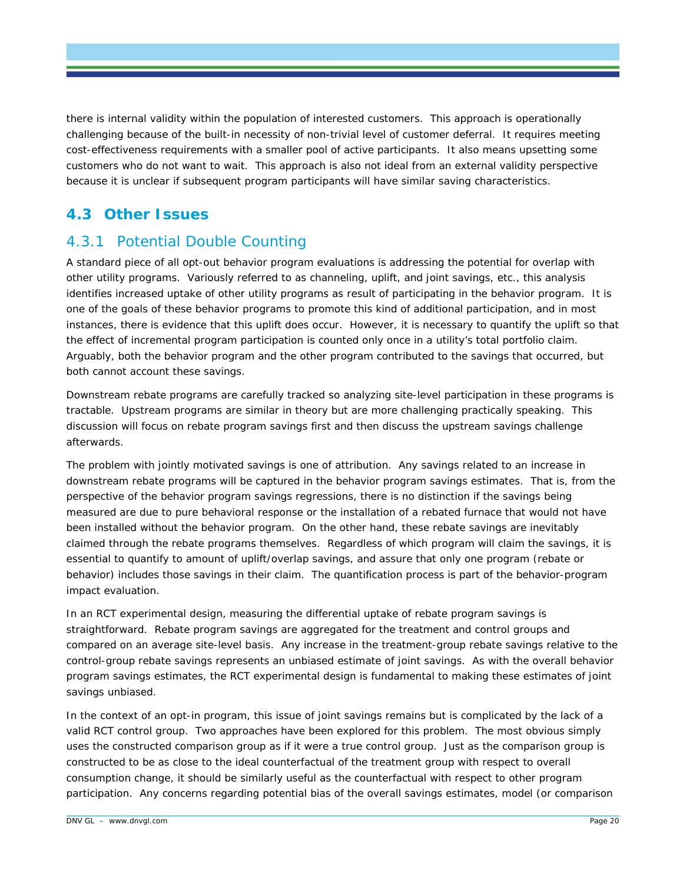there is internal validity within the population of interested customers. This approach is operationally challenging because of the built-in necessity of non-trivial level of customer deferral. It requires meeting cost-effectiveness requirements with a smaller pool of active participants. It also means upsetting some customers who do not want to wait. This approach is also not ideal from an external validity perspective because it is unclear if subsequent program participants will have similar saving characteristics.

## 4.3 Other Issues

### 4.3.1 Potential Double Counting

A standard piece of all opt-out behavior program evaluations is addressing the potential for overlap with other utility programs. Variously referred to as channeling, uplift, and joint savings, etc., this analysis identifies increased uptake of other utility programs as result of participating in the behavior program. It is one of the goals of these behavior programs to promote this kind of additional participation, and in most instances, there is evidence that this uplift does occur. However, it is necessary to quantify the uplift so that the effect of incremental program participation is counted only once in a utility's total portfolio claim. Arguably, both the behavior program and the other program contributed to the savings that occurred, but both cannot account these savings.

Downstream rebate programs are carefully tracked so analyzing site-level participation in these programs is tractable. Upstream programs are similar in theory but are more challenging practically speaking. This discussion will focus on rebate program savings first and then discuss the upstream savings challenge afterwards.

The problem with jointly motivated savings is one of attribution. Any savings related to an increase in downstream rebate programs will be captured in the behavior program savings estimates. That is, from the perspective of the behavior program savings regressions, there is no distinction if the savings being measured are due to pure behavioral response or the installation of a rebated furnace that would not have been installed without the behavior program. On the other hand, these rebate savings are inevitably claimed through the rebate programs themselves. Regardless of which program will claim the savings, it is essential to quantify to amount of uplift/overlap savings, and assure that only one program (rebate or behavior) includes those savings in their claim. The quantification process is part of the behavior-program impact evaluation.

In an RCT experimental design, measuring the differential uptake of rebate program savings is straightforward. Rebate program savings are aggregated for the treatment and control groups and compared on an average site-level basis. Any increase in the treatment-group rebate savings relative to the control-group rebate savings represents an unbiased estimate of joint savings. As with the overall behavior program savings estimates, the RCT experimental design is fundamental to making these estimates of joint savings unbiased.

In the context of an opt-in program, this issue of joint savings remains but is complicated by the lack of a valid RCT control group. Two approaches have been explored for this problem. The most obvious simply uses the constructed comparison group as if it were a true control group. Just as the comparison group is constructed to be as close to the ideal counterfactual of the treatment group with respect to overall consumption change, it should be similarly useful as the counterfactual with respect to other program participation. Any concerns regarding potential bias of the overall savings estimates, model (or comparison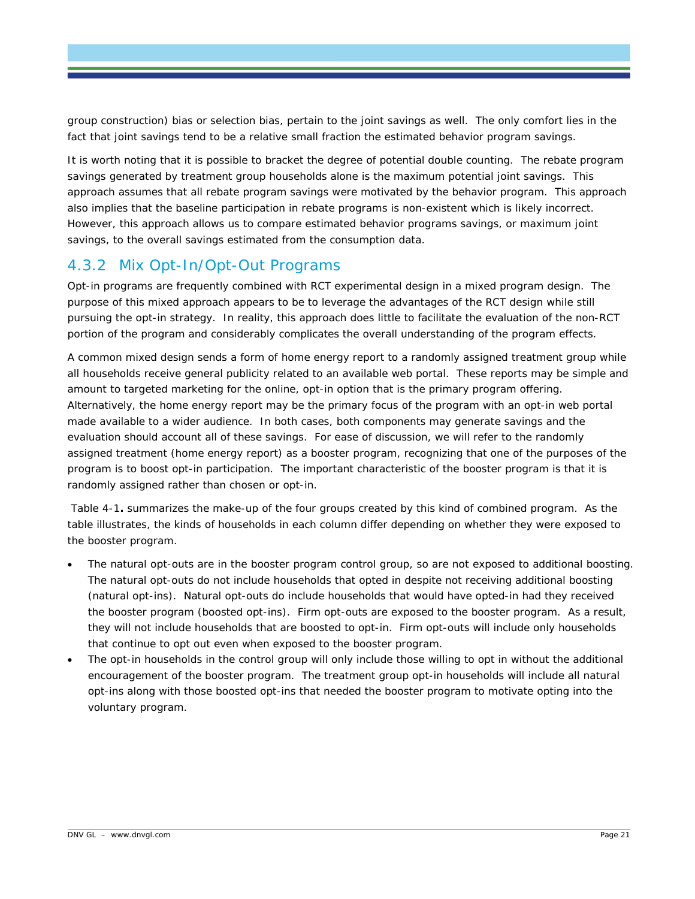group construction) bias or selection bias, pertain to the joint savings as well. The only comfort lies in the fact that joint savings tend to be a relative small fraction the estimated behavior program savings.

It is worth noting that it is possible to bracket the degree of potential double counting. The rebate program savings generated by treatment group households alone is the maximum potential joint savings. This approach assumes that all rebate program savings were motivated by the behavior program. This approach also implies that the baseline participation in rebate programs is non-existent which is likely incorrect. However, this approach allows us to compare estimated behavior programs savings, or maximum joint savings, to the overall savings estimated from the consumption data.

### 4.3.2 Mix Opt-In/Opt-Out Programs

Opt-in programs are frequently combined with RCT experimental design in a mixed program design. The purpose of this mixed approach appears to be to leverage the advantages of the RCT design while still pursuing the opt-in strategy. In reality, this approach does little to facilitate the evaluation of the non-RCT portion of the program and considerably complicates the overall understanding of the program effects.

A common mixed design sends a form of home energy report to a randomly assigned treatment group while all households receive general publicity related to an available web portal. These reports may be simple and amount to targeted marketing for the online, opt-in option that is the primary program offering. Alternatively, the home energy report may be the primary focus of the program with an opt-in web portal made available to a wider audience. In both cases, both components may generate savings and the evaluation should account all of these savings. For ease of discussion, we will refer to the randomly assigned treatment (home energy report) as a booster program, recognizing that one of the purposes of the program is to boost opt-in participation. The important characteristic of the booster program is that it is randomly assigned rather than chosen or opt-in.

Table 4-1**.** summarizes the make-up of the four groups created by this kind of combined program. As the table illustrates, the kinds of households in each column differ depending on whether they were exposed to the booster program.

- The natural opt-outs are in the booster program control group, so are not exposed to additional boosting. The natural opt-outs do not include households that opted in despite not receiving additional boosting (natural opt-ins). Natural opt-outs do include households that would have opted-in had they received the booster program (boosted opt-ins). Firm opt-outs are exposed to the booster program. As a result, they will not include households that are boosted to opt-in. Firm opt-outs will include only households that continue to opt out even when exposed to the booster program.
- The opt-in households in the control group will only include those willing to opt in without the additional encouragement of the booster program. The treatment group opt-in households will include all natural opt-ins along with those boosted opt-ins that needed the booster program to motivate opting into the voluntary program.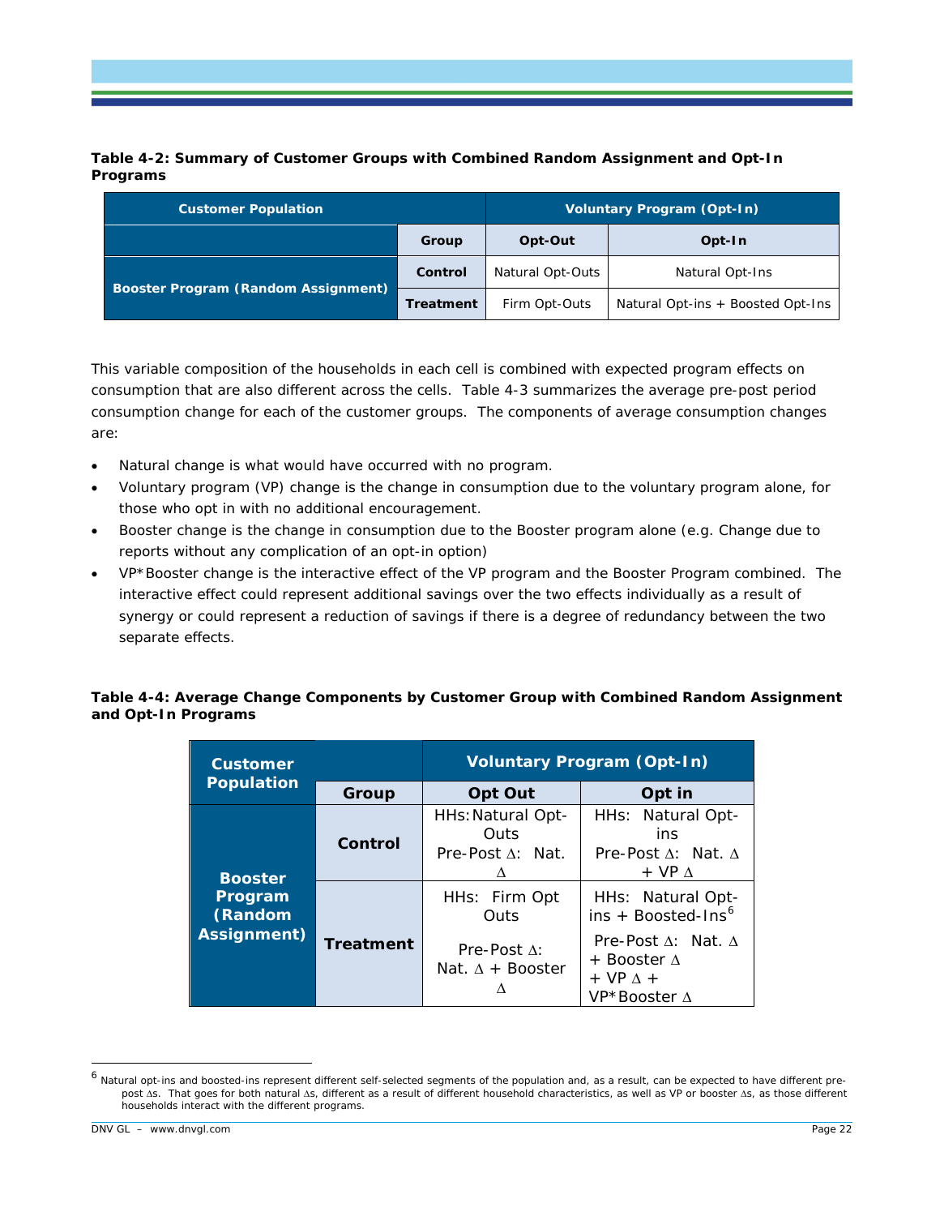**Table 4-2: Summary of Customer Groups with Combined Random Assignment and Opt-In Programs**

| Customer Population | | Voluntary Program (Opt-In) | |
|---|---|---|---|
| | Group | Opt-Out | Opt-In |
| Booster Program (Random Assignment) | Control | Natural Opt-Outs | Natural Opt-Ins |
| | Treatment | Firm Opt-Outs | Natural Opt-ins + Boosted Opt-Ins |

This variable composition of the households in each cell is combined with expected program effects on consumption that are also different across the cells. Table 4-3 summarizes the average pre-post period consumption change for each of the customer groups. The components of average consumption changes are:

- Natural change is what would have occurred with no program.
- Voluntary program (VP) change is the change in consumption due to the voluntary program alone, for those who opt in with no additional encouragement.
- Booster change is the change in consumption due to the Booster program alone (e.g. Change due to reports without any complication of an opt-in option)
- VP*Booster change is the interactive effect of the VP program and the Booster Program combined. The interactive effect could represent additional savings over the two effects individually as a result of synergy or could represent a reduction of savings if there is a degree of redundancy between the two separate effects.

**Table 4-4: Average Change Components by Customer Group with Combined Random Assignment and Opt-In Programs**

| Customer Population | | Voluntary Program (Opt-In) | |
|---|---|---|---|
| | Group | Opt Out | Opt in |
| Booster Program (Random Assignment) | Control | HHs: Natural Opt-Outs<br>Pre-Post Δ: Nat. Δ | HHs: Natural Opt-ins<br>Pre-Post Δ: Nat. Δ + VP Δ |
| | Treatment | HHs: Firm Opt Outs<br>Pre-Post Δ: Nat. Δ + Booster Δ | HHs: Natural Opt-ins + Boosted-Ins[6]<br>Pre-Post Δ: Nat. Δ + Booster Δ + VP Δ + VP*Booster Δ |

[6] Natural opt-ins and boosted-ins represent different self-selected segments of the population and, as a result, can be expected to have different pre-post Δs. That goes for both natural Δs, different as a result of different household characteristics, as well as VP or booster Δs, as those different households interact with the different programs.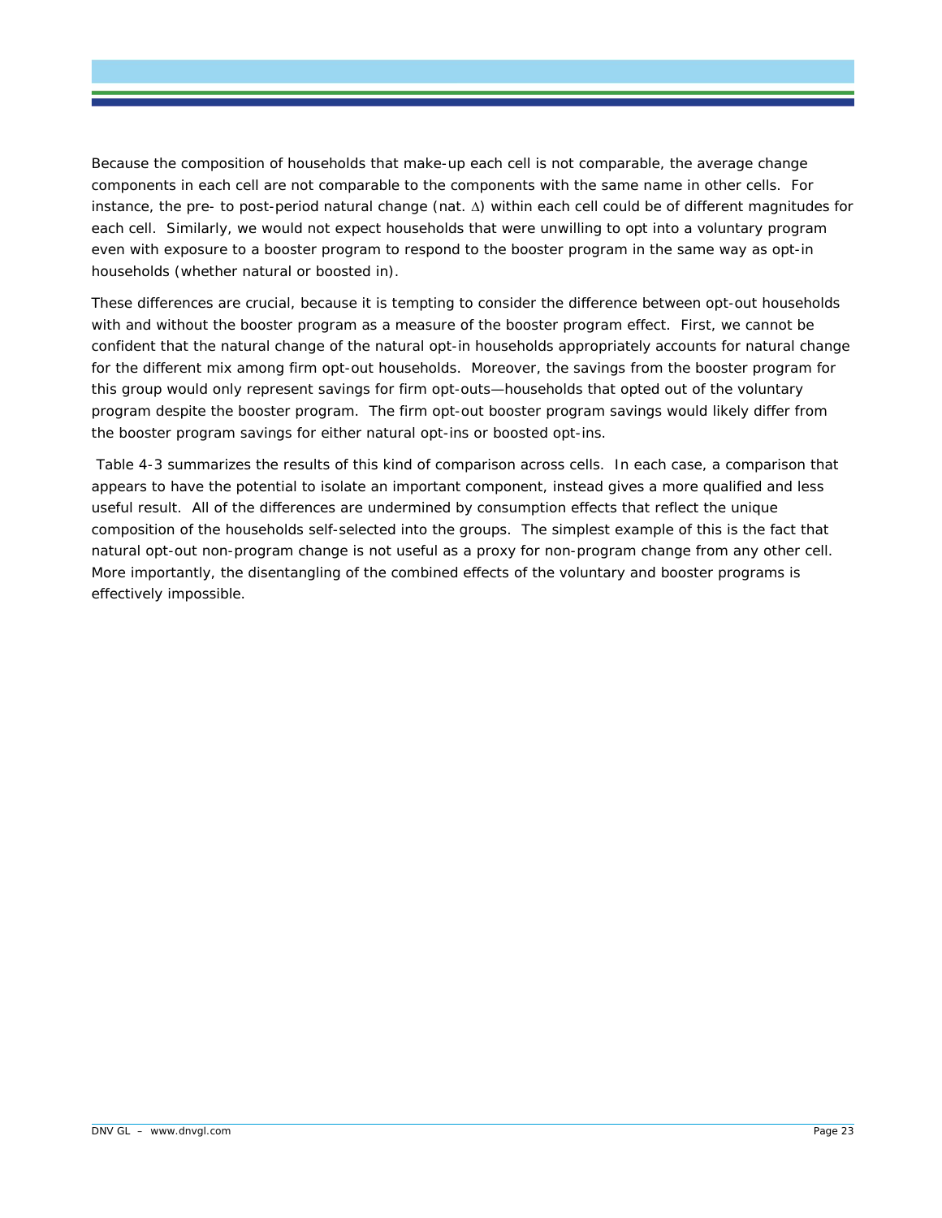Because the composition of households that make-up each cell is not comparable, the average change components in each cell are not comparable to the components with the same name in other cells. For instance, the pre- to post-period natural change (nat. $\Delta$) within each cell could be of different magnitudes for each cell. Similarly, we would not expect households that were unwilling to opt into a voluntary program even with exposure to a booster program to respond to the booster program in the same way as opt-in households (whether natural or boosted in).

These differences are crucial, because it is tempting to consider the difference between opt-out households with and without the booster program as a measure of the booster program effect. First, we cannot be confident that the natural change of the natural opt-in households appropriately accounts for natural change for the different mix among firm opt-out households. Moreover, the savings from the booster program for this group would only represent savings for firm opt-outs—households that opted out of the voluntary program despite the booster program. The firm opt-out booster program savings would likely differ from the booster program savings for either natural opt-ins or boosted opt-ins.

Table 4-3 summarizes the results of this kind of comparison across cells. In each case, a comparison that appears to have the potential to isolate an important component, instead gives a more qualified and less useful result. All of the differences are undermined by consumption effects that reflect the unique composition of the households self-selected into the groups. The simplest example of this is the fact that natural opt-out non-program change is not useful as a proxy for non-program change from any other cell. More importantly, the disentangling of the combined effects of the voluntary and booster programs is effectively impossible.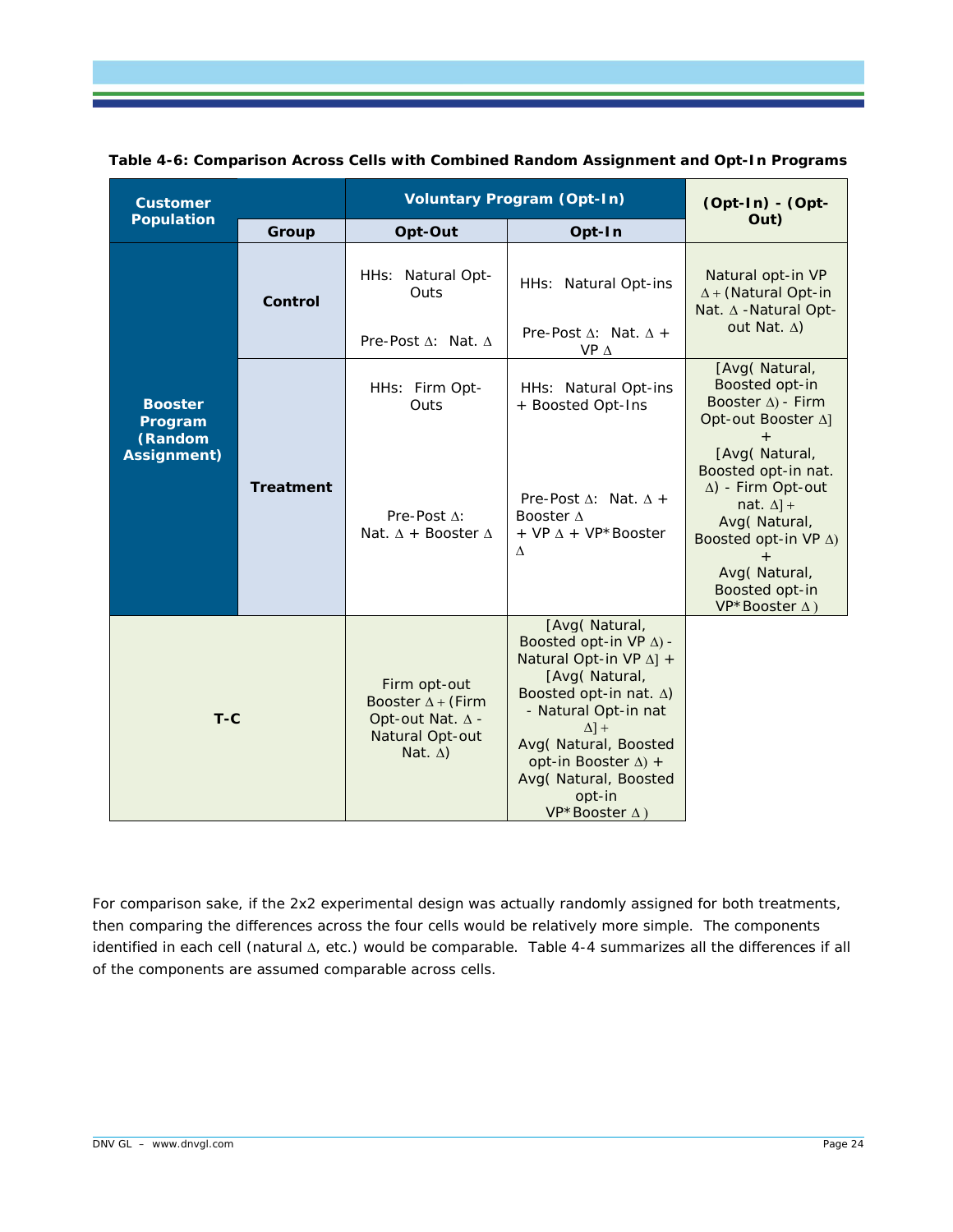**Table 4-6: Comparison Across Cells with Combined Random Assignment and Opt-In Programs**

| Customer Population | | Voluntary Program (Opt-In) | | (Opt-In) - (Opt-Out) |
|---|---|---|---|---|
| | Group | Opt-Out | Opt-In | |
| Booster Program (Random Assignment) | Control | HHs: Natural Opt-Outs<br><br>Pre-Post ∆: Nat. ∆ | HHs: Natural Opt-ins<br><br>Pre-Post ∆: Nat. ∆ + VP ∆ | Natural opt-in VP ∆ + (Natural Opt-in Nat. ∆ - Natural Opt-out Nat. ∆) |
| | Treatment | HHs: Firm Opt-Outs<br><br>Pre-Post ∆: Nat. ∆ + Booster ∆ | HHs: Natural Opt-ins + Boosted Opt-Ins<br><br>Pre-Post ∆: Nat. ∆ + Booster ∆ + VP ∆ + VP*Booster ∆ | [Avg( Natural, Boosted opt-in Booster ∆) - Firm Opt-out Booster ∆] + [Avg( Natural, Boosted opt-in nat. ∆) - Firm Opt-out nat. ∆] + Avg( Natural, Boosted opt-in VP ∆) + Avg( Natural, Boosted opt-in VP*Booster ∆ ) |
| T-C | | Firm opt-out Booster ∆ + (Firm Opt-out Nat. ∆ - Natural Opt-out Nat. ∆) | [Avg( Natural, Boosted opt-in VP ∆) - Natural Opt-in VP ∆] + [Avg( Natural, Boosted opt-in nat. ∆) - Natural Opt-in nat ∆] + Avg( Natural, Boosted opt-in Booster ∆) + Avg( Natural, Boosted opt-in VP*Booster ∆ ) | |

For comparison sake, if the 2x2 experimental design was actually randomly assigned for both treatments, then comparing the differences across the four cells would be relatively more simple. The components identified in each cell (natural ∆, etc.) would be comparable. Table 4-4 summarizes all the differences if all of the components are assumed comparable across cells.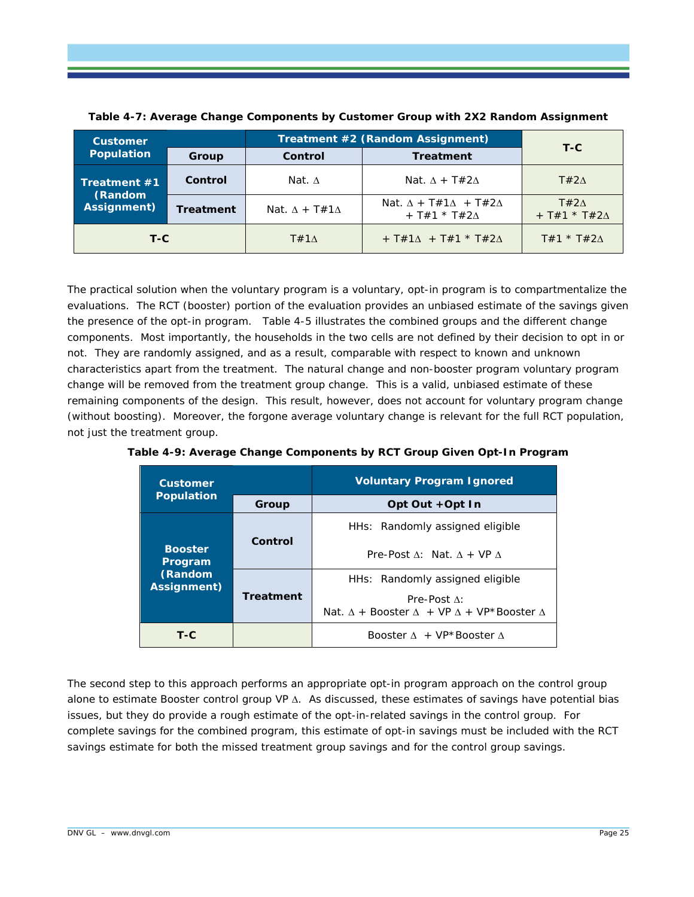**Table 4-7: Average Change Components by Customer Group with 2X2 Random Assignment**

| Customer Population | Group | Treatment #2 (Random Assignment) Control | Treatment #2 (Random Assignment) Treatment | T-C |
|---|---|---|---|---|
| Treatment #1 (Random Assignment) | Control | Nat. ∆ | Nat. ∆ + T#2∆ | T#2∆ |
| | Treatment | Nat. ∆ + T#1∆ | Nat. ∆ + T#1∆ + T#2∆ + T#1 * T#2∆ | T#2∆ + T#1 * T#2∆ |
| T-C | | T#1∆ | + T#1∆ + T#1 * T#2∆ | T#1 * T#2∆ |

The practical solution when the voluntary program is a voluntary, opt-in program is to compartmentalize the evaluations. The RCT (booster) portion of the evaluation provides an unbiased estimate of the savings given the presence of the opt-in program. Table 4-5 illustrates the combined groups and the different change components. Most importantly, the households in the two cells are not defined by their decision to opt in or not. They are randomly assigned, and as a result, comparable with respect to known and unknown characteristics apart from the treatment. The natural change and non-booster program voluntary program change will be removed from the treatment group change. This is a valid, unbiased estimate of these remaining components of the design. This result, however, does not account for voluntary program change (without boosting). Moreover, the forgone average voluntary change is relevant for the full RCT population, not just the treatment group.

**Table 4-9: Average Change Components by RCT Group Given Opt-In Program**

| Customer Population | Group | Voluntary Program Ignored: Opt Out +Opt In |
|---|---|---|
| Booster Program (Random Assignment) | Control | HHs: Randomly assigned eligible<br>Pre-Post ∆: Nat. ∆ + VP ∆ |
| | Treatment | HHs: Randomly assigned eligible<br>Pre-Post ∆: Nat. ∆ + Booster ∆ + VP ∆ + VP*Booster ∆ |
| T-C | | Booster ∆ + VP*Booster ∆ |

The second step to this approach performs an appropriate opt-in program approach on the control group alone to estimate Booster control group VP ∆. As discussed, these estimates of savings have potential bias issues, but they do provide a rough estimate of the opt-in-related savings in the control group. For complete savings for the combined program, this estimate of opt-in savings must be included with the RCT savings estimate for both the missed treatment group savings and for the control group savings.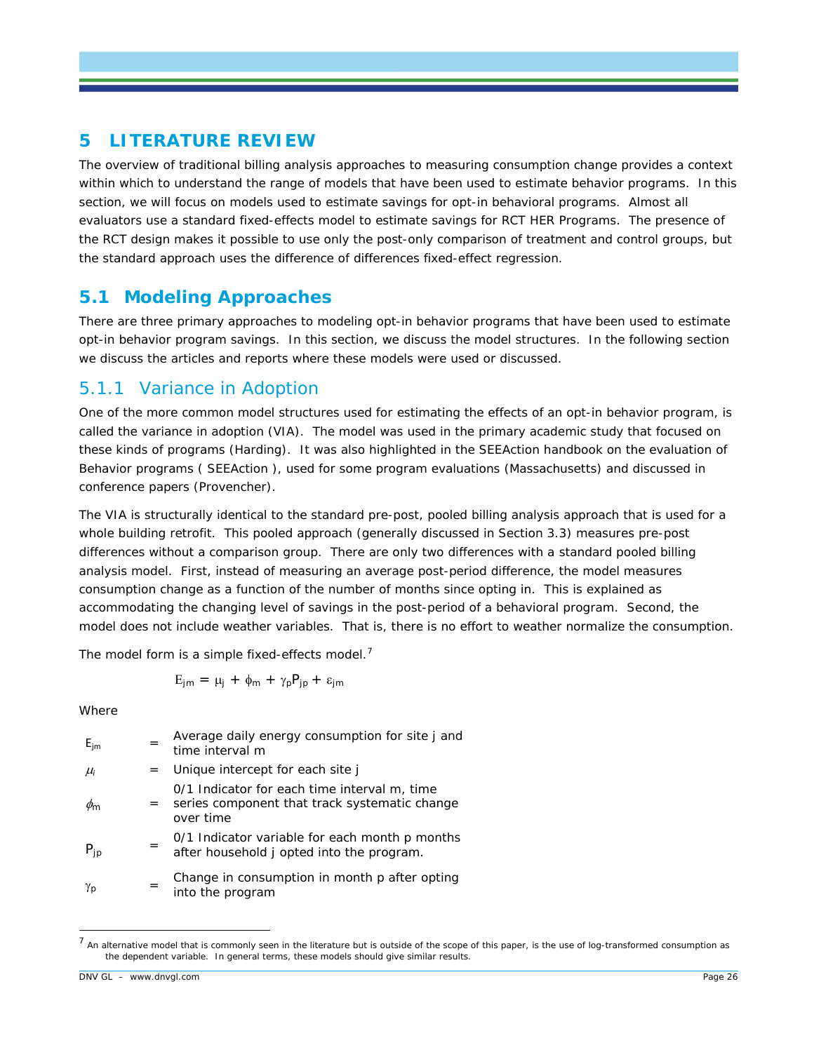# 5 LITERATURE REVIEW

The overview of traditional billing analysis approaches to measuring consumption change provides a context within which to understand the range of models that have been used to estimate behavior programs. In this section, we will focus on models used to estimate savings for opt-in behavioral programs. Almost all evaluators use a standard fixed-effects model to estimate savings for RCT HER Programs. The presence of the RCT design makes it possible to use only the post-only comparison of treatment and control groups, but the standard approach uses the difference of differences fixed-effect regression.

## 5.1 Modeling Approaches

There are three primary approaches to modeling opt-in behavior programs that have been used to estimate opt-in behavior program savings. In this section, we discuss the model structures. In the following section we discuss the articles and reports where these models were used or discussed.

### 5.1.1 Variance in Adoption

One of the more common model structures used for estimating the effects of an opt-in behavior program, is called the variance in adoption (VIA). The model was used in the primary academic study that focused on these kinds of programs (Harding). It was also highlighted in the SEEAction handbook on the evaluation of Behavior programs ( SEEAction ), used for some program evaluations (Massachusetts) and discussed in conference papers (Provencher).

The VIA is structurally identical to the standard pre-post, pooled billing analysis approach that is used for a whole building retrofit. This pooled approach (generally discussed in Section 3.3) measures pre-post differences without a comparison group. There are only two differences with a standard pooled billing analysis model. First, instead of measuring an average post-period difference, the model measures consumption change as a function of the number of months since opting in. This is explained as accommodating the changing level of savings in the post-period of a behavioral program. Second, the model does not include weather variables. That is, there is no effort to weather normalize the consumption.

The model form is a simple fixed-effects model.[7]

$$E_{jm} = \mu_j + \phi_m + \gamma_p P_{jp} + \varepsilon_{jm}$$

Where

| | | |
|---|---|---|
| $E_{jm}$ | = | Average daily energy consumption for site j and time interval m |
| $\mu_i$ | = | Unique intercept for each site j |
| $\phi_m$ | = | 0/1 Indicator for each time interval m, time series component that track systematic change over time |
| $P_{jp}$ | = | 0/1 Indicator variable for each month p months after household j opted into the program. |
| $\gamma_p$ | = | Change in consumption in month p after opting into the program |

[7] An alternative model that is commonly seen in the literature but is outside of the scope of this paper, is the use of log-transformed consumption as the dependent variable. In general terms, these models should give similar results.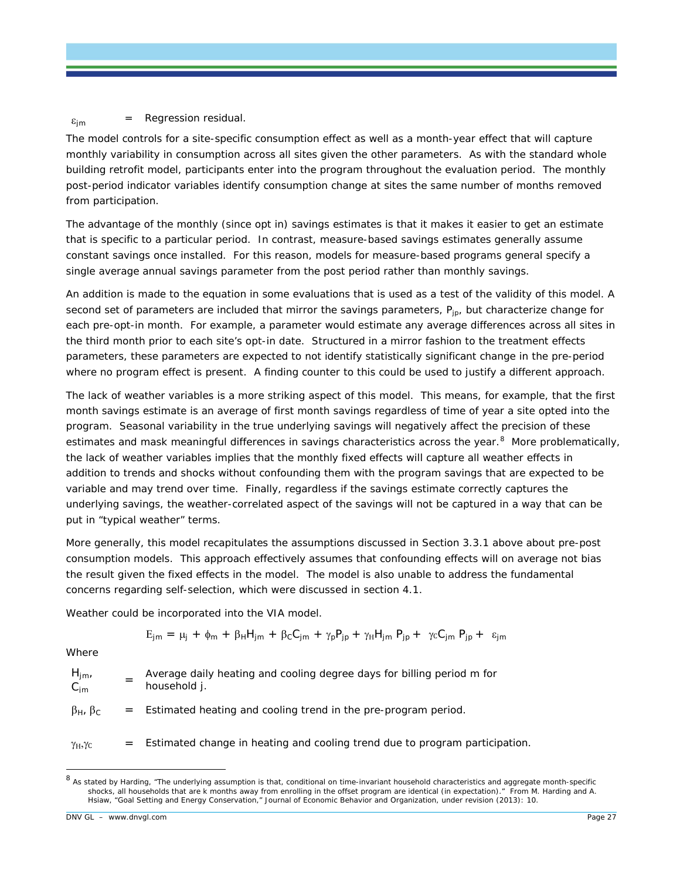$\varepsilon_{jm}$ = Regression residual.

The model controls for a site-specific consumption effect as well as a month-year effect that will capture monthly variability in consumption across all sites given the other parameters. As with the standard whole building retrofit model, participants enter into the program throughout the evaluation period. The monthly post-period indicator variables identify consumption change at sites the same number of months removed from participation.

The advantage of the monthly (since opt in) savings estimates is that it makes it easier to get an estimate that is specific to a particular period. In contrast, measure-based savings estimates generally assume constant savings once installed. For this reason, models for measure-based programs general specify a single average annual savings parameter from the post period rather than monthly savings.

An addition is made to the equation in some evaluations that is used as a test of the validity of this model. A second set of parameters are included that mirror the savings parameters, $P_{jp}$, but characterize change for each pre-opt-in month. For example, a parameter would estimate any average differences across all sites in the third month prior to each site's opt-in date. Structured in a mirror fashion to the treatment effects parameters, these parameters are expected to not identify statistically significant change in the pre-period where no program effect is present. A finding counter to this could be used to justify a different approach.

The lack of weather variables is a more striking aspect of this model. This means, for example, that the first month savings estimate is an average of first month savings regardless of time of year a site opted into the program. Seasonal variability in the true underlying savings will negatively affect the precision of these estimates and mask meaningful differences in savings characteristics across the year.[8] More problematically, the lack of weather variables implies that the monthly fixed effects will capture all weather effects in addition to trends and shocks without confounding them with the program savings that are expected to be variable and may trend over time. Finally, regardless if the savings estimate correctly captures the underlying savings, the weather-correlated aspect of the savings will not be captured in a way that can be put in "typical weather" terms.

More generally, this model recapitulates the assumptions discussed in Section 3.3.1 above about pre-post consumption models. This approach effectively assumes that confounding effects will on average not bias the result given the fixed effects in the model. The model is also unable to address the fundamental concerns regarding self-selection, which were discussed in section 4.1.

Weather could be incorporated into the VIA model.

$$E_{jm} = \mu_j + \phi_m + \beta_H H_{jm} + \beta_C C_{jm} + \gamma_p P_{jp} + \gamma_H H_{jm} P_{jp} + \gamma_C C_{jm} P_{jp} + \varepsilon_{jm}$$

Where

| | | |
|---|---|---|
| $H_{jm}$, $C_{jm}$ | = | Average daily heating and cooling degree days for billing period m for household j. |
| $\beta_H$, $\beta_C$ | = | Estimated heating and cooling trend in the pre-program period. |
| $\gamma_H$, $\gamma_C$ | = | Estimated change in heating and cooling trend due to program participation. |

[8] As stated by Harding, "The underlying assumption is that, conditional on time-invariant household characteristics and aggregate month-specific shocks, all households that are k months away from enrolling in the offset program are identical (in expectation)." From M. Harding and A. Hsiaw, "Goal Setting and Energy Conservation," Journal of Economic Behavior and Organization, under revision (2013): 10.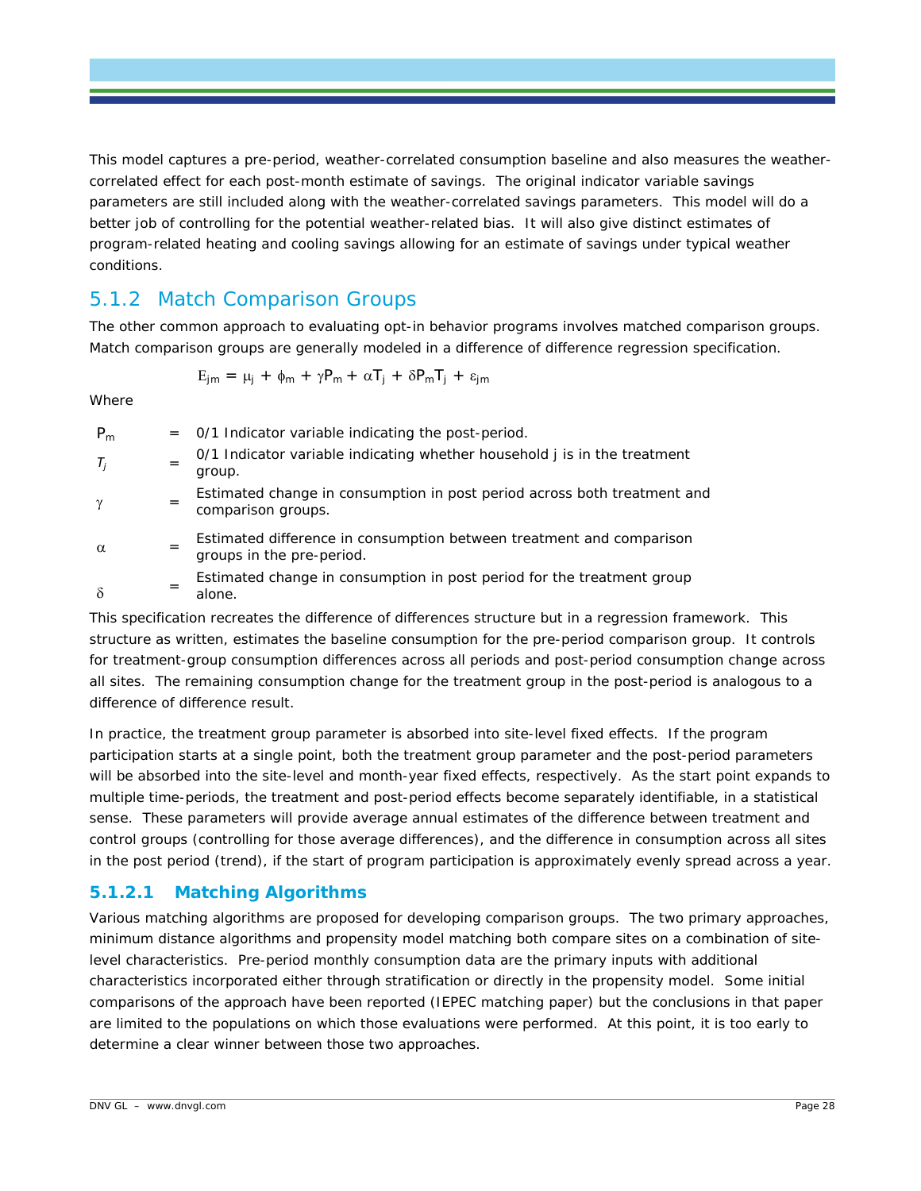This model captures a pre-period, weather-correlated consumption baseline and also measures the weather-correlated effect for each post-month estimate of savings. The original indicator variable savings parameters are still included along with the weather-correlated savings parameters. This model will do a better job of controlling for the potential weather-related bias. It will also give distinct estimates of program-related heating and cooling savings allowing for an estimate of savings under typical weather conditions.

## 5.1.2 Match Comparison Groups

The other common approach to evaluating opt-in behavior programs involves matched comparison groups. Match comparison groups are generally modeled in a difference of difference regression specification.

$$E_{jm} = \mu_j + \phi_m + \gamma P_m + \alpha T_j + \delta P_m T_j + \varepsilon_{jm}$$

Where

| | | |
|---|---|---|
| $P_m$ | = | 0/1 Indicator variable indicating the post-period. |
| $T_j$ | = | 0/1 Indicator variable indicating whether household j is in the treatment group. |
| $\gamma$ | = | Estimated change in consumption in post period across both treatment and comparison groups. |
| $\alpha$ | = | Estimated difference in consumption between treatment and comparison groups in the pre-period. |
| $\delta$ | = | Estimated change in consumption in post period for the treatment group alone. |

This specification recreates the difference of differences structure but in a regression framework. This structure as written, estimates the baseline consumption for the pre-period comparison group. It controls for treatment-group consumption differences across all periods and post-period consumption change across all sites. The remaining consumption change for the treatment group in the post-period is analogous to a difference of difference result.

In practice, the treatment group parameter is absorbed into site-level fixed effects. If the program participation starts at a single point, both the treatment group parameter and the post-period parameters will be absorbed into the site-level and month-year fixed effects, respectively. As the start point expands to multiple time-periods, the treatment and post-period effects become separately identifiable, in a statistical sense. These parameters will provide average annual estimates of the difference between treatment and control groups (controlling for those average differences), and the difference in consumption across all sites in the post period (trend), if the start of program participation is approximately evenly spread across a year.

### 5.1.2.1 Matching Algorithms

Various matching algorithms are proposed for developing comparison groups. The two primary approaches, minimum distance algorithms and propensity model matching both compare sites on a combination of site-level characteristics. Pre-period monthly consumption data are the primary inputs with additional characteristics incorporated either through stratification or directly in the propensity model. Some initial comparisons of the approach have been reported (IEPEC matching paper) but the conclusions in that paper are limited to the populations on which those evaluations were performed. At this point, it is too early to determine a clear winner between those two approaches.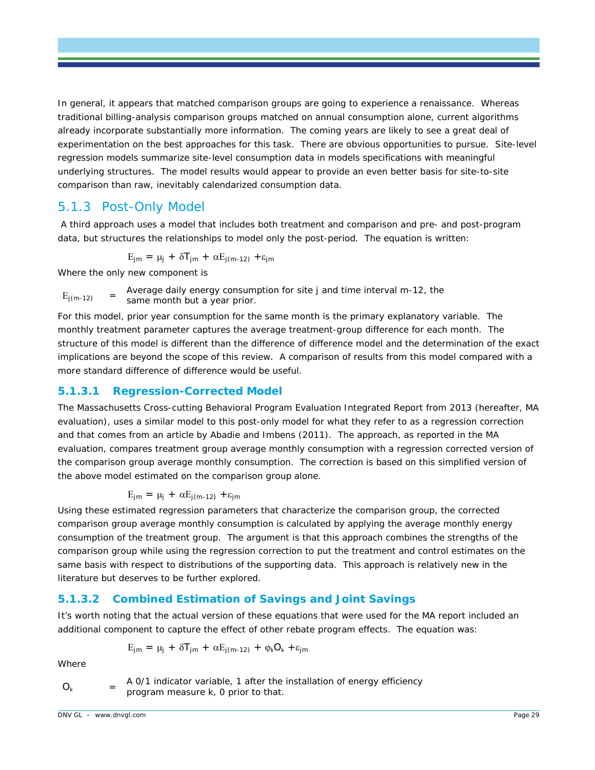In general, it appears that matched comparison groups are going to experience a renaissance. Whereas traditional billing-analysis comparison groups matched on annual consumption alone, current algorithms already incorporate substantially more information. The coming years are likely to see a great deal of experimentation on the best approaches for this task. There are obvious opportunities to pursue. Site-level regression models summarize site-level consumption data in models specifications with meaningful underlying structures. The model results would appear to provide an even better basis for site-to-site comparison than raw, inevitably calendarized consumption data.

## 5.1.3 Post-Only Model

A third approach uses a model that includes both treatment and comparison and pre- and post-program data, but structures the relationships to model only the post-period. The equation is written:

$$E_{jm} = \mu_j + \delta T_{jm} + \alpha E_{j(m-12)} + \varepsilon_{jm}$$

Where the only new component is

$E_{j(m-12)}$ = Average daily energy consumption for site j and time interval m-12, the same month but a year prior.

For this model, prior year consumption for the same month is the primary explanatory variable. The monthly treatment parameter captures the average treatment-group difference for each month. The structure of this model is different than the difference of difference model and the determination of the exact implications are beyond the scope of this review. A comparison of results from this model compared with a more standard difference of difference would be useful.

### 5.1.3.1 Regression-Corrected Model

The Massachusetts Cross-cutting Behavioral Program Evaluation Integrated Report from 2013 (hereafter, MA evaluation), uses a similar model to this post-only model for what they refer to as a regression correction and that comes from an article by Abadie and Imbens (2011). The approach, as reported in the MA evaluation, compares treatment group average monthly consumption with a regression corrected version of the comparison group average monthly consumption. The correction is based on this simplified version of the above model estimated on the comparison group alone.

$$E_{jm} = \mu_j + \alpha E_{j(m-12)} + \varepsilon_{jm}$$

Using these estimated regression parameters that characterize the comparison group, the corrected comparison group average monthly consumption is calculated by applying the average monthly energy consumption of the treatment group. The argument is that this approach combines the strengths of the comparison group while using the regression correction to put the treatment and control estimates on the same basis with respect to distributions of the supporting data. This approach is relatively new in the literature but deserves to be further explored.

### 5.1.3.2 Combined Estimation of Savings and Joint Savings

It's worth noting that the actual version of these equations that were used for the MA report included an additional component to capture the effect of other rebate program effects. The equation was:

$$E_{jm} = \mu_j + \delta T_{jm} + \alpha E_{j(m-12)} + \varphi_k O_k + \varepsilon_{jm}$$

Where

$O_k$ = A 0/1 indicator variable, 1 after the installation of energy efficiency program measure k, 0 prior to that.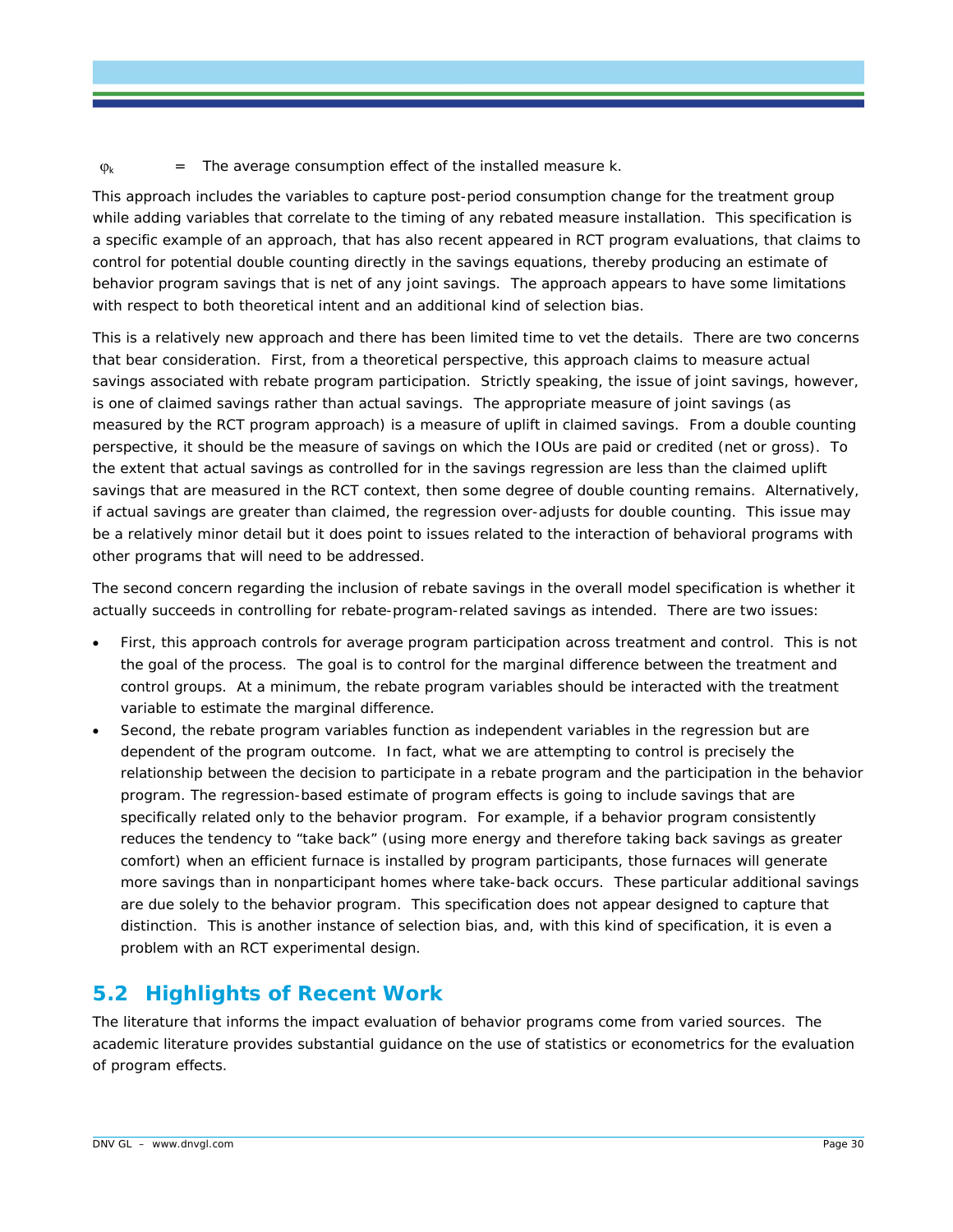$\varphi_k$ = The average consumption effect of the installed measure k.

This approach includes the variables to capture post-period consumption change for the treatment group while adding variables that correlate to the timing of any rebated measure installation. This specification is a specific example of an approach, that has also recent appeared in RCT program evaluations, that claims to control for potential double counting directly in the savings equations, thereby producing an estimate of behavior program savings that is net of any joint savings. The approach appears to have some limitations with respect to both theoretical intent and an additional kind of selection bias.

This is a relatively new approach and there has been limited time to vet the details. There are two concerns that bear consideration. First, from a theoretical perspective, this approach claims to measure actual savings associated with rebate program participation. Strictly speaking, the issue of joint savings, however, is one of claimed savings rather than actual savings. The appropriate measure of joint savings (as measured by the RCT program approach) is a measure of uplift in claimed savings. From a double counting perspective, it should be the measure of savings on which the IOUs are paid or credited (net or gross). To the extent that actual savings as controlled for in the savings regression are less than the claimed uplift savings that are measured in the RCT context, then some degree of double counting remains. Alternatively, if actual savings are greater than claimed, the regression over-adjusts for double counting. This issue may be a relatively minor detail but it does point to issues related to the interaction of behavioral programs with other programs that will need to be addressed.

The second concern regarding the inclusion of rebate savings in the overall model specification is whether it actually succeeds in controlling for rebate-program-related savings as intended. There are two issues:

- First, this approach controls for average program participation across treatment and control. This is not the goal of the process. The goal is to control for the marginal difference between the treatment and control groups. At a minimum, the rebate program variables should be interacted with the treatment variable to estimate the marginal difference.
- Second, the rebate program variables function as independent variables in the regression but are dependent of the program outcome. In fact, what we are attempting to control is precisely the relationship between the decision to participate in a rebate program and the participation in the behavior program. The regression-based estimate of program effects is going to include savings that are specifically related only to the behavior program. For example, if a behavior program consistently reduces the tendency to "take back" (using more energy and therefore taking back savings as greater comfort) when an efficient furnace is installed by program participants, those furnaces will generate more savings than in nonparticipant homes where take-back occurs. These particular additional savings are due solely to the behavior program. This specification does not appear designed to capture that distinction. This is another instance of selection bias, and, with this kind of specification, it is even a problem with an RCT experimental design.

## 5.2 Highlights of Recent Work

The literature that informs the impact evaluation of behavior programs come from varied sources. The academic literature provides substantial guidance on the use of statistics or econometrics for the evaluation of program effects.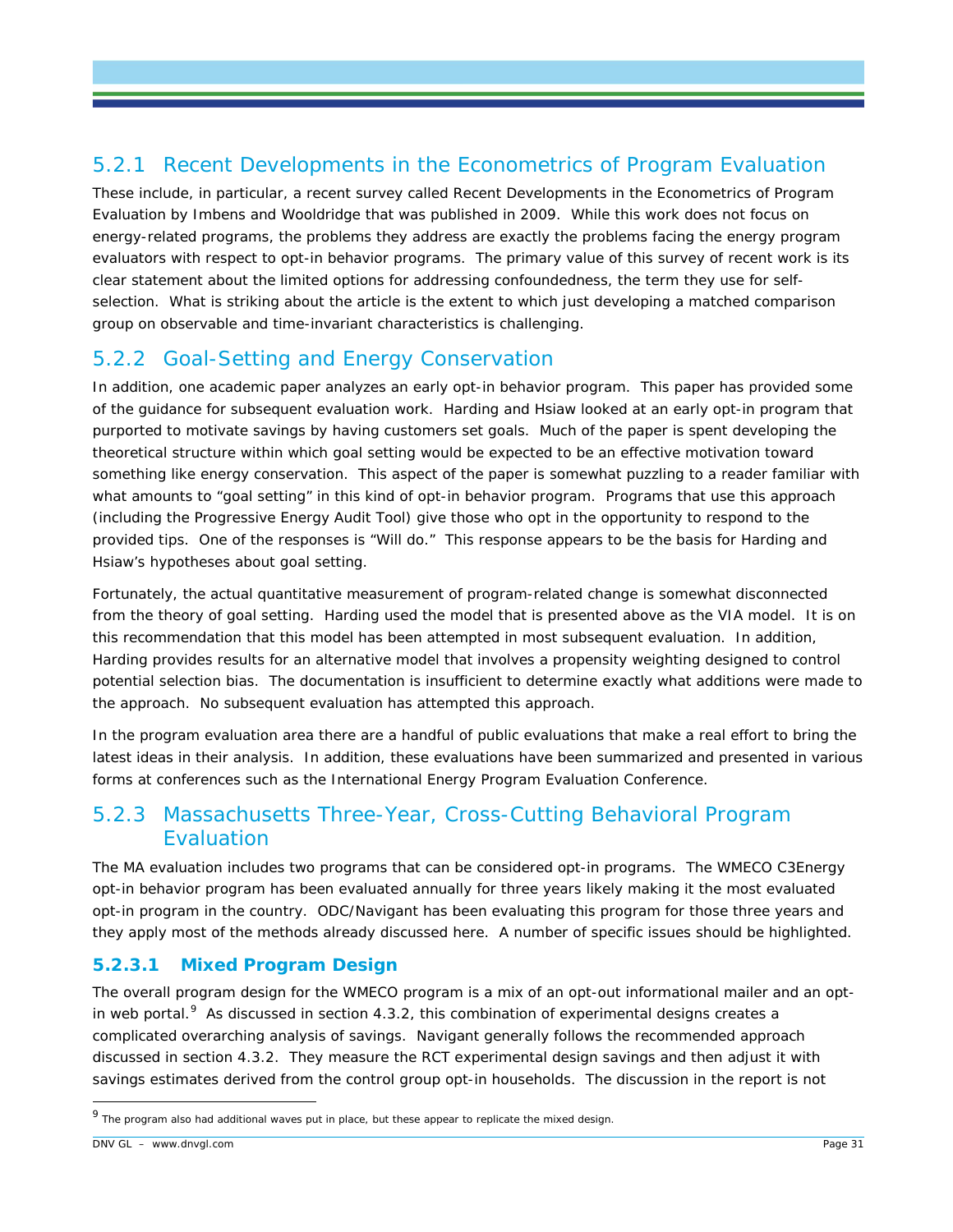### 5.2.1 Recent Developments in the Econometrics of Program Evaluation

These include, in particular, a recent survey called Recent Developments in the Econometrics of Program Evaluation by Imbens and Wooldridge that was published in 2009. While this work does not focus on energy-related programs, the problems they address are exactly the problems facing the energy program evaluators with respect to opt-in behavior programs. The primary value of this survey of recent work is its clear statement about the limited options for addressing confoundedness, the term they use for self-selection. What is striking about the article is the extent to which just developing a matched comparison group on observable and time-invariant characteristics is challenging.

### 5.2.2 Goal-Setting and Energy Conservation

In addition, one academic paper analyzes an early opt-in behavior program. This paper has provided some of the guidance for subsequent evaluation work. Harding and Hsiaw looked at an early opt-in program that purported to motivate savings by having customers set goals. Much of the paper is spent developing the theoretical structure within which goal setting would be expected to be an effective motivation toward something like energy conservation. This aspect of the paper is somewhat puzzling to a reader familiar with what amounts to "goal setting" in this kind of opt-in behavior program. Programs that use this approach (including the Progressive Energy Audit Tool) give those who opt in the opportunity to respond to the provided tips. One of the responses is "Will do." This response appears to be the basis for Harding and Hsiaw's hypotheses about goal setting.

Fortunately, the actual quantitative measurement of program-related change is somewhat disconnected from the theory of goal setting. Harding used the model that is presented above as the VIA model. It is on this recommendation that this model has been attempted in most subsequent evaluation. In addition, Harding provides results for an alternative model that involves a propensity weighting designed to control potential selection bias. The documentation is insufficient to determine exactly what additions were made to the approach. No subsequent evaluation has attempted this approach.

In the program evaluation area there are a handful of public evaluations that make a real effort to bring the latest ideas in their analysis. In addition, these evaluations have been summarized and presented in various forms at conferences such as the International Energy Program Evaluation Conference.

### 5.2.3 Massachusetts Three-Year, Cross-Cutting Behavioral Program Evaluation

The MA evaluation includes two programs that can be considered opt-in programs. The WMECO C3Energy opt-in behavior program has been evaluated annually for three years likely making it the most evaluated opt-in program in the country. ODC/Navigant has been evaluating this program for those three years and they apply most of the methods already discussed here. A number of specific issues should be highlighted.

#### 5.2.3.1 Mixed Program Design

The overall program design for the WMECO program is a mix of an opt-out informational mailer and an opt-in web portal.[9] As discussed in section 4.3.2, this combination of experimental designs creates a complicated overarching analysis of savings. Navigant generally follows the recommended approach discussed in section 4.3.2. They measure the RCT experimental design savings and then adjust it with savings estimates derived from the control group opt-in households. The discussion in the report is not

[9] The program also had additional waves put in place, but these appear to replicate the mixed design.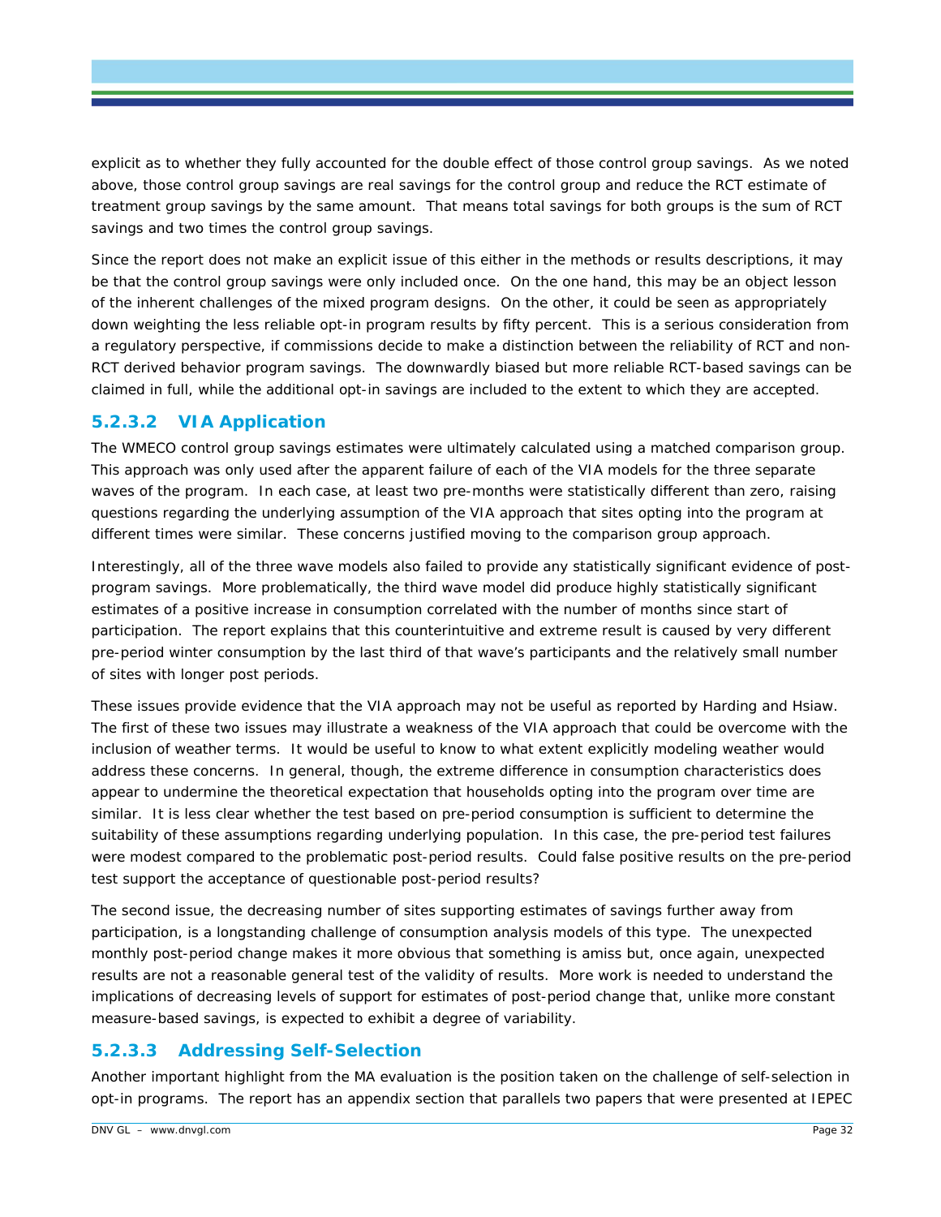explicit as to whether they fully accounted for the double effect of those control group savings. As we noted above, those control group savings are real savings for the control group and reduce the RCT estimate of treatment group savings by the same amount. That means total savings for both groups is the sum of RCT savings and two times the control group savings.

Since the report does not make an explicit issue of this either in the methods or results descriptions, it may be that the control group savings were only included once. On the one hand, this may be an object lesson of the inherent challenges of the mixed program designs. On the other, it could be seen as appropriately down weighting the less reliable opt-in program results by fifty percent. This is a serious consideration from a regulatory perspective, if commissions decide to make a distinction between the reliability of RCT and non-RCT derived behavior program savings. The downwardly biased but more reliable RCT-based savings can be claimed in full, while the additional opt-in savings are included to the extent to which they are accepted.

### 5.2.3.2 VIA Application

The WMECO control group savings estimates were ultimately calculated using a matched comparison group. This approach was only used after the apparent failure of each of the VIA models for the three separate waves of the program. In each case, at least two pre-months were statistically different than zero, raising questions regarding the underlying assumption of the VIA approach that sites opting into the program at different times were similar. These concerns justified moving to the comparison group approach.

Interestingly, all of the three wave models also failed to provide any statistically significant evidence of post-program savings. More problematically, the third wave model did produce highly statistically significant estimates of a positive increase in consumption correlated with the number of months since start of participation. The report explains that this counterintuitive and extreme result is caused by very different pre-period winter consumption by the last third of that wave's participants and the relatively small number of sites with longer post periods.

These issues provide evidence that the VIA approach may not be useful as reported by Harding and Hsiaw. The first of these two issues may illustrate a weakness of the VIA approach that could be overcome with the inclusion of weather terms. It would be useful to know to what extent explicitly modeling weather would address these concerns. In general, though, the extreme difference in consumption characteristics does appear to undermine the theoretical expectation that households opting into the program over time are similar. It is less clear whether the test based on pre-period consumption is sufficient to determine the suitability of these assumptions regarding underlying population. In this case, the pre-period test failures were modest compared to the problematic post-period results. Could false positive results on the pre-period test support the acceptance of questionable post-period results?

The second issue, the decreasing number of sites supporting estimates of savings further away from participation, is a longstanding challenge of consumption analysis models of this type. The unexpected monthly post-period change makes it more obvious that something is amiss but, once again, unexpected results are not a reasonable general test of the validity of results. More work is needed to understand the implications of decreasing levels of support for estimates of post-period change that, unlike more constant measure-based savings, is expected to exhibit a degree of variability.

### 5.2.3.3 Addressing Self-Selection

Another important highlight from the MA evaluation is the position taken on the challenge of self-selection in opt-in programs. The report has an appendix section that parallels two papers that were presented at IEPEC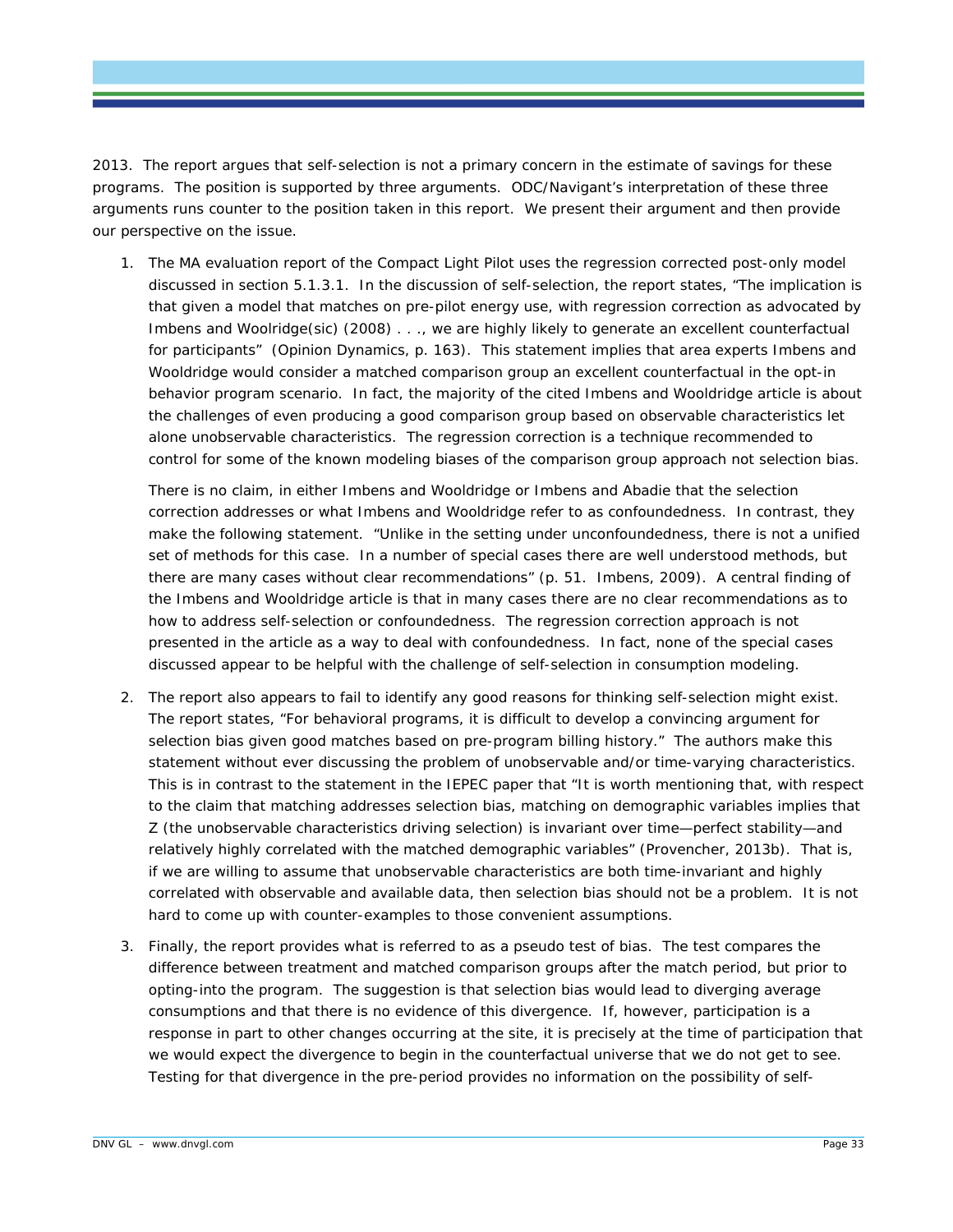2013. The report argues that self-selection is not a primary concern in the estimate of savings for these programs. The position is supported by three arguments. ODC/Navigant's interpretation of these three arguments runs counter to the position taken in this report. We present their argument and then provide our perspective on the issue.

1. The MA evaluation report of the Compact Light Pilot uses the regression corrected post-only model discussed in section 5.1.3.1. In the discussion of self-selection, the report states, "The implication is that given a model that matches on pre-pilot energy use, with regression correction as advocated by Imbens and Woolridge(sic) (2008) . . ., we are highly likely to generate an excellent counterfactual for participants" (Opinion Dynamics, p. 163). This statement implies that area experts Imbens and Wooldridge would consider a matched comparison group an excellent counterfactual in the opt-in behavior program scenario. In fact, the majority of the cited Imbens and Wooldridge article is about the challenges of even producing a good comparison group based on observable characteristics let alone unobservable characteristics. The regression correction is a technique recommended to control for some of the known modeling biases of the comparison group approach not selection bias.

   There is no claim, in either Imbens and Wooldridge or Imbens and Abadie that the selection correction addresses or what Imbens and Wooldridge refer to as confoundedness. In contrast, they make the following statement. "Unlike in the setting under unconfoundedness, there is not a unified set of methods for this case. In a number of special cases there are well understood methods, but there are many cases without clear recommendations" (p. 51. Imbens, 2009). A central finding of the Imbens and Wooldridge article is that in many cases there are no clear recommendations as to how to address self-selection or confoundedness. The regression correction approach is not presented in the article as a way to deal with confoundedness. In fact, none of the special cases discussed appear to be helpful with the challenge of self-selection in consumption modeling.

2. The report also appears to fail to identify any good reasons for thinking self-selection might exist. The report states, "For behavioral programs, it is difficult to develop a convincing argument for selection bias given good matches based on pre-program billing history." The authors make this statement without ever discussing the problem of unobservable and/or time-varying characteristics. This is in contrast to the statement in the IEPEC paper that "It is worth mentioning that, with respect to the claim that matching addresses selection bias, matching on demographic variables implies that Z (the unobservable characteristics driving selection) is invariant over time—perfect stability—and relatively highly correlated with the matched demographic variables" (Provencher, 2013b). That is, if we are willing to assume that unobservable characteristics are both time-invariant and highly correlated with observable and available data, then selection bias should not be a problem. It is not hard to come up with counter-examples to those convenient assumptions.

3. Finally, the report provides what is referred to as a pseudo test of bias. The test compares the difference between treatment and matched comparison groups after the match period, but prior to opting-into the program. The suggestion is that selection bias would lead to diverging average consumptions and that there is no evidence of this divergence. If, however, participation is a response in part to other changes occurring at the site, it is precisely at the time of participation that we would expect the divergence to begin in the counterfactual universe that we do not get to see. Testing for that divergence in the pre-period provides no information on the possibility of self-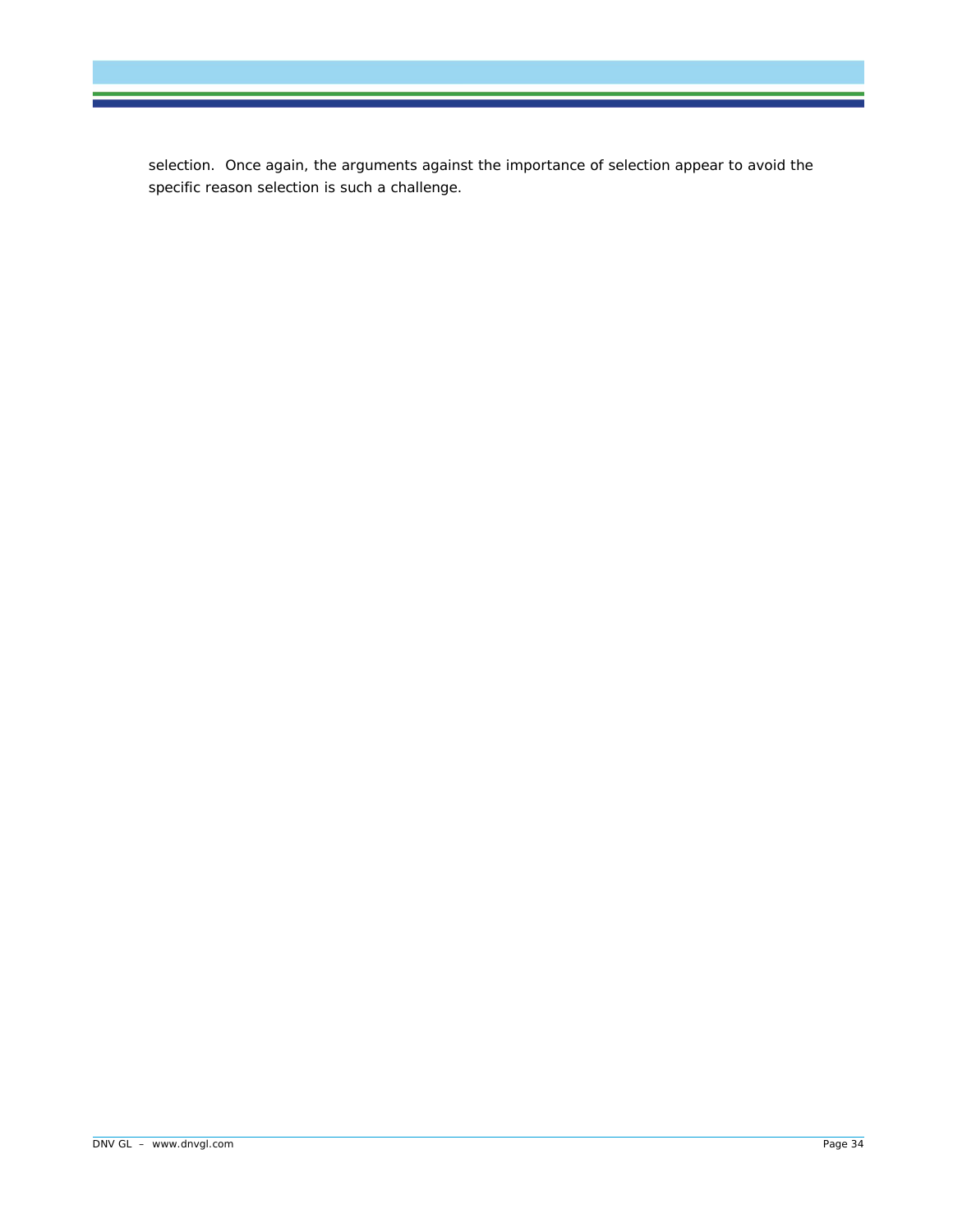selection.  Once again, the arguments against the importance of selection appear to avoid the specific reason selection is such a challenge.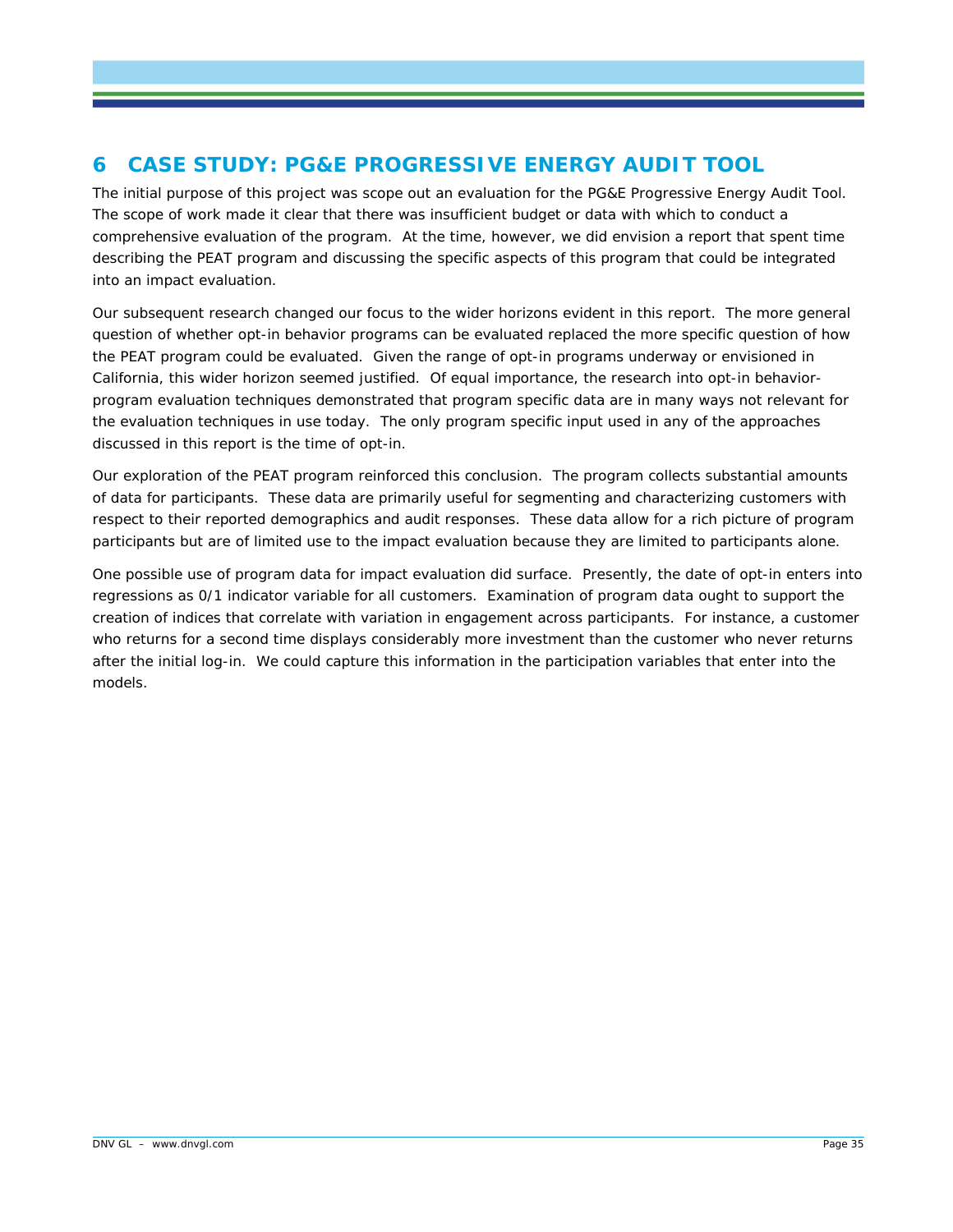# 6 CASE STUDY: PG&E PROGRESSIVE ENERGY AUDIT TOOL

The initial purpose of this project was scope out an evaluation for the PG&E Progressive Energy Audit Tool. The scope of work made it clear that there was insufficient budget or data with which to conduct a comprehensive evaluation of the program. At the time, however, we did envision a report that spent time describing the PEAT program and discussing the specific aspects of this program that could be integrated into an impact evaluation.

Our subsequent research changed our focus to the wider horizons evident in this report. The more general question of whether opt-in behavior programs can be evaluated replaced the more specific question of how the PEAT program could be evaluated. Given the range of opt-in programs underway or envisioned in California, this wider horizon seemed justified. Of equal importance, the research into opt-in behavior-program evaluation techniques demonstrated that program specific data are in many ways not relevant for the evaluation techniques in use today. The only program specific input used in any of the approaches discussed in this report is the time of opt-in.

Our exploration of the PEAT program reinforced this conclusion. The program collects substantial amounts of data for participants. These data are primarily useful for segmenting and characterizing customers with respect to their reported demographics and audit responses. These data allow for a rich picture of program participants but are of limited use to the impact evaluation because they are limited to participants alone.

One possible use of program data for impact evaluation did surface. Presently, the date of opt-in enters into regressions as 0/1 indicator variable for all customers. Examination of program data ought to support the creation of indices that correlate with variation in engagement across participants. For instance, a customer who returns for a second time displays considerably more investment than the customer who never returns after the initial log-in. We could capture this information in the participation variables that enter into the models.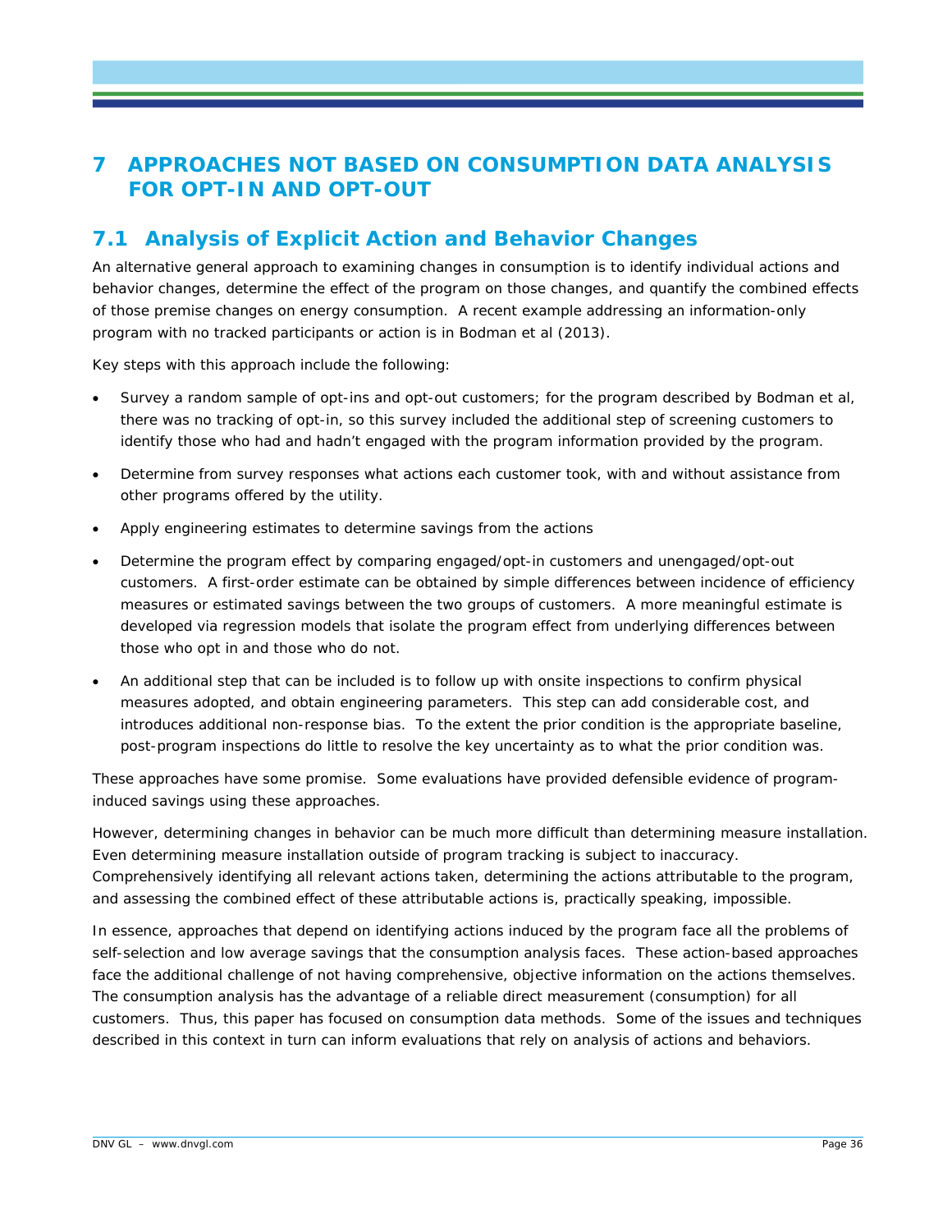# 7 APPROACHES NOT BASED ON CONSUMPTION DATA ANALYSIS FOR OPT-IN AND OPT-OUT

## 7.1 Analysis of Explicit Action and Behavior Changes

An alternative general approach to examining changes in consumption is to identify individual actions and behavior changes, determine the effect of the program on those changes, and quantify the combined effects of those premise changes on energy consumption. A recent example addressing an information-only program with no tracked participants or action is in Bodman et al (2013).

Key steps with this approach include the following:

- Survey a random sample of opt-ins and opt-out customers; for the program described by Bodman et al, there was no tracking of opt-in, so this survey included the additional step of screening customers to identify those who had and hadn't engaged with the program information provided by the program.
- Determine from survey responses what actions each customer took, with and without assistance from other programs offered by the utility.
- Apply engineering estimates to determine savings from the actions
- Determine the program effect by comparing engaged/opt-in customers and unengaged/opt-out customers. A first-order estimate can be obtained by simple differences between incidence of efficiency measures or estimated savings between the two groups of customers. A more meaningful estimate is developed via regression models that isolate the program effect from underlying differences between those who opt in and those who do not.
- An additional step that can be included is to follow up with onsite inspections to confirm physical measures adopted, and obtain engineering parameters. This step can add considerable cost, and introduces additional non-response bias. To the extent the prior condition is the appropriate baseline, post-program inspections do little to resolve the key uncertainty as to what the prior condition was.

These approaches have some promise. Some evaluations have provided defensible evidence of program-induced savings using these approaches.

However, determining changes in behavior can be much more difficult than determining measure installation. Even determining measure installation outside of program tracking is subject to inaccuracy. Comprehensively identifying all relevant actions taken, determining the actions attributable to the program, and assessing the combined effect of these attributable actions is, practically speaking, impossible.

In essence, approaches that depend on identifying actions induced by the program face all the problems of self-selection and low average savings that the consumption analysis faces. These action-based approaches face the additional challenge of not having comprehensive, objective information on the actions themselves. The consumption analysis has the advantage of a reliable direct measurement (consumption) for all customers. Thus, this paper has focused on consumption data methods. Some of the issues and techniques described in this context in turn can inform evaluations that rely on analysis of actions and behaviors.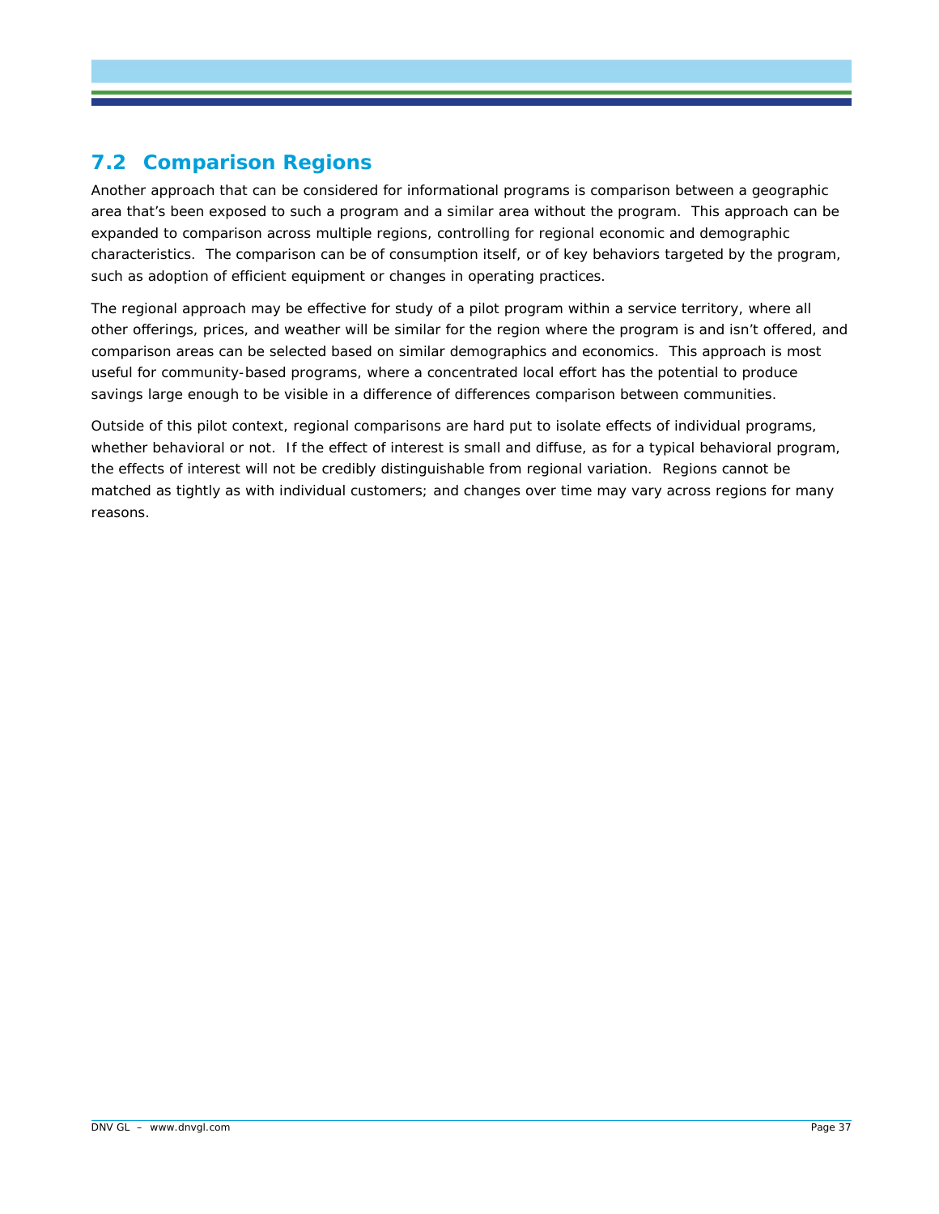## 7.2 Comparison Regions

Another approach that can be considered for informational programs is comparison between a geographic area that's been exposed to such a program and a similar area without the program. This approach can be expanded to comparison across multiple regions, controlling for regional economic and demographic characteristics. The comparison can be of consumption itself, or of key behaviors targeted by the program, such as adoption of efficient equipment or changes in operating practices.

The regional approach may be effective for study of a pilot program within a service territory, where all other offerings, prices, and weather will be similar for the region where the program is and isn't offered, and comparison areas can be selected based on similar demographics and economics. This approach is most useful for community-based programs, where a concentrated local effort has the potential to produce savings large enough to be visible in a difference of differences comparison between communities.

Outside of this pilot context, regional comparisons are hard put to isolate effects of individual programs, whether behavioral or not. If the effect of interest is small and diffuse, as for a typical behavioral program, the effects of interest will not be credibly distinguishable from regional variation. Regions cannot be matched as tightly as with individual customers; and changes over time may vary across regions for many reasons.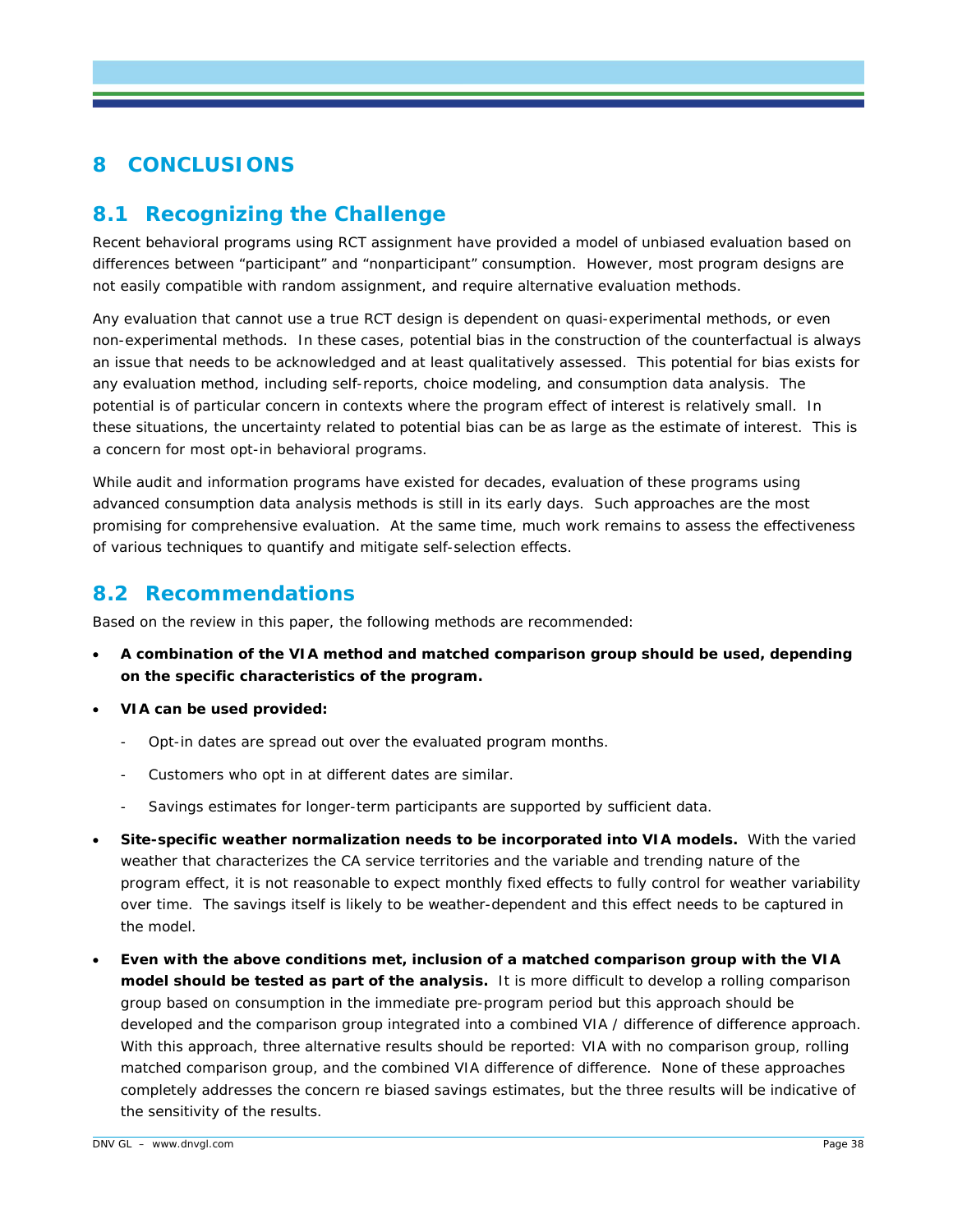# 8 CONCLUSIONS

## 8.1 Recognizing the Challenge

Recent behavioral programs using RCT assignment have provided a model of unbiased evaluation based on differences between "participant" and "nonparticipant" consumption. However, most program designs are not easily compatible with random assignment, and require alternative evaluation methods.

Any evaluation that cannot use a true RCT design is dependent on quasi-experimental methods, or even non-experimental methods. In these cases, potential bias in the construction of the counterfactual is always an issue that needs to be acknowledged and at least qualitatively assessed. This potential for bias exists for any evaluation method, including self-reports, choice modeling, and consumption data analysis. The potential is of particular concern in contexts where the program effect of interest is relatively small. In these situations, the uncertainty related to potential bias can be as large as the estimate of interest. This is a concern for most opt-in behavioral programs.

While audit and information programs have existed for decades, evaluation of these programs using advanced consumption data analysis methods is still in its early days. Such approaches are the most promising for comprehensive evaluation. At the same time, much work remains to assess the effectiveness of various techniques to quantify and mitigate self-selection effects.

## 8.2 Recommendations

Based on the review in this paper, the following methods are recommended:

- **A combination of the VIA method and matched comparison group should be used, depending on the specific characteristics of the program.**
- **VIA can be used provided:**
  - Opt-in dates are spread out over the evaluated program months.
  - Customers who opt in at different dates are similar.
  - Savings estimates for longer-term participants are supported by sufficient data.
- **Site-specific weather normalization needs to be incorporated into VIA models.** With the varied weather that characterizes the CA service territories and the variable and trending nature of the program effect, it is not reasonable to expect monthly fixed effects to fully control for weather variability over time. The savings itself is likely to be weather-dependent and this effect needs to be captured in the model.
- **Even with the above conditions met, inclusion of a matched comparison group with the VIA model should be tested as part of the analysis.** It is more difficult to develop a rolling comparison group based on consumption in the immediate pre-program period but this approach should be developed and the comparison group integrated into a combined VIA / difference of difference approach. With this approach, three alternative results should be reported: VIA with no comparison group, rolling matched comparison group, and the combined VIA difference of difference. None of these approaches completely addresses the concern re biased savings estimates, but the three results will be indicative of the sensitivity of the results.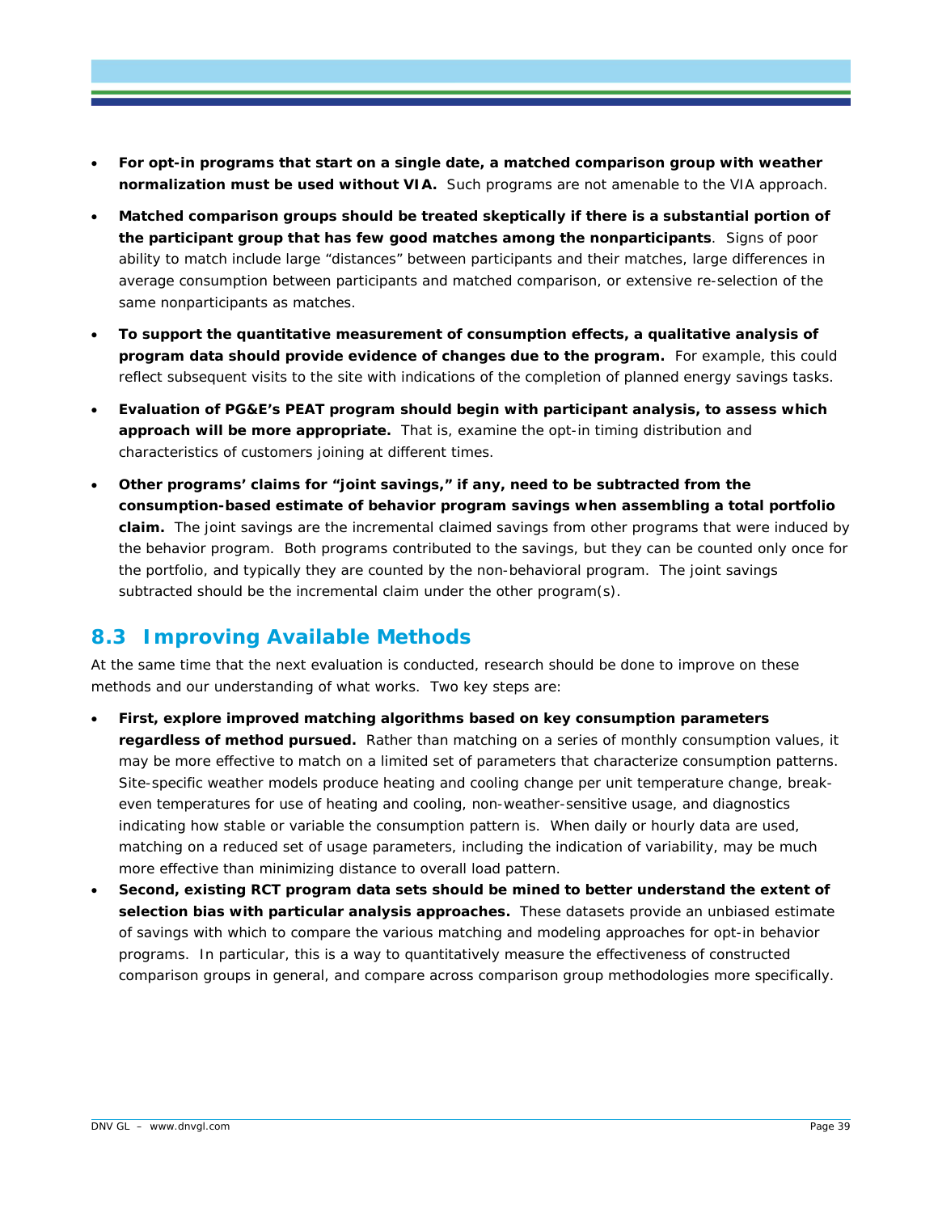- **For opt-in programs that start on a single date, a matched comparison group with weather normalization must be used without VIA.** Such programs are not amenable to the VIA approach.
- **Matched comparison groups should be treated skeptically if there is a substantial portion of the participant group that has few good matches among the nonparticipants**. Signs of poor ability to match include large "distances" between participants and their matches, large differences in average consumption between participants and matched comparison, or extensive re-selection of the same nonparticipants as matches.
- **To support the quantitative measurement of consumption effects, a qualitative analysis of program data should provide evidence of changes due to the program.** For example, this could reflect subsequent visits to the site with indications of the completion of planned energy savings tasks.
- **Evaluation of PG&E's PEAT program should begin with participant analysis, to assess which approach will be more appropriate.** That is, examine the opt-in timing distribution and characteristics of customers joining at different times.
- **Other programs' claims for "joint savings," if any, need to be subtracted from the consumption-based estimate of behavior program savings when assembling a total portfolio claim.** The joint savings are the incremental claimed savings from other programs that were induced by the behavior program. Both programs contributed to the savings, but they can be counted only once for the portfolio, and typically they are counted by the non-behavioral program. The joint savings subtracted should be the incremental claim under the other program(s).

## 8.3 Improving Available Methods

At the same time that the next evaluation is conducted, research should be done to improve on these methods and our understanding of what works. Two key steps are:

- **First, explore improved matching algorithms based on key consumption parameters regardless of method pursued.** Rather than matching on a series of monthly consumption values, it may be more effective to match on a limited set of parameters that characterize consumption patterns. Site-specific weather models produce heating and cooling change per unit temperature change, break-even temperatures for use of heating and cooling, non-weather-sensitive usage, and diagnostics indicating how stable or variable the consumption pattern is. When daily or hourly data are used, matching on a reduced set of usage parameters, including the indication of variability, may be much more effective than minimizing distance to overall load pattern.
- **Second, existing RCT program data sets should be mined to better understand the extent of selection bias with particular analysis approaches.** These datasets provide an unbiased estimate of savings with which to compare the various matching and modeling approaches for opt-in behavior programs. In particular, this is a way to quantitatively measure the effectiveness of constructed comparison groups in general, and compare across comparison group methodologies more specifically.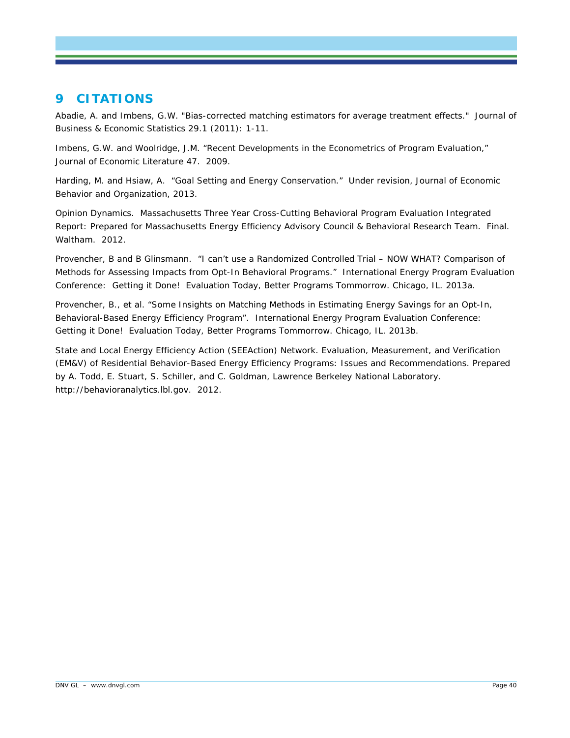# 9 CITATIONS

Abadie, A. and Imbens, G.W. "Bias-corrected matching estimators for average treatment effects." Journal of Business & Economic Statistics 29.1 (2011): 1-11.

Imbens, G.W. and Woolridge, J.M. "Recent Developments in the Econometrics of Program Evaluation," Journal of Economic Literature 47. 2009.

Harding, M. and Hsiaw, A. "Goal Setting and Energy Conservation." Under revision, Journal of Economic Behavior and Organization, 2013.

Opinion Dynamics. Massachusetts Three Year Cross-Cutting Behavioral Program Evaluation Integrated Report: Prepared for Massachusetts Energy Efficiency Advisory Council & Behavioral Research Team. Final. Waltham. 2012.

Provencher, B and B Glinsmann. "I can't use a Randomized Controlled Trial – NOW WHAT? Comparison of Methods for Assessing Impacts from Opt-In Behavioral Programs." International Energy Program Evaluation Conference: Getting it Done! Evaluation Today, Better Programs Tommorrow. Chicago, IL. 2013a.

Provencher, B., et al. "Some Insights on Matching Methods in Estimating Energy Savings for an Opt-In, Behavioral-Based Energy Efficiency Program". International Energy Program Evaluation Conference: Getting it Done! Evaluation Today, Better Programs Tommorrow. Chicago, IL. 2013b.

State and Local Energy Efficiency Action (SEEAction) Network. Evaluation, Measurement, and Verification (EM&V) of Residential Behavior-Based Energy Efficiency Programs: Issues and Recommendations. Prepared by A. Todd, E. Stuart, S. Schiller, and C. Goldman, Lawrence Berkeley National Laboratory. http://behavioranalytics.lbl.gov. 2012.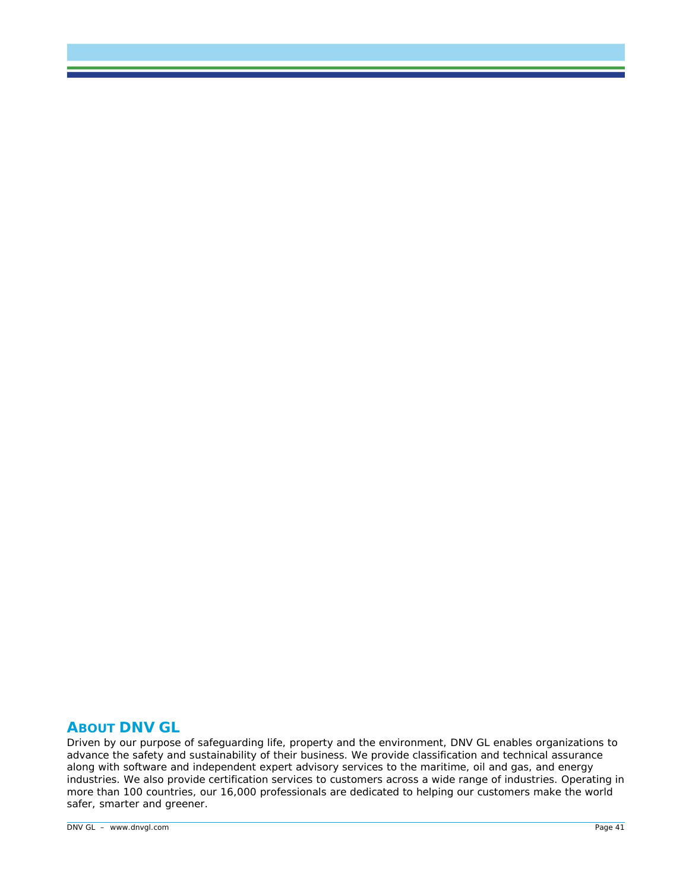## About DNV GL

Driven by our purpose of safeguarding life, property and the environment, DNV GL enables organizations to advance the safety and sustainability of their business. We provide classification and technical assurance along with software and independent expert advisory services to the maritime, oil and gas, and energy industries. We also provide certification services to customers across a wide range of industries. Operating in more than 100 countries, our 16,000 professionals are dedicated to helping our customers make the world safer, smarter and greener.